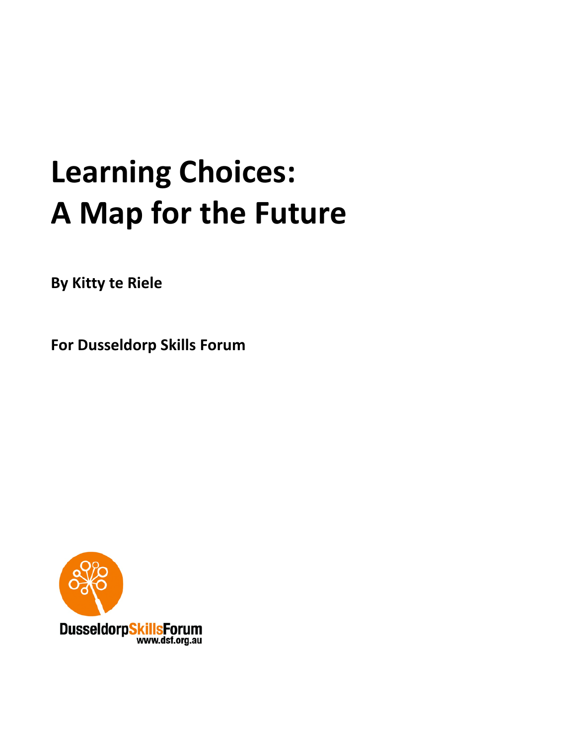# Learning Choices: A Map for the Future

**By Kitty te Riele**

**For Dusseldorp Skills Forum**

DusseldorpSkillsForum
www.dsf.org.au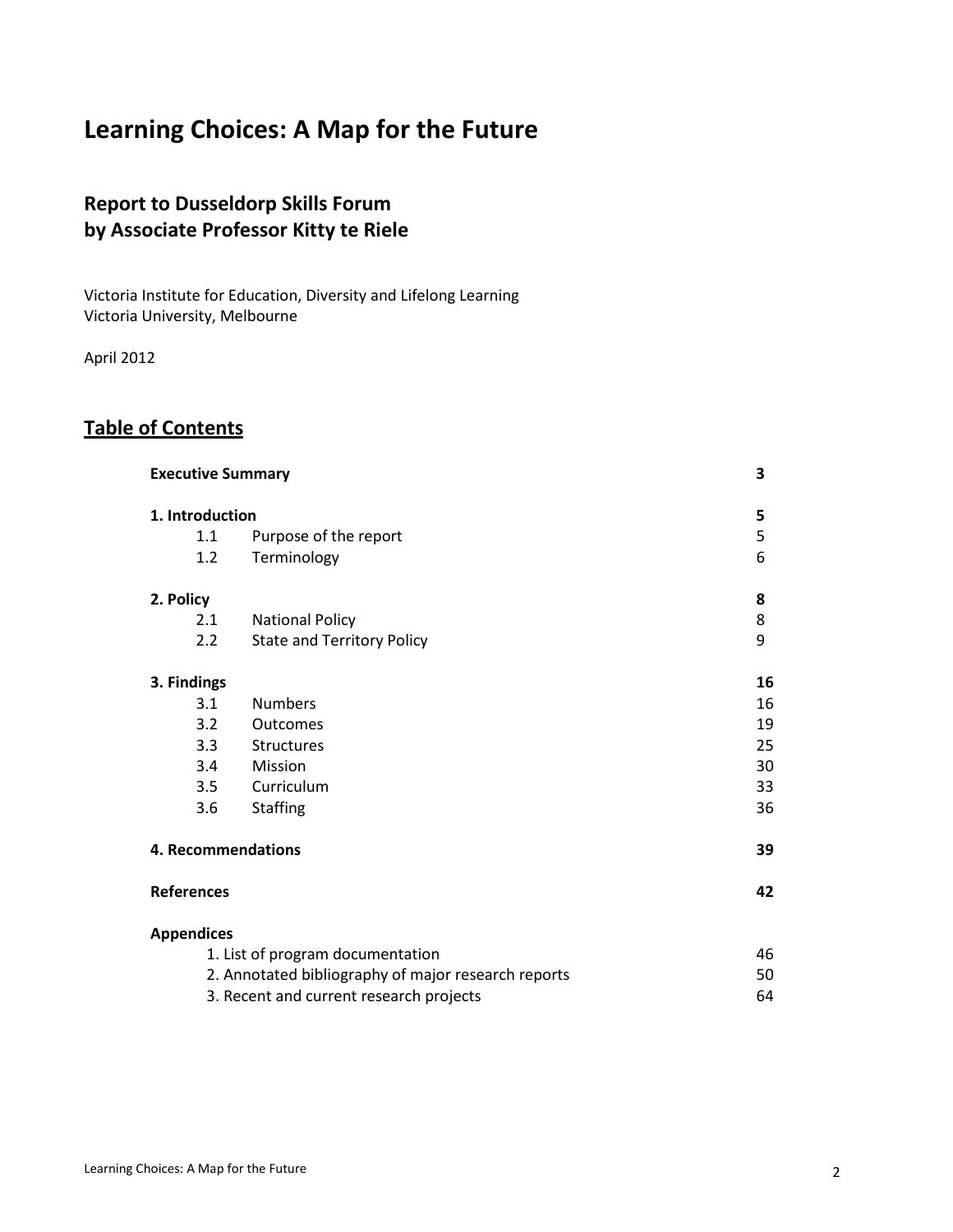# Learning Choices: A Map for the Future

## Report to Dusseldorp Skills Forum
## by Associate Professor Kitty te Riele

Victoria Institute for Education, Diversity and Lifelong Learning
Victoria University, Melbourne

April 2012

## Table of Contents

| | | |
|---|---|---|
| **Executive Summary** | | **3** |
| **1. Introduction** | | **5** |
| 1.1 | Purpose of the report | 5 |
| 1.2 | Terminology | 6 |
| **2. Policy** | | **8** |
| 2.1 | National Policy | 8 |
| 2.2 | State and Territory Policy | 9 |
| **3. Findings** | | **16** |
| 3.1 | Numbers | 16 |
| 3.2 | Outcomes | 19 |
| 3.3 | Structures | 25 |
| 3.4 | Mission | 30 |
| 3.5 | Curriculum | 33 |
| 3.6 | Staffing | 36 |
| **4. Recommendations** | | **39** |
| **References** | | **42** |
| **Appendices** | | |
| | 1. List of program documentation | 46 |
| | 2. Annotated bibliography of major research reports | 50 |
| | 3. Recent and current research projects | 64 |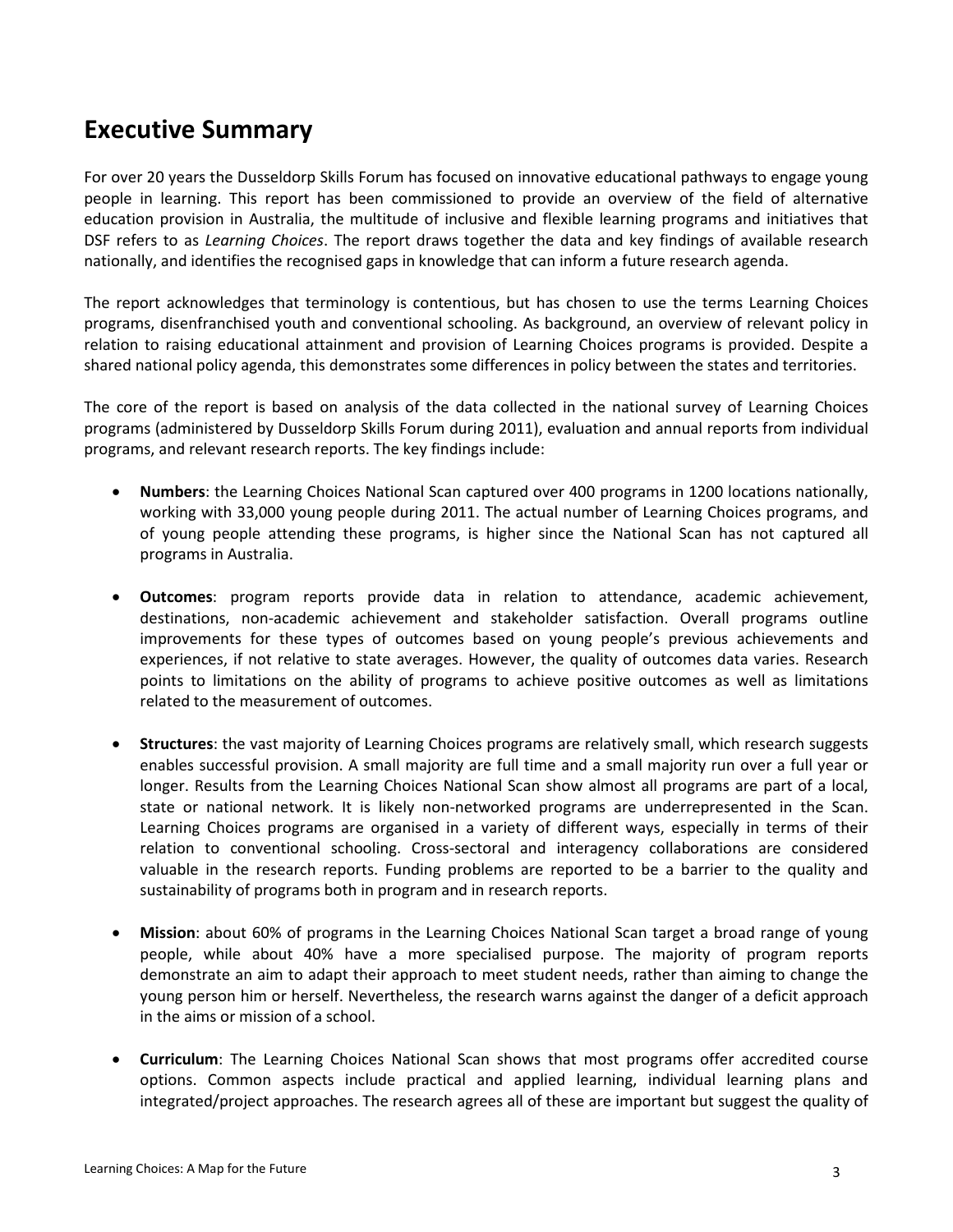## Executive Summary

For over 20 years the Dusseldorp Skills Forum has focused on innovative educational pathways to engage young people in learning. This report has been commissioned to provide an overview of the field of alternative education provision in Australia, the multitude of inclusive and flexible learning programs and initiatives that DSF refers to as *Learning Choices*. The report draws together the data and key findings of available research nationally, and identifies the recognised gaps in knowledge that can inform a future research agenda.

The report acknowledges that terminology is contentious, but has chosen to use the terms Learning Choices programs, disenfranchised youth and conventional schooling. As background, an overview of relevant policy in relation to raising educational attainment and provision of Learning Choices programs is provided. Despite a shared national policy agenda, this demonstrates some differences in policy between the states and territories.

The core of the report is based on analysis of the data collected in the national survey of Learning Choices programs (administered by Dusseldorp Skills Forum during 2011), evaluation and annual reports from individual programs, and relevant research reports. The key findings include:

- **Numbers**: the Learning Choices National Scan captured over 400 programs in 1200 locations nationally, working with 33,000 young people during 2011. The actual number of Learning Choices programs, and of young people attending these programs, is higher since the National Scan has not captured all programs in Australia.
- **Outcomes**: program reports provide data in relation to attendance, academic achievement, destinations, non-academic achievement and stakeholder satisfaction. Overall programs outline improvements for these types of outcomes based on young people's previous achievements and experiences, if not relative to state averages. However, the quality of outcomes data varies. Research points to limitations on the ability of programs to achieve positive outcomes as well as limitations related to the measurement of outcomes.
- **Structures**: the vast majority of Learning Choices programs are relatively small, which research suggests enables successful provision. A small majority are full time and a small majority run over a full year or longer. Results from the Learning Choices National Scan show almost all programs are part of a local, state or national network. It is likely non-networked programs are underrepresented in the Scan. Learning Choices programs are organised in a variety of different ways, especially in terms of their relation to conventional schooling. Cross-sectoral and interagency collaborations are considered valuable in the research reports. Funding problems are reported to be a barrier to the quality and sustainability of programs both in program and in research reports.
- **Mission**: about 60% of programs in the Learning Choices National Scan target a broad range of young people, while about 40% have a more specialised purpose. The majority of program reports demonstrate an aim to adapt their approach to meet student needs, rather than aiming to change the young person him or herself. Nevertheless, the research warns against the danger of a deficit approach in the aims or mission of a school.
- **Curriculum**: The Learning Choices National Scan shows that most programs offer accredited course options. Common aspects include practical and applied learning, individual learning plans and integrated/project approaches. The research agrees all of these are important but suggest the quality of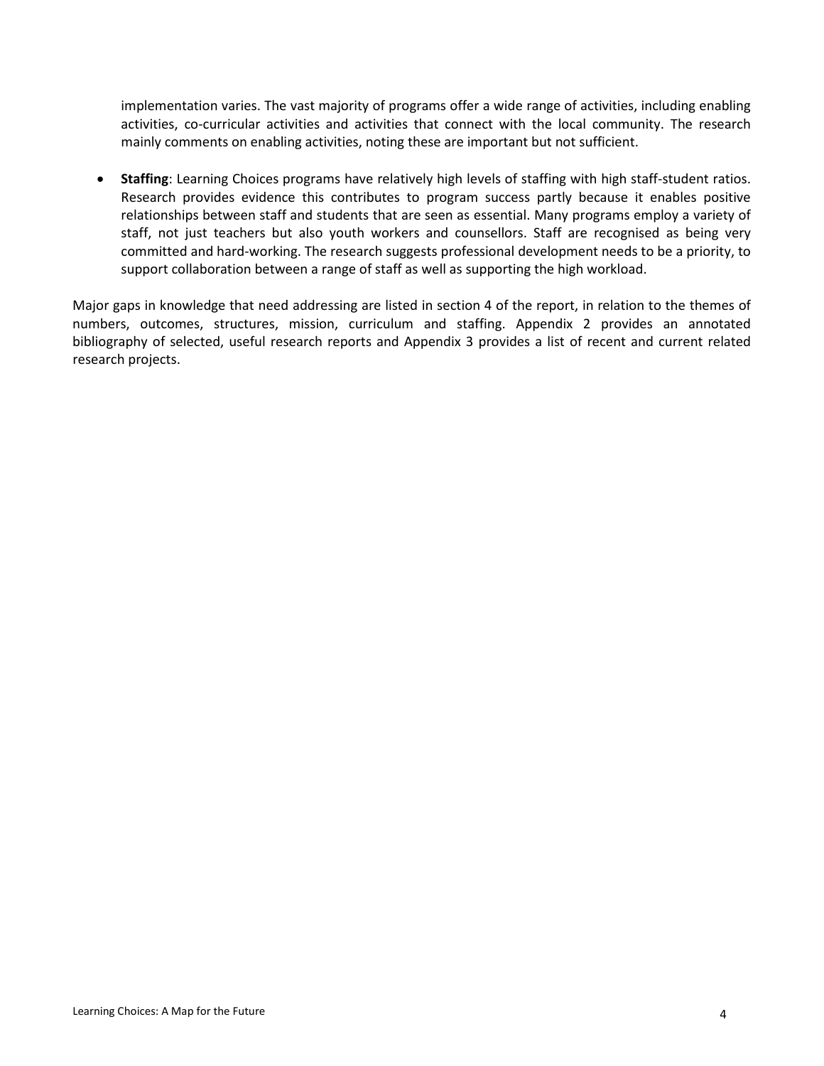implementation varies. The vast majority of programs offer a wide range of activities, including enabling activities, co-curricular activities and activities that connect with the local community. The research mainly comments on enabling activities, noting these are important but not sufficient.

- **Staffing**: Learning Choices programs have relatively high levels of staffing with high staff-student ratios. Research provides evidence this contributes to program success partly because it enables positive relationships between staff and students that are seen as essential. Many programs employ a variety of staff, not just teachers but also youth workers and counsellors. Staff are recognised as being very committed and hard-working. The research suggests professional development needs to be a priority, to support collaboration between a range of staff as well as supporting the high workload.

Major gaps in knowledge that need addressing are listed in section 4 of the report, in relation to the themes of numbers, outcomes, structures, mission, curriculum and staffing. Appendix 2 provides an annotated bibliography of selected, useful research reports and Appendix 3 provides a list of recent and current related research projects.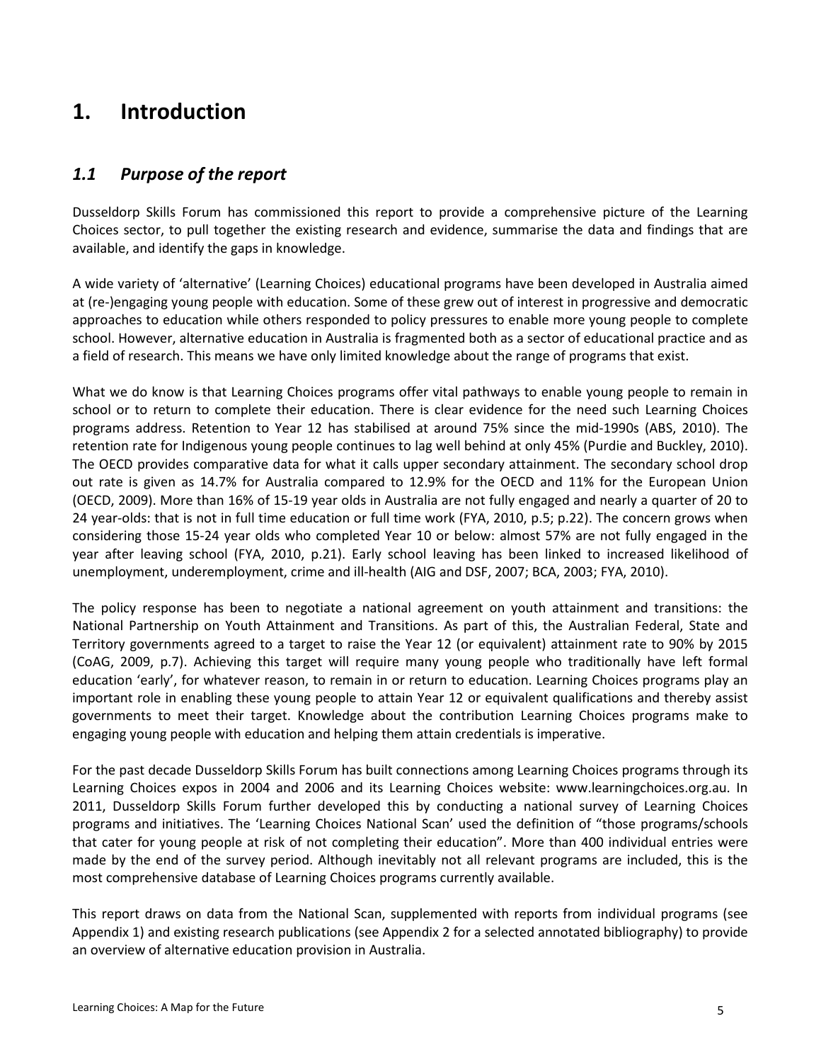# 1. Introduction

## *1.1 Purpose of the report*

Dusseldorp Skills Forum has commissioned this report to provide a comprehensive picture of the Learning Choices sector, to pull together the existing research and evidence, summarise the data and findings that are available, and identify the gaps in knowledge.

A wide variety of 'alternative' (Learning Choices) educational programs have been developed in Australia aimed at (re-)engaging young people with education. Some of these grew out of interest in progressive and democratic approaches to education while others responded to policy pressures to enable more young people to complete school. However, alternative education in Australia is fragmented both as a sector of educational practice and as a field of research. This means we have only limited knowledge about the range of programs that exist.

What we do know is that Learning Choices programs offer vital pathways to enable young people to remain in school or to return to complete their education. There is clear evidence for the need such Learning Choices programs address. Retention to Year 12 has stabilised at around 75% since the mid-1990s (ABS, 2010). The retention rate for Indigenous young people continues to lag well behind at only 45% (Purdie and Buckley, 2010). The OECD provides comparative data for what it calls upper secondary attainment. The secondary school drop out rate is given as 14.7% for Australia compared to 12.9% for the OECD and 11% for the European Union (OECD, 2009). More than 16% of 15-19 year olds in Australia are not fully engaged and nearly a quarter of 20 to 24 year-olds: that is not in full time education or full time work (FYA, 2010, p.5; p.22). The concern grows when considering those 15-24 year olds who completed Year 10 or below: almost 57% are not fully engaged in the year after leaving school (FYA, 2010, p.21). Early school leaving has been linked to increased likelihood of unemployment, underemployment, crime and ill-health (AIG and DSF, 2007; BCA, 2003; FYA, 2010).

The policy response has been to negotiate a national agreement on youth attainment and transitions: the National Partnership on Youth Attainment and Transitions. As part of this, the Australian Federal, State and Territory governments agreed to a target to raise the Year 12 (or equivalent) attainment rate to 90% by 2015 (CoAG, 2009, p.7). Achieving this target will require many young people who traditionally have left formal education 'early', for whatever reason, to remain in or return to education. Learning Choices programs play an important role in enabling these young people to attain Year 12 or equivalent qualifications and thereby assist governments to meet their target. Knowledge about the contribution Learning Choices programs make to engaging young people with education and helping them attain credentials is imperative.

For the past decade Dusseldorp Skills Forum has built connections among Learning Choices programs through its Learning Choices expos in 2004 and 2006 and its Learning Choices website: www.learningchoices.org.au. In 2011, Dusseldorp Skills Forum further developed this by conducting a national survey of Learning Choices programs and initiatives. The 'Learning Choices National Scan' used the definition of "those programs/schools that cater for young people at risk of not completing their education". More than 400 individual entries were made by the end of the survey period. Although inevitably not all relevant programs are included, this is the most comprehensive database of Learning Choices programs currently available.

This report draws on data from the National Scan, supplemented with reports from individual programs (see Appendix 1) and existing research publications (see Appendix 2 for a selected annotated bibliography) to provide an overview of alternative education provision in Australia.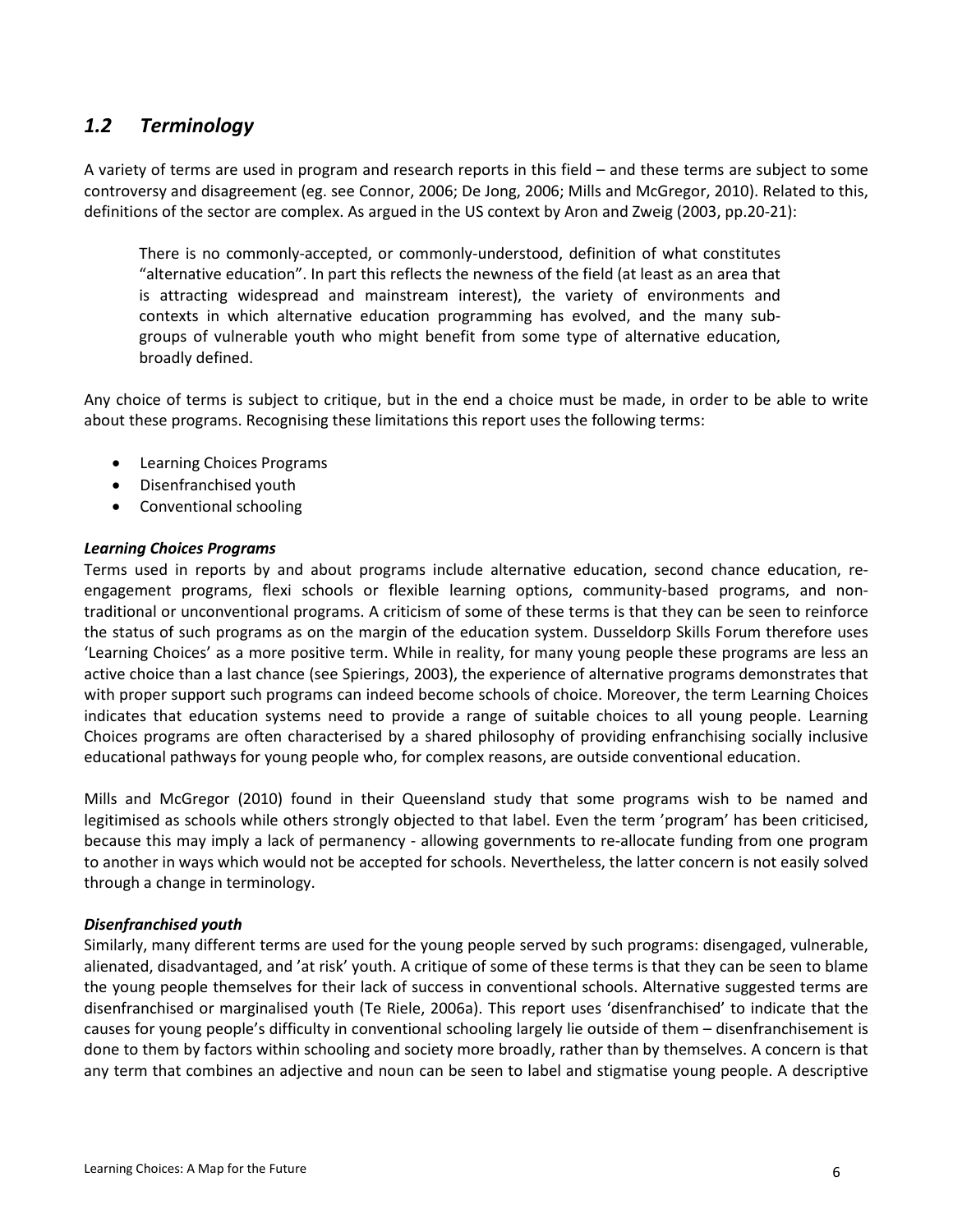## *1.2 Terminology*

A variety of terms are used in program and research reports in this field – and these terms are subject to some controversy and disagreement (eg. see Connor, 2006; De Jong, 2006; Mills and McGregor, 2010). Related to this, definitions of the sector are complex. As argued in the US context by Aron and Zweig (2003, pp.20-21):

> There is no commonly-accepted, or commonly-understood, definition of what constitutes "alternative education". In part this reflects the newness of the field (at least as an area that is attracting widespread and mainstream interest), the variety of environments and contexts in which alternative education programming has evolved, and the many sub-groups of vulnerable youth who might benefit from some type of alternative education, broadly defined.

Any choice of terms is subject to critique, but in the end a choice must be made, in order to be able to write about these programs. Recognising these limitations this report uses the following terms:

- Learning Choices Programs
- Disenfranchised youth
- Conventional schooling

***Learning Choices Programs***

Terms used in reports by and about programs include alternative education, second chance education, re-engagement programs, flexi schools or flexible learning options, community-based programs, and non-traditional or unconventional programs. A criticism of some of these terms is that they can be seen to reinforce the status of such programs as on the margin of the education system. Dusseldorp Skills Forum therefore uses 'Learning Choices' as a more positive term. While in reality, for many young people these programs are less an active choice than a last chance (see Spierings, 2003), the experience of alternative programs demonstrates that with proper support such programs can indeed become schools of choice. Moreover, the term Learning Choices indicates that education systems need to provide a range of suitable choices to all young people. Learning Choices programs are often characterised by a shared philosophy of providing enfranchising socially inclusive educational pathways for young people who, for complex reasons, are outside conventional education.

Mills and McGregor (2010) found in their Queensland study that some programs wish to be named and legitimised as schools while others strongly objected to that label. Even the term 'program' has been criticised, because this may imply a lack of permanency - allowing governments to re-allocate funding from one program to another in ways which would not be accepted for schools. Nevertheless, the latter concern is not easily solved through a change in terminology.

***Disenfranchised youth***

Similarly, many different terms are used for the young people served by such programs: disengaged, vulnerable, alienated, disadvantaged, and 'at risk' youth. A critique of some of these terms is that they can be seen to blame the young people themselves for their lack of success in conventional schools. Alternative suggested terms are disenfranchised or marginalised youth (Te Riele, 2006a). This report uses 'disenfranchised' to indicate that the causes for young people's difficulty in conventional schooling largely lie outside of them – disenfranchisement is done to them by factors within schooling and society more broadly, rather than by themselves. A concern is that any term that combines an adjective and noun can be seen to label and stigmatise young people. A descriptive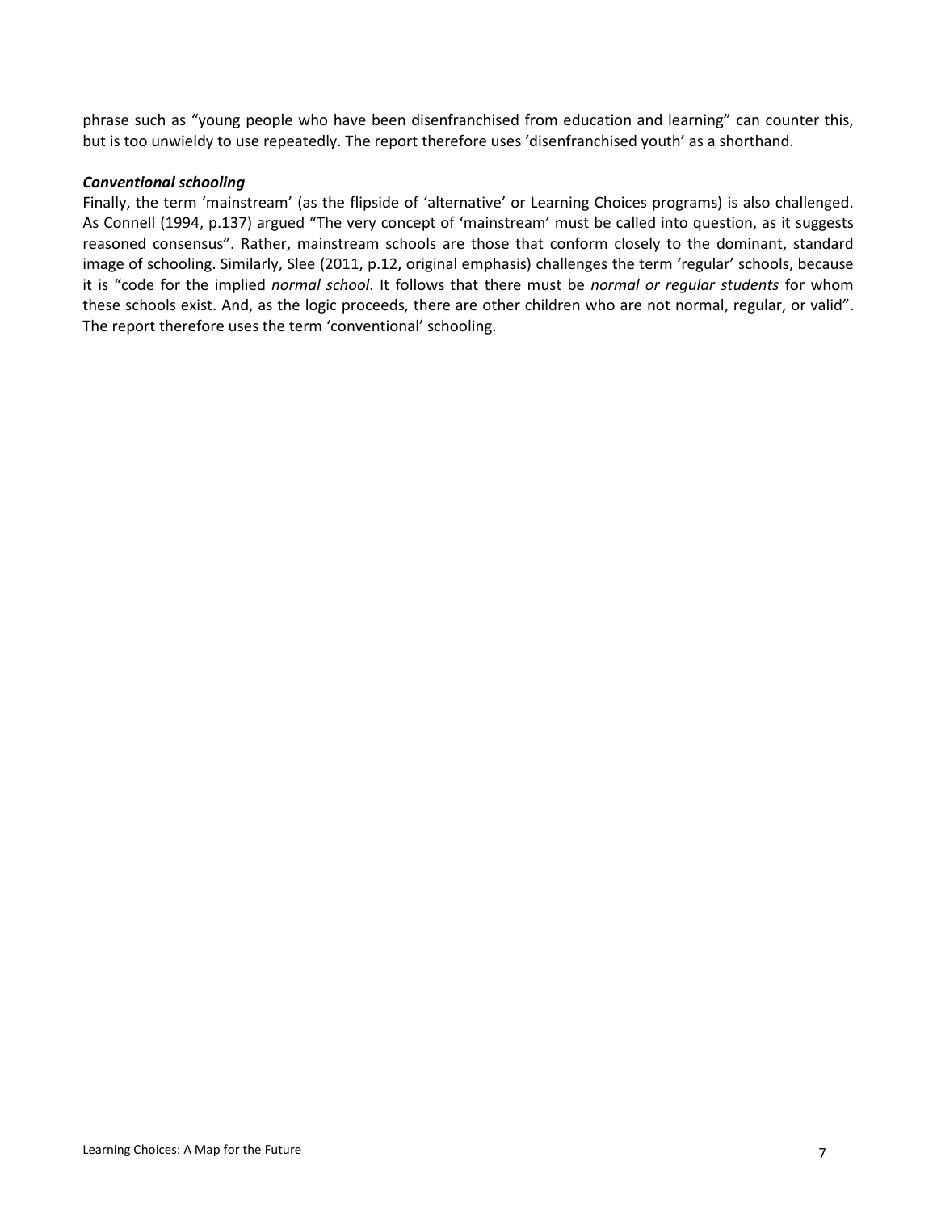phrase such as "young people who have been disenfranchised from education and learning" can counter this, but is too unwieldy to use repeatedly. The report therefore uses 'disenfranchised youth' as a shorthand.

***Conventional schooling***

Finally, the term 'mainstream' (as the flipside of 'alternative' or Learning Choices programs) is also challenged. As Connell (1994, p.137) argued "The very concept of 'mainstream' must be called into question, as it suggests reasoned consensus". Rather, mainstream schools are those that conform closely to the dominant, standard image of schooling. Similarly, Slee (2011, p.12, original emphasis) challenges the term 'regular' schools, because it is "code for the implied *normal school*. It follows that there must be *normal or regular students* for whom these schools exist. And, as the logic proceeds, there are other children who are not normal, regular, or valid". The report therefore uses the term 'conventional' schooling.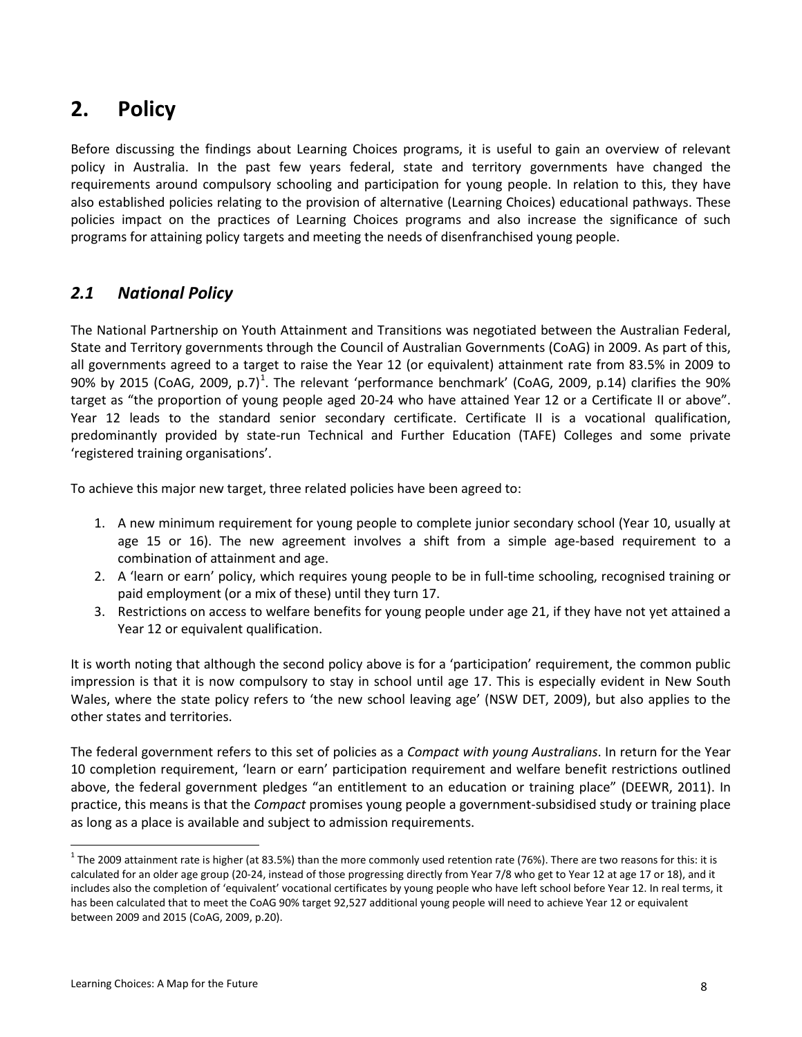# 2. Policy

Before discussing the findings about Learning Choices programs, it is useful to gain an overview of relevant policy in Australia. In the past few years federal, state and territory governments have changed the requirements around compulsory schooling and participation for young people. In relation to this, they have also established policies relating to the provision of alternative (Learning Choices) educational pathways. These policies impact on the practices of Learning Choices programs and also increase the significance of such programs for attaining policy targets and meeting the needs of disenfranchised young people.

## *2.1 National Policy*

The National Partnership on Youth Attainment and Transitions was negotiated between the Australian Federal, State and Territory governments through the Council of Australian Governments (CoAG) in 2009. As part of this, all governments agreed to a target to raise the Year 12 (or equivalent) attainment rate from 83.5% in 2009 to 90% by 2015 (CoAG, 2009, p.7)[1]. The relevant 'performance benchmark' (CoAG, 2009, p.14) clarifies the 90% target as "the proportion of young people aged 20-24 who have attained Year 12 or a Certificate II or above". Year 12 leads to the standard senior secondary certificate. Certificate II is a vocational qualification, predominantly provided by state-run Technical and Further Education (TAFE) Colleges and some private 'registered training organisations'.

To achieve this major new target, three related policies have been agreed to:

1. A new minimum requirement for young people to complete junior secondary school (Year 10, usually at age 15 or 16). The new agreement involves a shift from a simple age-based requirement to a combination of attainment and age.
2. A 'learn or earn' policy, which requires young people to be in full-time schooling, recognised training or paid employment (or a mix of these) until they turn 17.
3. Restrictions on access to welfare benefits for young people under age 21, if they have not yet attained a Year 12 or equivalent qualification.

It is worth noting that although the second policy above is for a 'participation' requirement, the common public impression is that it is now compulsory to stay in school until age 17. This is especially evident in New South Wales, where the state policy refers to 'the new school leaving age' (NSW DET, 2009), but also applies to the other states and territories.

The federal government refers to this set of policies as a *Compact with young Australians*. In return for the Year 10 completion requirement, 'learn or earn' participation requirement and welfare benefit restrictions outlined above, the federal government pledges "an entitlement to an education or training place" (DEEWR, 2011). In practice, this means is that the *Compact* promises young people a government-subsidised study or training place as long as a place is available and subject to admission requirements.

[1] The 2009 attainment rate is higher (at 83.5%) than the more commonly used retention rate (76%). There are two reasons for this: it is calculated for an older age group (20-24, instead of those progressing directly from Year 7/8 who get to Year 12 at age 17 or 18), and it includes also the completion of 'equivalent' vocational certificates by young people who have left school before Year 12. In real terms, it has been calculated that to meet the CoAG 90% target 92,527 additional young people will need to achieve Year 12 or equivalent between 2009 and 2015 (CoAG, 2009, p.20).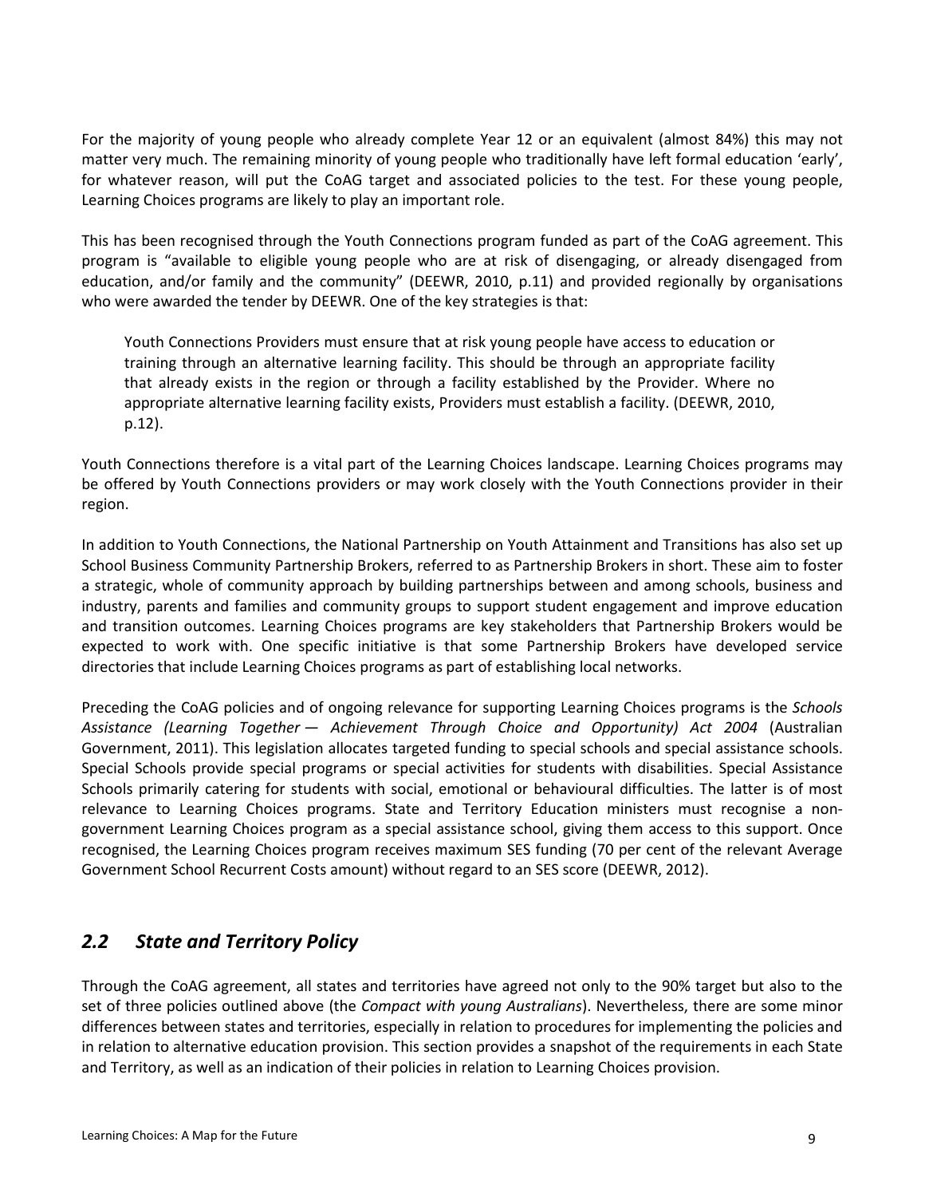For the majority of young people who already complete Year 12 or an equivalent (almost 84%) this may not matter very much. The remaining minority of young people who traditionally have left formal education 'early', for whatever reason, will put the CoAG target and associated policies to the test. For these young people, Learning Choices programs are likely to play an important role.

This has been recognised through the Youth Connections program funded as part of the CoAG agreement. This program is "available to eligible young people who are at risk of disengaging, or already disengaged from education, and/or family and the community" (DEEWR, 2010, p.11) and provided regionally by organisations who were awarded the tender by DEEWR. One of the key strategies is that:

> Youth Connections Providers must ensure that at risk young people have access to education or training through an alternative learning facility. This should be through an appropriate facility that already exists in the region or through a facility established by the Provider. Where no appropriate alternative learning facility exists, Providers must establish a facility. (DEEWR, 2010, p.12).

Youth Connections therefore is a vital part of the Learning Choices landscape. Learning Choices programs may be offered by Youth Connections providers or may work closely with the Youth Connections provider in their region.

In addition to Youth Connections, the National Partnership on Youth Attainment and Transitions has also set up School Business Community Partnership Brokers, referred to as Partnership Brokers in short. These aim to foster a strategic, whole of community approach by building partnerships between and among schools, business and industry, parents and families and community groups to support student engagement and improve education and transition outcomes. Learning Choices programs are key stakeholders that Partnership Brokers would be expected to work with. One specific initiative is that some Partnership Brokers have developed service directories that include Learning Choices programs as part of establishing local networks.

Preceding the CoAG policies and of ongoing relevance for supporting Learning Choices programs is the *Schools Assistance (Learning Together — Achievement Through Choice and Opportunity) Act 2004* (Australian Government, 2011). This legislation allocates targeted funding to special schools and special assistance schools. Special Schools provide special programs or special activities for students with disabilities. Special Assistance Schools primarily catering for students with social, emotional or behavioural difficulties. The latter is of most relevance to Learning Choices programs. State and Territory Education ministers must recognise a non-government Learning Choices program as a special assistance school, giving them access to this support. Once recognised, the Learning Choices program receives maximum SES funding (70 per cent of the relevant Average Government School Recurrent Costs amount) without regard to an SES score (DEEWR, 2012).

## *2.2 State and Territory Policy*

Through the CoAG agreement, all states and territories have agreed not only to the 90% target but also to the set of three policies outlined above (the *Compact with young Australians*). Nevertheless, there are some minor differences between states and territories, especially in relation to procedures for implementing the policies and in relation to alternative education provision. This section provides a snapshot of the requirements in each State and Territory, as well as an indication of their policies in relation to Learning Choices provision.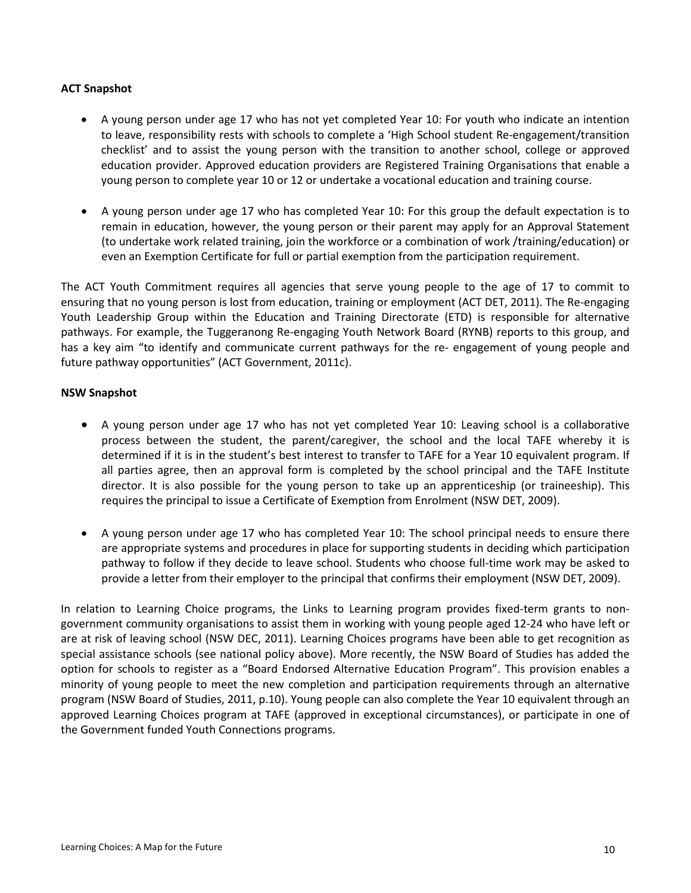**ACT Snapshot**

- A young person under age 17 who has not yet completed Year 10: For youth who indicate an intention to leave, responsibility rests with schools to complete a 'High School student Re-engagement/transition checklist' and to assist the young person with the transition to another school, college or approved education provider. Approved education providers are Registered Training Organisations that enable a young person to complete year 10 or 12 or undertake a vocational education and training course.

- A young person under age 17 who has completed Year 10: For this group the default expectation is to remain in education, however, the young person or their parent may apply for an Approval Statement (to undertake work related training, join the workforce or a combination of work /training/education) or even an Exemption Certificate for full or partial exemption from the participation requirement.

The ACT Youth Commitment requires all agencies that serve young people to the age of 17 to commit to ensuring that no young person is lost from education, training or employment (ACT DET, 2011). The Re-engaging Youth Leadership Group within the Education and Training Directorate (ETD) is responsible for alternative pathways. For example, the Tuggeranong Re-engaging Youth Network Board (RYNB) reports to this group, and has a key aim "to identify and communicate current pathways for the re- engagement of young people and future pathway opportunities" (ACT Government, 2011c).

**NSW Snapshot**

- A young person under age 17 who has not yet completed Year 10: Leaving school is a collaborative process between the student, the parent/caregiver, the school and the local TAFE whereby it is determined if it is in the student's best interest to transfer to TAFE for a Year 10 equivalent program. If all parties agree, then an approval form is completed by the school principal and the TAFE Institute director. It is also possible for the young person to take up an apprenticeship (or traineeship). This requires the principal to issue a Certificate of Exemption from Enrolment (NSW DET, 2009).

- A young person under age 17 who has completed Year 10: The school principal needs to ensure there are appropriate systems and procedures in place for supporting students in deciding which participation pathway to follow if they decide to leave school. Students who choose full-time work may be asked to provide a letter from their employer to the principal that confirms their employment (NSW DET, 2009).

In relation to Learning Choice programs, the Links to Learning program provides fixed-term grants to non-government community organisations to assist them in working with young people aged 12-24 who have left or are at risk of leaving school (NSW DEC, 2011). Learning Choices programs have been able to get recognition as special assistance schools (see national policy above). More recently, the NSW Board of Studies has added the option for schools to register as a "Board Endorsed Alternative Education Program". This provision enables a minority of young people to meet the new completion and participation requirements through an alternative program (NSW Board of Studies, 2011, p.10). Young people can also complete the Year 10 equivalent through an approved Learning Choices program at TAFE (approved in exceptional circumstances), or participate in one of the Government funded Youth Connections programs.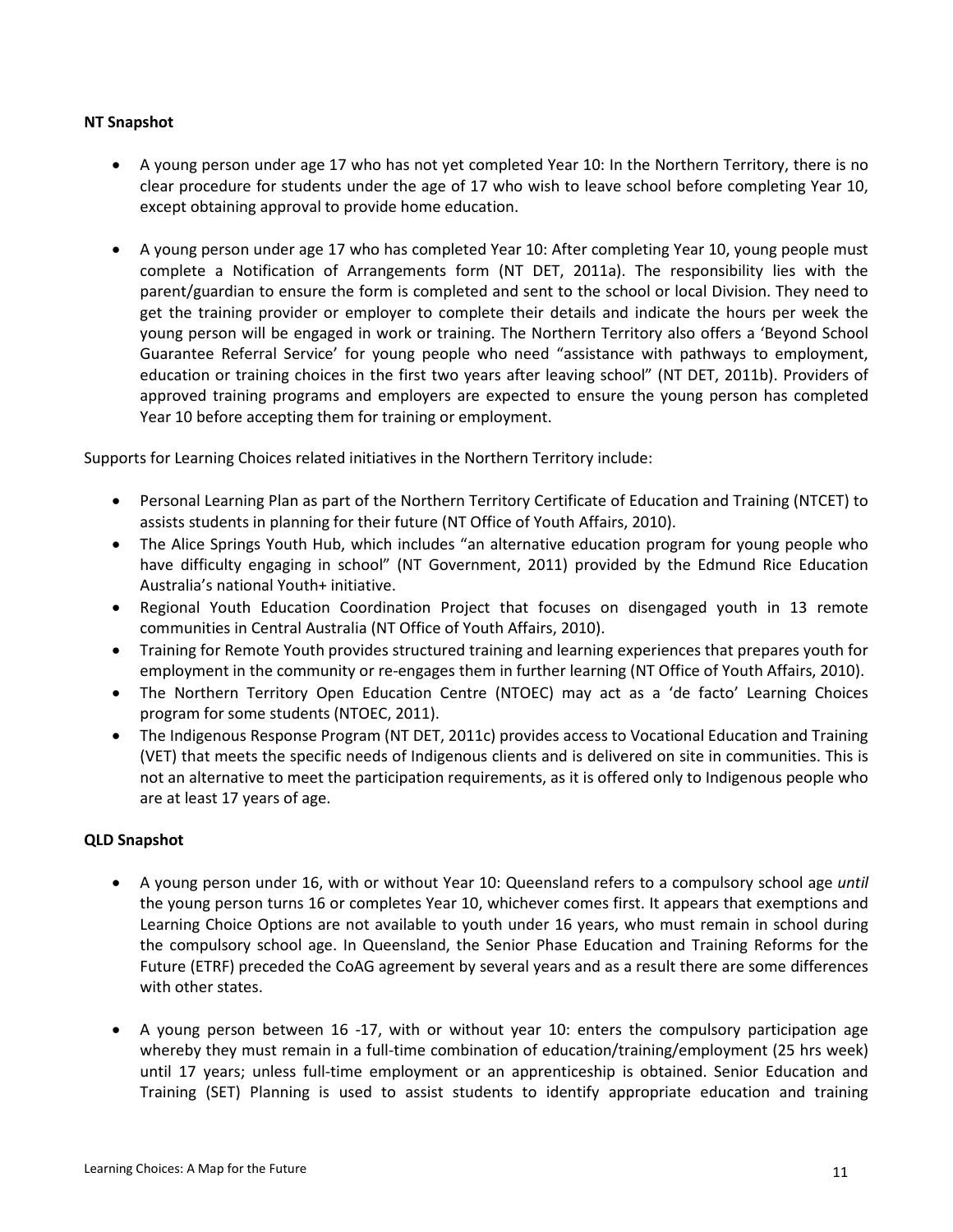**NT Snapshot**

- A young person under age 17 who has not yet completed Year 10: In the Northern Territory, there is no clear procedure for students under the age of 17 who wish to leave school before completing Year 10, except obtaining approval to provide home education.

- A young person under age 17 who has completed Year 10: After completing Year 10, young people must complete a Notification of Arrangements form (NT DET, 2011a). The responsibility lies with the parent/guardian to ensure the form is completed and sent to the school or local Division. They need to get the training provider or employer to complete their details and indicate the hours per week the young person will be engaged in work or training. The Northern Territory also offers a 'Beyond School Guarantee Referral Service' for young people who need "assistance with pathways to employment, education or training choices in the first two years after leaving school" (NT DET, 2011b). Providers of approved training programs and employers are expected to ensure the young person has completed Year 10 before accepting them for training or employment.

Supports for Learning Choices related initiatives in the Northern Territory include:

- Personal Learning Plan as part of the Northern Territory Certificate of Education and Training (NTCET) to assists students in planning for their future (NT Office of Youth Affairs, 2010).
- The Alice Springs Youth Hub, which includes "an alternative education program for young people who have difficulty engaging in school" (NT Government, 2011) provided by the Edmund Rice Education Australia's national Youth+ initiative.
- Regional Youth Education Coordination Project that focuses on disengaged youth in 13 remote communities in Central Australia (NT Office of Youth Affairs, 2010).
- Training for Remote Youth provides structured training and learning experiences that prepares youth for employment in the community or re-engages them in further learning (NT Office of Youth Affairs, 2010).
- The Northern Territory Open Education Centre (NTOEC) may act as a 'de facto' Learning Choices program for some students (NTOEC, 2011).
- The Indigenous Response Program (NT DET, 2011c) provides access to Vocational Education and Training (VET) that meets the specific needs of Indigenous clients and is delivered on site in communities. This is not an alternative to meet the participation requirements, as it is offered only to Indigenous people who are at least 17 years of age.

**QLD Snapshot**

- A young person under 16, with or without Year 10: Queensland refers to a compulsory school age *until* the young person turns 16 or completes Year 10, whichever comes first. It appears that exemptions and Learning Choice Options are not available to youth under 16 years, who must remain in school during the compulsory school age. In Queensland, the Senior Phase Education and Training Reforms for the Future (ETRF) preceded the CoAG agreement by several years and as a result there are some differences with other states.

- A young person between 16 -17, with or without year 10: enters the compulsory participation age whereby they must remain in a full-time combination of education/training/employment (25 hrs week) until 17 years; unless full-time employment or an apprenticeship is obtained. Senior Education and Training (SET) Planning is used to assist students to identify appropriate education and training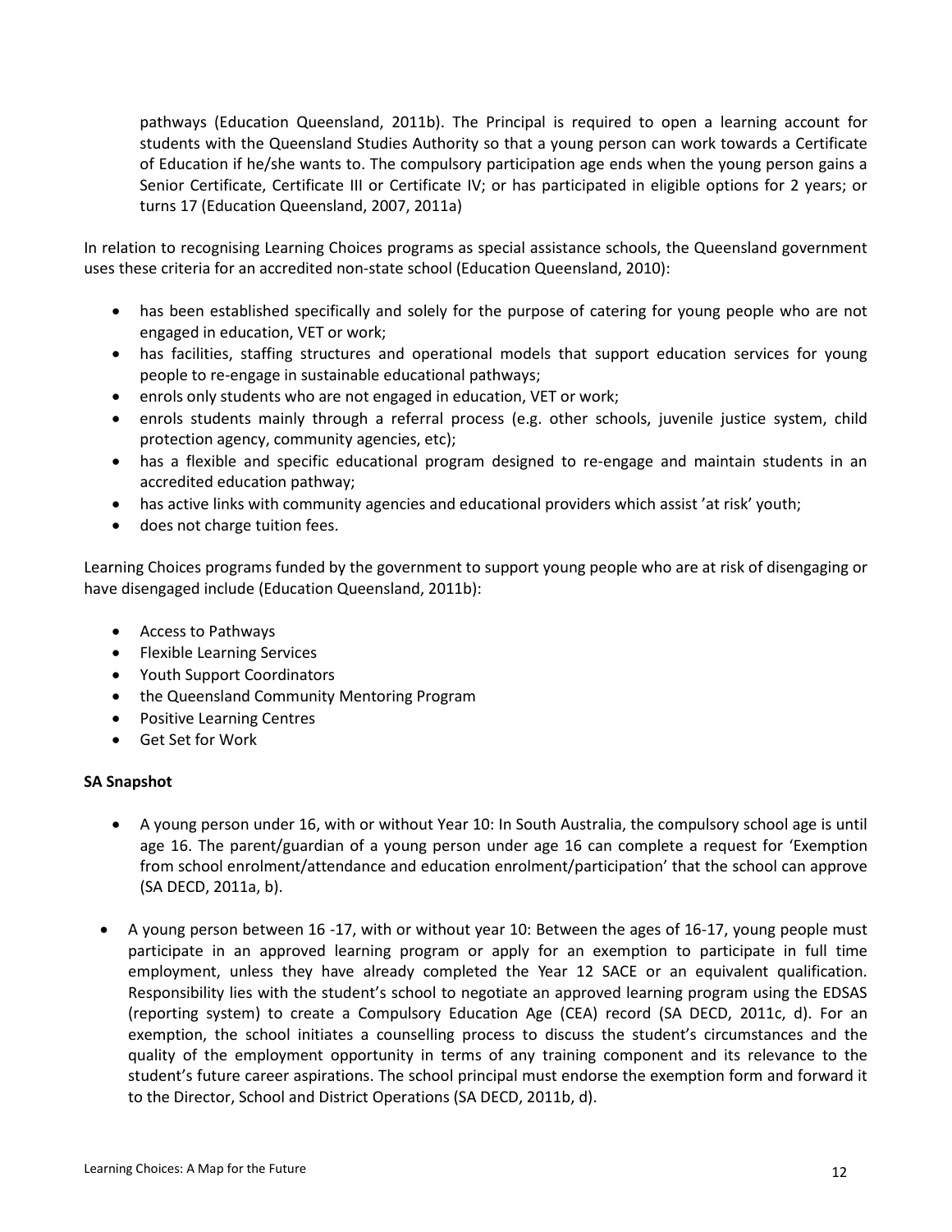pathways (Education Queensland, 2011b). The Principal is required to open a learning account for students with the Queensland Studies Authority so that a young person can work towards a Certificate of Education if he/she wants to. The compulsory participation age ends when the young person gains a Senior Certificate, Certificate III or Certificate IV; or has participated in eligible options for 2 years; or turns 17 (Education Queensland, 2007, 2011a)

In relation to recognising Learning Choices programs as special assistance schools, the Queensland government uses these criteria for an accredited non-state school (Education Queensland, 2010):

- has been established specifically and solely for the purpose of catering for young people who are not engaged in education, VET or work;
- has facilities, staffing structures and operational models that support education services for young people to re-engage in sustainable educational pathways;
- enrols only students who are not engaged in education, VET or work;
- enrols students mainly through a referral process (e.g. other schools, juvenile justice system, child protection agency, community agencies, etc);
- has a flexible and specific educational program designed to re-engage and maintain students in an accredited education pathway;
- has active links with community agencies and educational providers which assist 'at risk' youth;
- does not charge tuition fees.

Learning Choices programs funded by the government to support young people who are at risk of disengaging or have disengaged include (Education Queensland, 2011b):

- Access to Pathways
- Flexible Learning Services
- Youth Support Coordinators
- the Queensland Community Mentoring Program
- Positive Learning Centres
- Get Set for Work

**SA Snapshot**

- A young person under 16, with or without Year 10: In South Australia, the compulsory school age is until age 16. The parent/guardian of a young person under age 16 can complete a request for 'Exemption from school enrolment/attendance and education enrolment/participation' that the school can approve (SA DECD, 2011a, b).

- A young person between 16 -17, with or without year 10: Between the ages of 16-17, young people must participate in an approved learning program or apply for an exemption to participate in full time employment, unless they have already completed the Year 12 SACE or an equivalent qualification. Responsibility lies with the student's school to negotiate an approved learning program using the EDSAS (reporting system) to create a Compulsory Education Age (CEA) record (SA DECD, 2011c, d). For an exemption, the school initiates a counselling process to discuss the student's circumstances and the quality of the employment opportunity in terms of any training component and its relevance to the student's future career aspirations. The school principal must endorse the exemption form and forward it to the Director, School and District Operations (SA DECD, 2011b, d).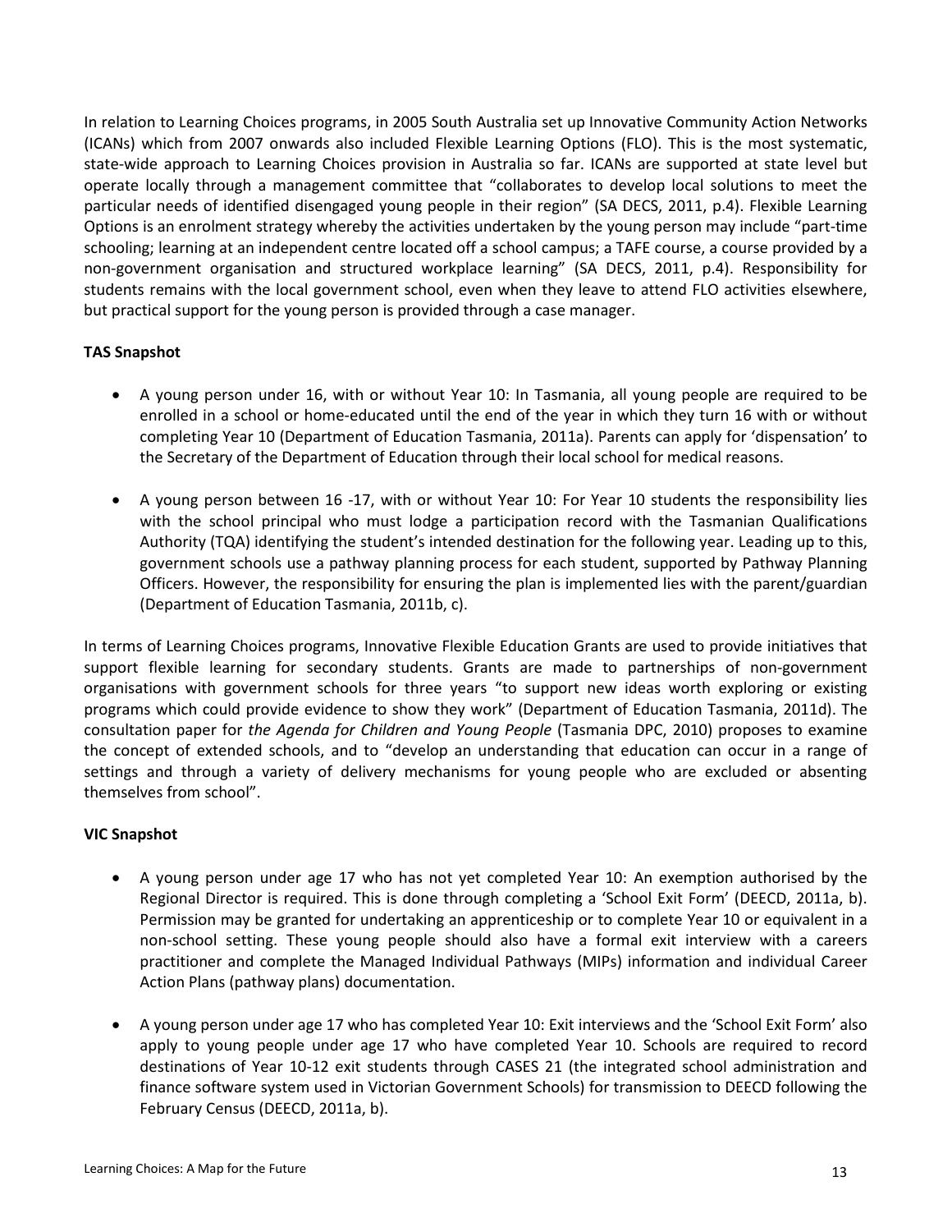In relation to Learning Choices programs, in 2005 South Australia set up Innovative Community Action Networks (ICANs) which from 2007 onwards also included Flexible Learning Options (FLO). This is the most systematic, state-wide approach to Learning Choices provision in Australia so far. ICANs are supported at state level but operate locally through a management committee that "collaborates to develop local solutions to meet the particular needs of identified disengaged young people in their region" (SA DECS, 2011, p.4). Flexible Learning Options is an enrolment strategy whereby the activities undertaken by the young person may include "part-time schooling; learning at an independent centre located off a school campus; a TAFE course, a course provided by a non-government organisation and structured workplace learning" (SA DECS, 2011, p.4). Responsibility for students remains with the local government school, even when they leave to attend FLO activities elsewhere, but practical support for the young person is provided through a case manager.

**TAS Snapshot**

- A young person under 16, with or without Year 10: In Tasmania, all young people are required to be enrolled in a school or home-educated until the end of the year in which they turn 16 with or without completing Year 10 (Department of Education Tasmania, 2011a). Parents can apply for 'dispensation' to the Secretary of the Department of Education through their local school for medical reasons.

- A young person between 16 -17, with or without Year 10: For Year 10 students the responsibility lies with the school principal who must lodge a participation record with the Tasmanian Qualifications Authority (TQA) identifying the student's intended destination for the following year. Leading up to this, government schools use a pathway planning process for each student, supported by Pathway Planning Officers. However, the responsibility for ensuring the plan is implemented lies with the parent/guardian (Department of Education Tasmania, 2011b, c).

In terms of Learning Choices programs, Innovative Flexible Education Grants are used to provide initiatives that support flexible learning for secondary students. Grants are made to partnerships of non-government organisations with government schools for three years "to support new ideas worth exploring or existing programs which could provide evidence to show they work" (Department of Education Tasmania, 2011d). The consultation paper for *the Agenda for Children and Young People* (Tasmania DPC, 2010) proposes to examine the concept of extended schools, and to "develop an understanding that education can occur in a range of settings and through a variety of delivery mechanisms for young people who are excluded or absenting themselves from school".

**VIC Snapshot**

- A young person under age 17 who has not yet completed Year 10: An exemption authorised by the Regional Director is required. This is done through completing a 'School Exit Form' (DEECD, 2011a, b). Permission may be granted for undertaking an apprenticeship or to complete Year 10 or equivalent in a non-school setting. These young people should also have a formal exit interview with a careers practitioner and complete the Managed Individual Pathways (MIPs) information and individual Career Action Plans (pathway plans) documentation.

- A young person under age 17 who has completed Year 10: Exit interviews and the 'School Exit Form' also apply to young people under age 17 who have completed Year 10. Schools are required to record destinations of Year 10-12 exit students through CASES 21 (the integrated school administration and finance software system used in Victorian Government Schools) for transmission to DEECD following the February Census (DEECD, 2011a, b).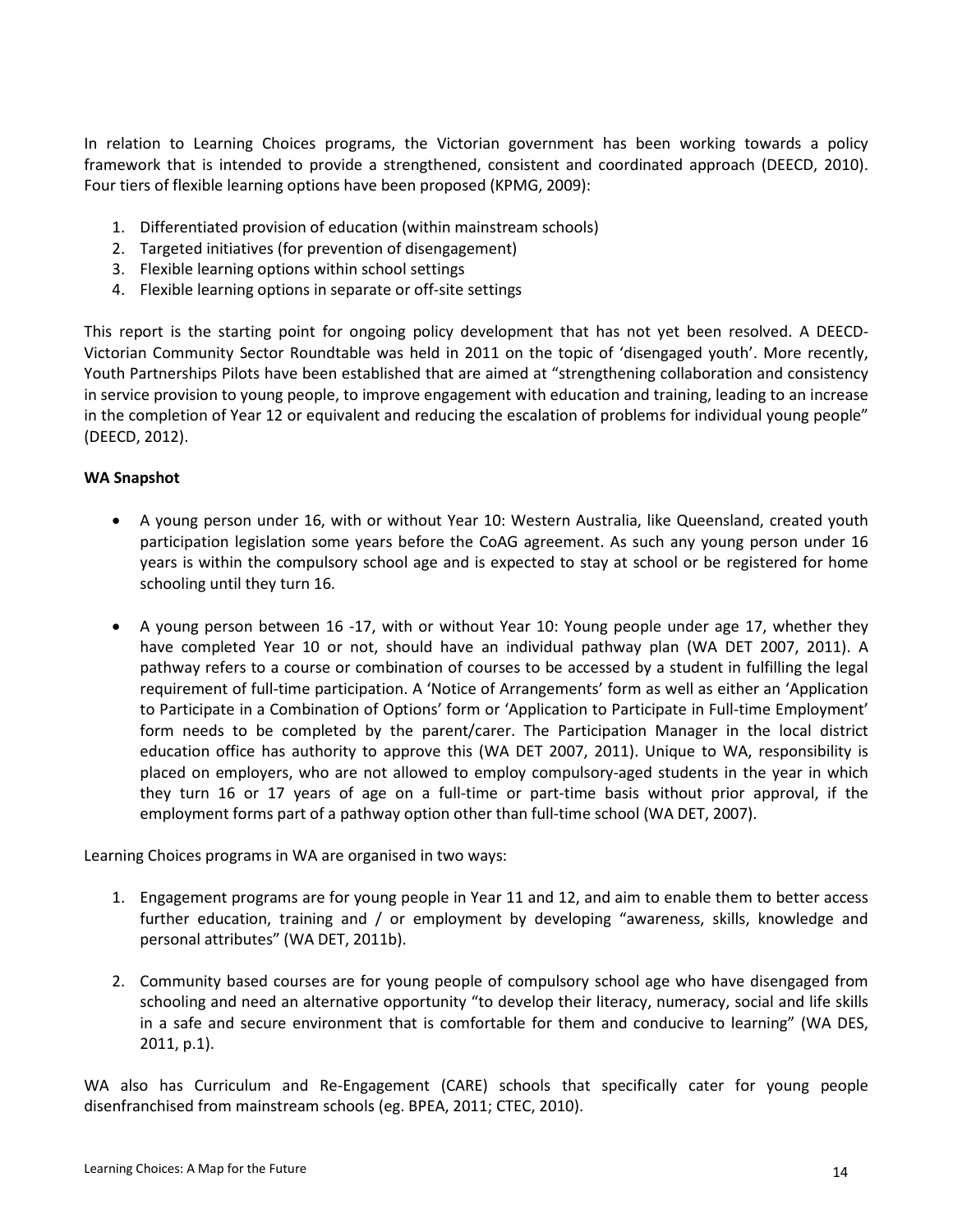In relation to Learning Choices programs, the Victorian government has been working towards a policy framework that is intended to provide a strengthened, consistent and coordinated approach (DEECD, 2010). Four tiers of flexible learning options have been proposed (KPMG, 2009):

1. Differentiated provision of education (within mainstream schools)
2. Targeted initiatives (for prevention of disengagement)
3. Flexible learning options within school settings
4. Flexible learning options in separate or off-site settings

This report is the starting point for ongoing policy development that has not yet been resolved. A DEECD-Victorian Community Sector Roundtable was held in 2011 on the topic of 'disengaged youth'. More recently, Youth Partnerships Pilots have been established that are aimed at "strengthening collaboration and consistency in service provision to young people, to improve engagement with education and training, leading to an increase in the completion of Year 12 or equivalent and reducing the escalation of problems for individual young people" (DEECD, 2012).

**WA Snapshot**

- A young person under 16, with or without Year 10: Western Australia, like Queensland, created youth participation legislation some years before the CoAG agreement. As such any young person under 16 years is within the compulsory school age and is expected to stay at school or be registered for home schooling until they turn 16.

- A young person between 16 -17, with or without Year 10: Young people under age 17, whether they have completed Year 10 or not, should have an individual pathway plan (WA DET 2007, 2011). A pathway refers to a course or combination of courses to be accessed by a student in fulfilling the legal requirement of full-time participation. A 'Notice of Arrangements' form as well as either an 'Application to Participate in a Combination of Options' form or 'Application to Participate in Full-time Employment' form needs to be completed by the parent/carer. The Participation Manager in the local district education office has authority to approve this (WA DET 2007, 2011). Unique to WA, responsibility is placed on employers, who are not allowed to employ compulsory-aged students in the year in which they turn 16 or 17 years of age on a full-time or part-time basis without prior approval, if the employment forms part of a pathway option other than full-time school (WA DET, 2007).

Learning Choices programs in WA are organised in two ways:

1. Engagement programs are for young people in Year 11 and 12, and aim to enable them to better access further education, training and / or employment by developing "awareness, skills, knowledge and personal attributes" (WA DET, 2011b).

2. Community based courses are for young people of compulsory school age who have disengaged from schooling and need an alternative opportunity "to develop their literacy, numeracy, social and life skills in a safe and secure environment that is comfortable for them and conducive to learning" (WA DES, 2011, p.1).

WA also has Curriculum and Re-Engagement (CARE) schools that specifically cater for young people disenfranchised from mainstream schools (eg. BPEA, 2011; CTEC, 2010).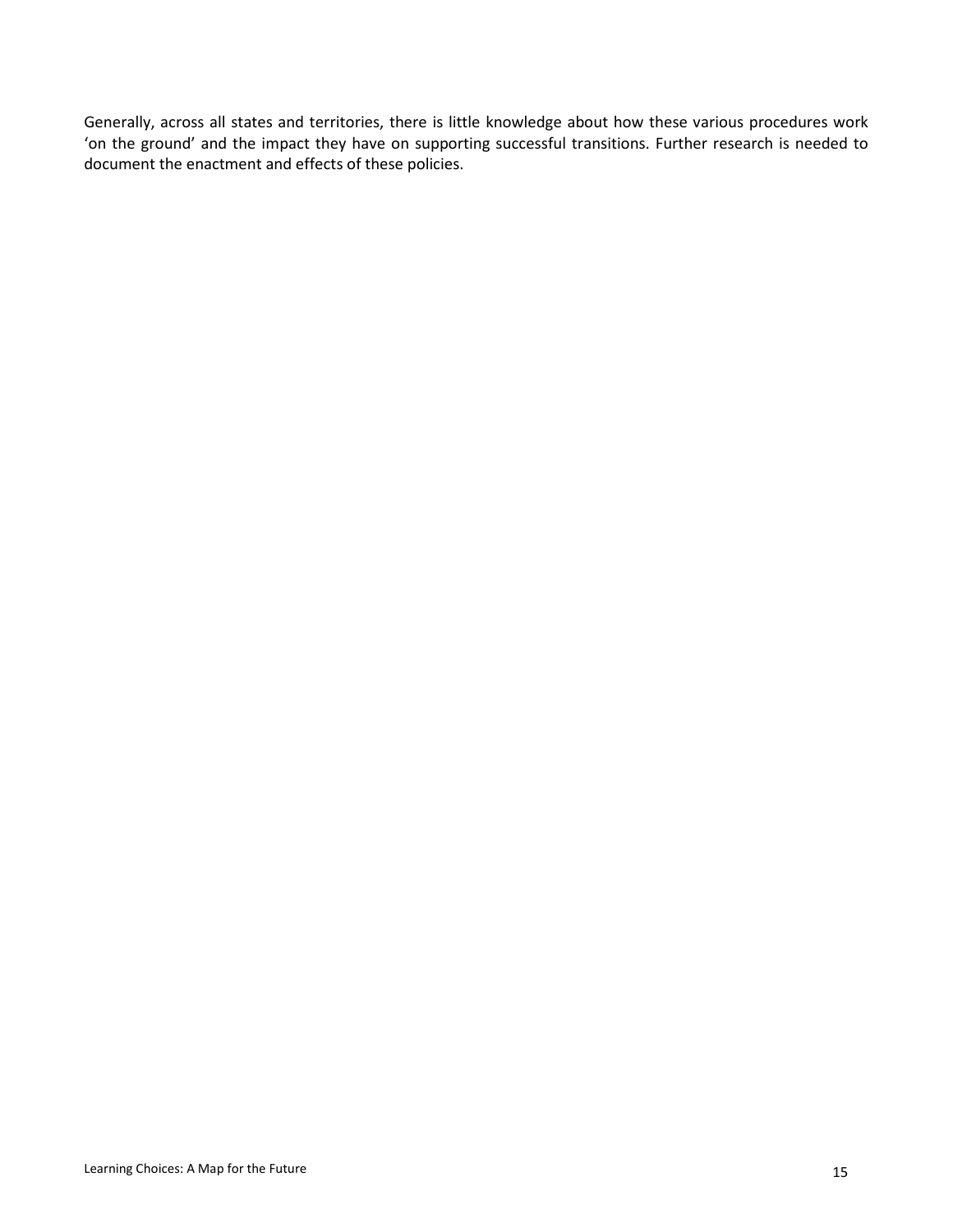Generally, across all states and territories, there is little knowledge about how these various procedures work 'on the ground' and the impact they have on supporting successful transitions. Further research is needed to document the enactment and effects of these policies.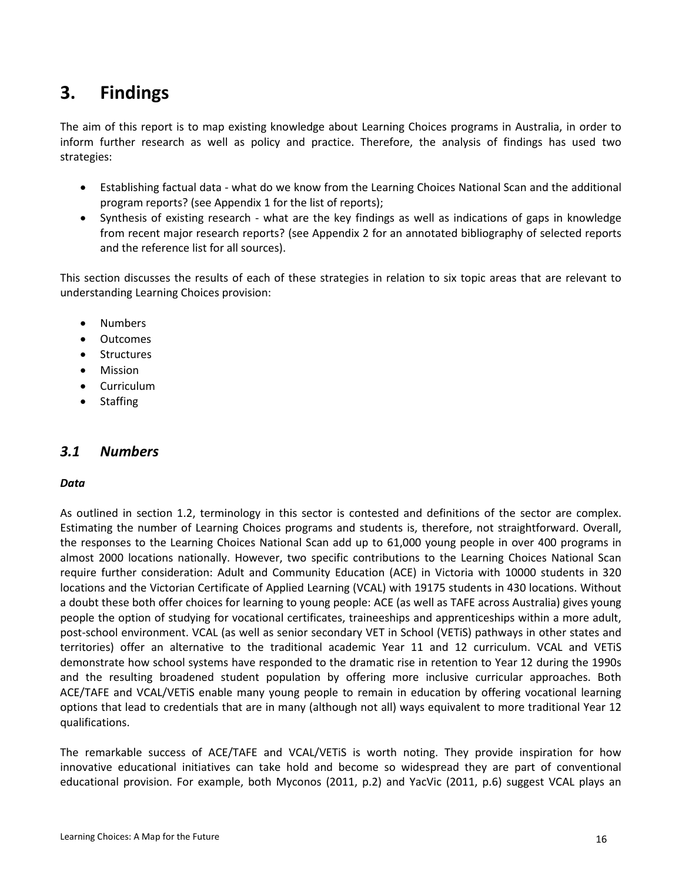# 3. Findings

The aim of this report is to map existing knowledge about Learning Choices programs in Australia, in order to inform further research as well as policy and practice. Therefore, the analysis of findings has used two strategies:

- Establishing factual data - what do we know from the Learning Choices National Scan and the additional program reports? (see Appendix 1 for the list of reports);
- Synthesis of existing research - what are the key findings as well as indications of gaps in knowledge from recent major research reports? (see Appendix 2 for an annotated bibliography of selected reports and the reference list for all sources).

This section discusses the results of each of these strategies in relation to six topic areas that are relevant to understanding Learning Choices provision:

- Numbers
- Outcomes
- Structures
- Mission
- Curriculum
- Staffing

## *3.1 Numbers*

***Data***

As outlined in section 1.2, terminology in this sector is contested and definitions of the sector are complex. Estimating the number of Learning Choices programs and students is, therefore, not straightforward. Overall, the responses to the Learning Choices National Scan add up to 61,000 young people in over 400 programs in almost 2000 locations nationally. However, two specific contributions to the Learning Choices National Scan require further consideration: Adult and Community Education (ACE) in Victoria with 10000 students in 320 locations and the Victorian Certificate of Applied Learning (VCAL) with 19175 students in 430 locations. Without a doubt these both offer choices for learning to young people: ACE (as well as TAFE across Australia) gives young people the option of studying for vocational certificates, traineeships and apprenticeships within a more adult, post-school environment. VCAL (as well as senior secondary VET in School (VETiS) pathways in other states and territories) offer an alternative to the traditional academic Year 11 and 12 curriculum. VCAL and VETiS demonstrate how school systems have responded to the dramatic rise in retention to Year 12 during the 1990s and the resulting broadened student population by offering more inclusive curricular approaches. Both ACE/TAFE and VCAL/VETiS enable many young people to remain in education by offering vocational learning options that lead to credentials that are in many (although not all) ways equivalent to more traditional Year 12 qualifications.

The remarkable success of ACE/TAFE and VCAL/VETiS is worth noting. They provide inspiration for how innovative educational initiatives can take hold and become so widespread they are part of conventional educational provision. For example, both Myconos (2011, p.2) and YacVic (2011, p.6) suggest VCAL plays an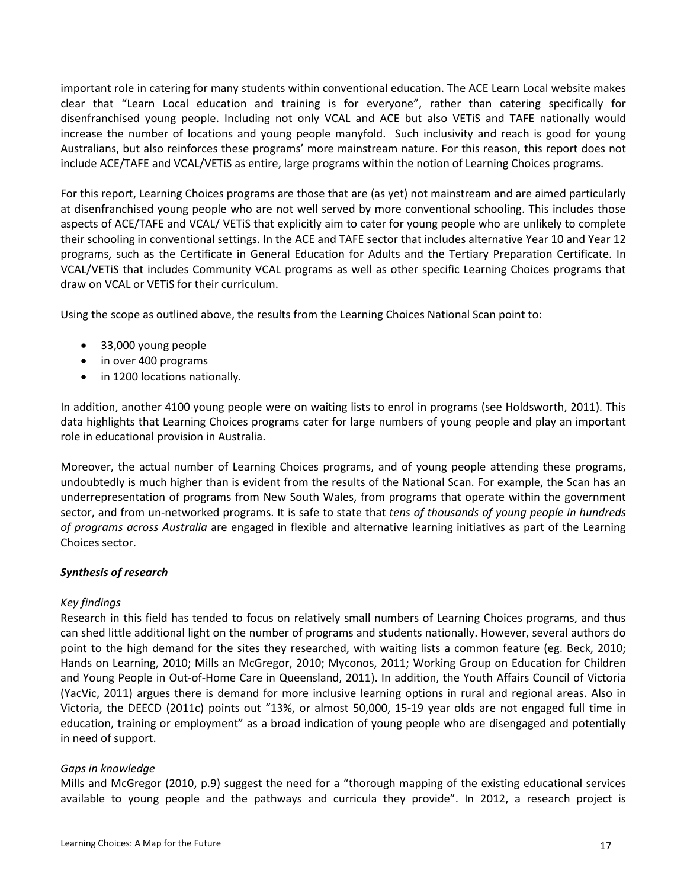important role in catering for many students within conventional education. The ACE Learn Local website makes clear that "Learn Local education and training is for everyone", rather than catering specifically for disenfranchised young people. Including not only VCAL and ACE but also VETiS and TAFE nationally would increase the number of locations and young people manyfold. Such inclusivity and reach is good for young Australians, but also reinforces these programs' more mainstream nature. For this reason, this report does not include ACE/TAFE and VCAL/VETiS as entire, large programs within the notion of Learning Choices programs.

For this report, Learning Choices programs are those that are (as yet) not mainstream and are aimed particularly at disenfranchised young people who are not well served by more conventional schooling. This includes those aspects of ACE/TAFE and VCAL/ VETiS that explicitly aim to cater for young people who are unlikely to complete their schooling in conventional settings. In the ACE and TAFE sector that includes alternative Year 10 and Year 12 programs, such as the Certificate in General Education for Adults and the Tertiary Preparation Certificate. In VCAL/VETiS that includes Community VCAL programs as well as other specific Learning Choices programs that draw on VCAL or VETiS for their curriculum.

Using the scope as outlined above, the results from the Learning Choices National Scan point to:

- 33,000 young people
- in over 400 programs
- in 1200 locations nationally.

In addition, another 4100 young people were on waiting lists to enrol in programs (see Holdsworth, 2011). This data highlights that Learning Choices programs cater for large numbers of young people and play an important role in educational provision in Australia.

Moreover, the actual number of Learning Choices programs, and of young people attending these programs, undoubtedly is much higher than is evident from the results of the National Scan. For example, the Scan has an underrepresentation of programs from New South Wales, from programs that operate within the government sector, and from un-networked programs. It is safe to state that *tens of thousands of young people in hundreds of programs across Australia* are engaged in flexible and alternative learning initiatives as part of the Learning Choices sector.

***Synthesis of research***

*Key findings*

Research in this field has tended to focus on relatively small numbers of Learning Choices programs, and thus can shed little additional light on the number of programs and students nationally. However, several authors do point to the high demand for the sites they researched, with waiting lists a common feature (eg. Beck, 2010; Hands on Learning, 2010; Mills an McGregor, 2010; Myconos, 2011; Working Group on Education for Children and Young People in Out-of-Home Care in Queensland, 2011). In addition, the Youth Affairs Council of Victoria (YacVic, 2011) argues there is demand for more inclusive learning options in rural and regional areas. Also in Victoria, the DEECD (2011c) points out "13%, or almost 50,000, 15-19 year olds are not engaged full time in education, training or employment" as a broad indication of young people who are disengaged and potentially in need of support.

*Gaps in knowledge*

Mills and McGregor (2010, p.9) suggest the need for a "thorough mapping of the existing educational services available to young people and the pathways and curricula they provide". In 2012, a research project is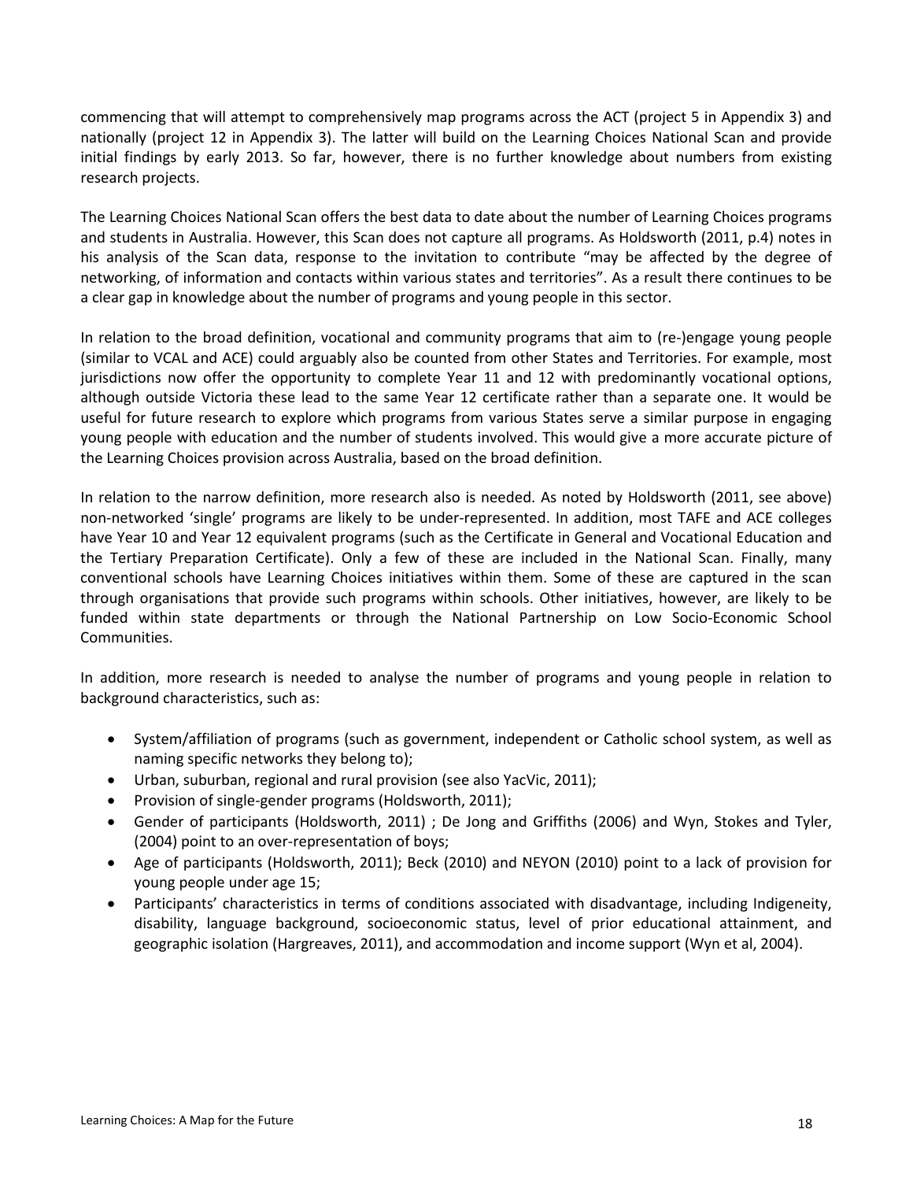commencing that will attempt to comprehensively map programs across the ACT (project 5 in Appendix 3) and nationally (project 12 in Appendix 3). The latter will build on the Learning Choices National Scan and provide initial findings by early 2013. So far, however, there is no further knowledge about numbers from existing research projects.

The Learning Choices National Scan offers the best data to date about the number of Learning Choices programs and students in Australia. However, this Scan does not capture all programs. As Holdsworth (2011, p.4) notes in his analysis of the Scan data, response to the invitation to contribute "may be affected by the degree of networking, of information and contacts within various states and territories". As a result there continues to be a clear gap in knowledge about the number of programs and young people in this sector.

In relation to the broad definition, vocational and community programs that aim to (re-)engage young people (similar to VCAL and ACE) could arguably also be counted from other States and Territories. For example, most jurisdictions now offer the opportunity to complete Year 11 and 12 with predominantly vocational options, although outside Victoria these lead to the same Year 12 certificate rather than a separate one. It would be useful for future research to explore which programs from various States serve a similar purpose in engaging young people with education and the number of students involved. This would give a more accurate picture of the Learning Choices provision across Australia, based on the broad definition.

In relation to the narrow definition, more research also is needed. As noted by Holdsworth (2011, see above) non-networked 'single' programs are likely to be under-represented. In addition, most TAFE and ACE colleges have Year 10 and Year 12 equivalent programs (such as the Certificate in General and Vocational Education and the Tertiary Preparation Certificate). Only a few of these are included in the National Scan. Finally, many conventional schools have Learning Choices initiatives within them. Some of these are captured in the scan through organisations that provide such programs within schools. Other initiatives, however, are likely to be funded within state departments or through the National Partnership on Low Socio-Economic School Communities.

In addition, more research is needed to analyse the number of programs and young people in relation to background characteristics, such as:

- System/affiliation of programs (such as government, independent or Catholic school system, as well as naming specific networks they belong to);
- Urban, suburban, regional and rural provision (see also YacVic, 2011);
- Provision of single-gender programs (Holdsworth, 2011);
- Gender of participants (Holdsworth, 2011) ; De Jong and Griffiths (2006) and Wyn, Stokes and Tyler, (2004) point to an over-representation of boys;
- Age of participants (Holdsworth, 2011); Beck (2010) and NEYON (2010) point to a lack of provision for young people under age 15;
- Participants' characteristics in terms of conditions associated with disadvantage, including Indigeneity, disability, language background, socioeconomic status, level of prior educational attainment, and geographic isolation (Hargreaves, 2011), and accommodation and income support (Wyn et al, 2004).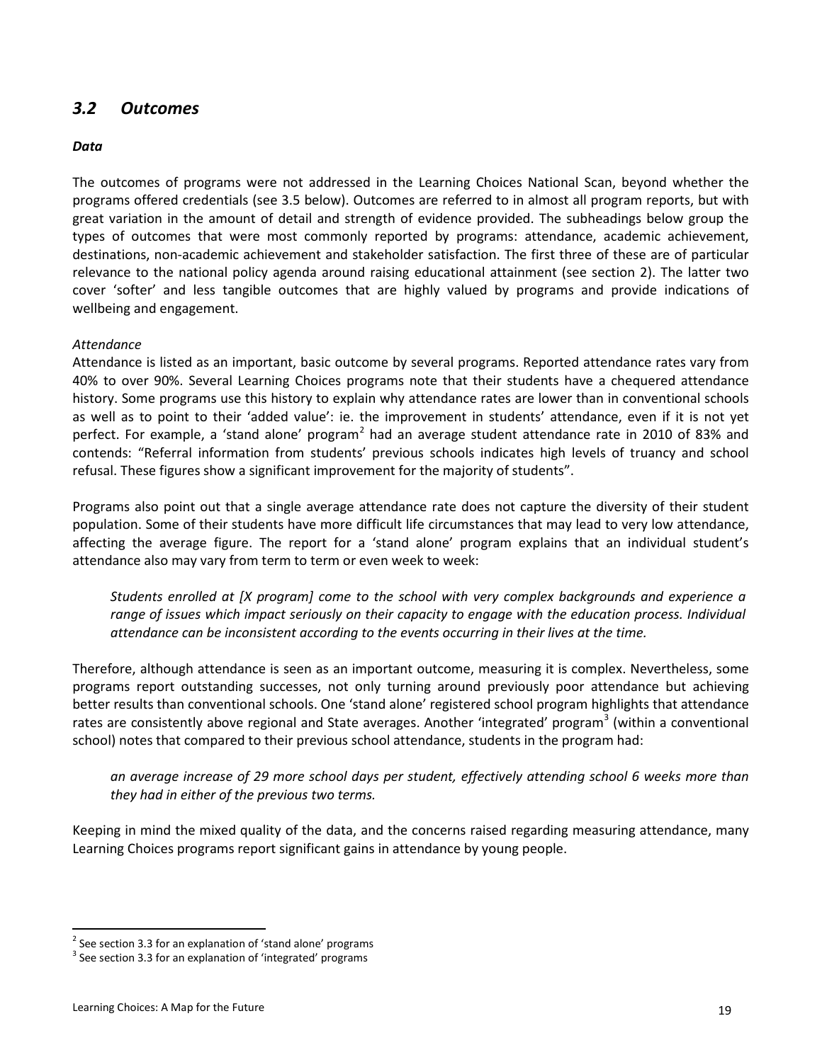## *3.2 Outcomes*

***Data***

The outcomes of programs were not addressed in the Learning Choices National Scan, beyond whether the programs offered credentials (see 3.5 below). Outcomes are referred to in almost all program reports, but with great variation in the amount of detail and strength of evidence provided. The subheadings below group the types of outcomes that were most commonly reported by programs: attendance, academic achievement, destinations, non-academic achievement and stakeholder satisfaction. The first three of these are of particular relevance to the national policy agenda around raising educational attainment (see section 2). The latter two cover 'softer' and less tangible outcomes that are highly valued by programs and provide indications of wellbeing and engagement.

*Attendance*

Attendance is listed as an important, basic outcome by several programs. Reported attendance rates vary from 40% to over 90%. Several Learning Choices programs note that their students have a chequered attendance history. Some programs use this history to explain why attendance rates are lower than in conventional schools as well as to point to their 'added value': ie. the improvement in students' attendance, even if it is not yet perfect. For example, a 'stand alone' program[2] had an average student attendance rate in 2010 of 83% and contends: "Referral information from students' previous schools indicates high levels of truancy and school refusal. These figures show a significant improvement for the majority of students".

Programs also point out that a single average attendance rate does not capture the diversity of their student population. Some of their students have more difficult life circumstances that may lead to very low attendance, affecting the average figure. The report for a 'stand alone' program explains that an individual student's attendance also may vary from term to term or even week to week:

> *Students enrolled at [X program] come to the school with very complex backgrounds and experience a range of issues which impact seriously on their capacity to engage with the education process. Individual attendance can be inconsistent according to the events occurring in their lives at the time.*

Therefore, although attendance is seen as an important outcome, measuring it is complex. Nevertheless, some programs report outstanding successes, not only turning around previously poor attendance but achieving better results than conventional schools. One 'stand alone' registered school program highlights that attendance rates are consistently above regional and State averages. Another 'integrated' program[3] (within a conventional school) notes that compared to their previous school attendance, students in the program had:

> *an average increase of 29 more school days per student, effectively attending school 6 weeks more than they had in either of the previous two terms.*

Keeping in mind the mixed quality of the data, and the concerns raised regarding measuring attendance, many Learning Choices programs report significant gains in attendance by young people.

---

[2] See section 3.3 for an explanation of 'stand alone' programs

[3] See section 3.3 for an explanation of 'integrated' programs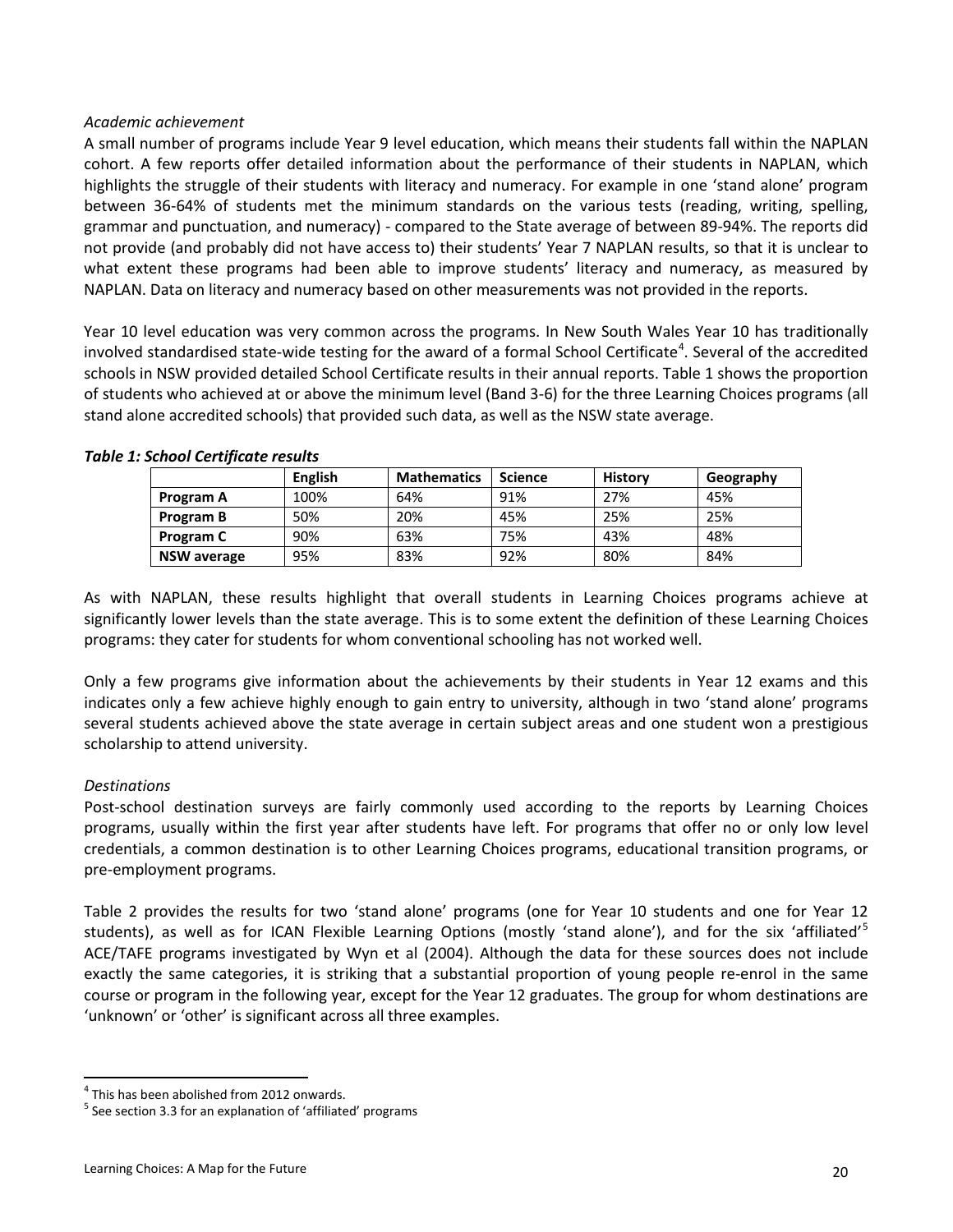*Academic achievement*

A small number of programs include Year 9 level education, which means their students fall within the NAPLAN cohort. A few reports offer detailed information about the performance of their students in NAPLAN, which highlights the struggle of their students with literacy and numeracy. For example in one 'stand alone' program between 36-64% of students met the minimum standards on the various tests (reading, writing, spelling, grammar and punctuation, and numeracy) - compared to the State average of between 89-94%. The reports did not provide (and probably did not have access to) their students' Year 7 NAPLAN results, so that it is unclear to what extent these programs had been able to improve students' literacy and numeracy, as measured by NAPLAN. Data on literacy and numeracy based on other measurements was not provided in the reports.

Year 10 level education was very common across the programs. In New South Wales Year 10 has traditionally involved standardised state-wide testing for the award of a formal School Certificate[4]. Several of the accredited schools in NSW provided detailed School Certificate results in their annual reports. Table 1 shows the proportion of students who achieved at or above the minimum level (Band 3-6) for the three Learning Choices programs (all stand alone accredited schools) that provided such data, as well as the NSW state average.

***Table 1: School Certificate results***

| | English | Mathematics | Science | History | Geography |
|---|---|---|---|---|---|
| **Program A** | 100% | 64% | 91% | 27% | 45% |
| **Program B** | 50% | 20% | 45% | 25% | 25% |
| **Program C** | 90% | 63% | 75% | 43% | 48% |
| **NSW average** | 95% | 83% | 92% | 80% | 84% |

As with NAPLAN, these results highlight that overall students in Learning Choices programs achieve at significantly lower levels than the state average. This is to some extent the definition of these Learning Choices programs: they cater for students for whom conventional schooling has not worked well.

Only a few programs give information about the achievements by their students in Year 12 exams and this indicates only a few achieve highly enough to gain entry to university, although in two 'stand alone' programs several students achieved above the state average in certain subject areas and one student won a prestigious scholarship to attend university.

*Destinations*

Post-school destination surveys are fairly commonly used according to the reports by Learning Choices programs, usually within the first year after students have left. For programs that offer no or only low level credentials, a common destination is to other Learning Choices programs, educational transition programs, or pre-employment programs.

Table 2 provides the results for two 'stand alone' programs (one for Year 10 students and one for Year 12 students), as well as for ICAN Flexible Learning Options (mostly 'stand alone'), and for the six 'affiliated'[5] ACE/TAFE programs investigated by Wyn et al (2004). Although the data for these sources does not include exactly the same categories, it is striking that a substantial proportion of young people re-enrol in the same course or program in the following year, except for the Year 12 graduates. The group for whom destinations are 'unknown' or 'other' is significant across all three examples.

---

[4] This has been abolished from 2012 onwards.

[5] See section 3.3 for an explanation of 'affiliated' programs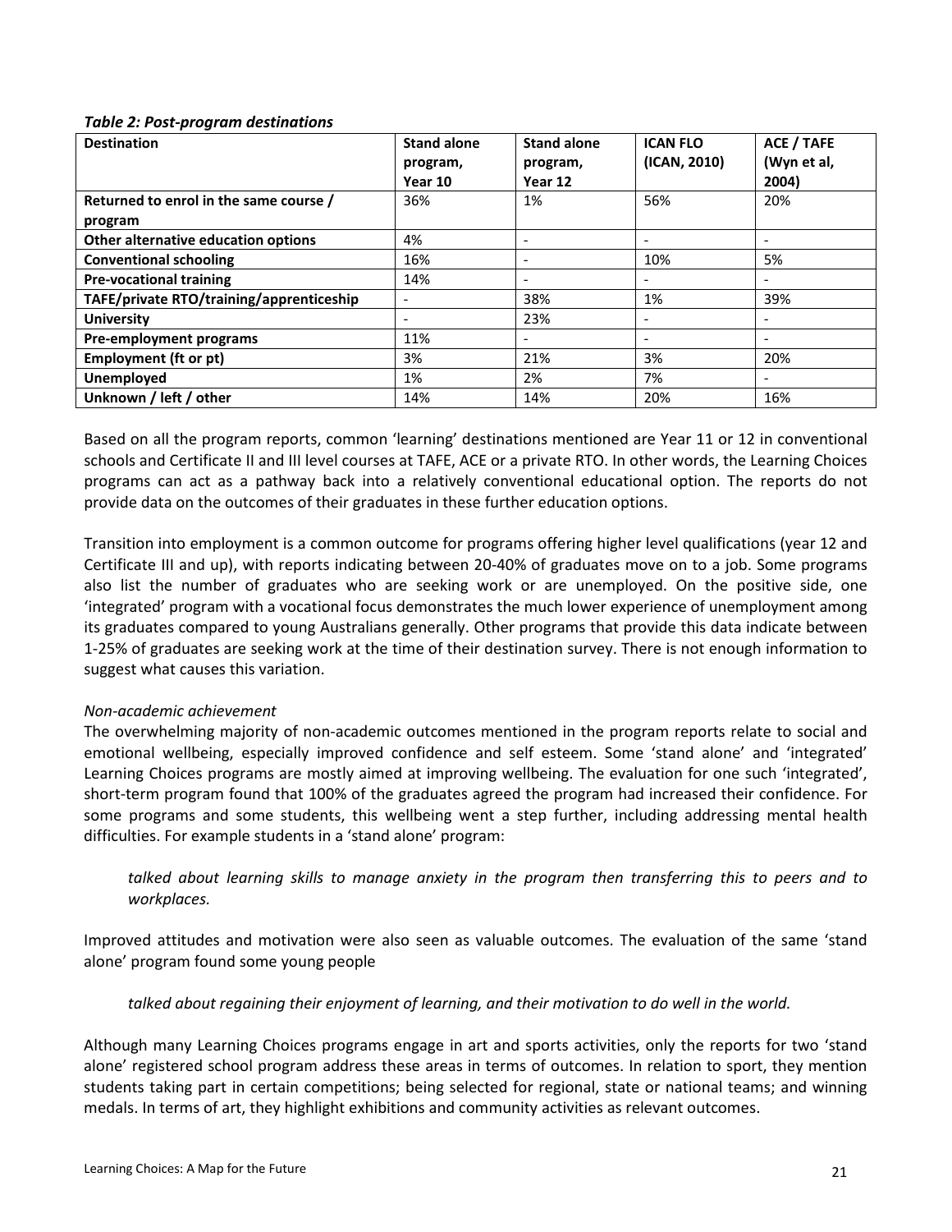***Table 2: Post-program destinations***

| Destination | Stand alone program, Year 10 | Stand alone program, Year 12 | ICAN FLO (ICAN, 2010) | ACE / TAFE (Wyn et al, 2004) |
|---|---|---|---|---|
| **Returned to enrol in the same course / program** | 36% | 1% | 56% | 20% |
| **Other alternative education options** | 4% | - | - | - |
| **Conventional schooling** | 16% | - | 10% | 5% |
| **Pre-vocational training** | 14% | - | - | - |
| **TAFE/private RTO/training/apprenticeship** | - | 38% | 1% | 39% |
| **University** | - | 23% | - | - |
| **Pre-employment programs** | 11% | - | - | - |
| **Employment (ft or pt)** | 3% | 21% | 3% | 20% |
| **Unemployed** | 1% | 2% | 7% | - |
| **Unknown / left / other** | 14% | 14% | 20% | 16% |

Based on all the program reports, common 'learning' destinations mentioned are Year 11 or 12 in conventional schools and Certificate II and III level courses at TAFE, ACE or a private RTO. In other words, the Learning Choices programs can act as a pathway back into a relatively conventional educational option. The reports do not provide data on the outcomes of their graduates in these further education options.

Transition into employment is a common outcome for programs offering higher level qualifications (year 12 and Certificate III and up), with reports indicating between 20-40% of graduates move on to a job. Some programs also list the number of graduates who are seeking work or are unemployed. On the positive side, one 'integrated' program with a vocational focus demonstrates the much lower experience of unemployment among its graduates compared to young Australians generally. Other programs that provide this data indicate between 1-25% of graduates are seeking work at the time of their destination survey. There is not enough information to suggest what causes this variation.

*Non-academic achievement*

The overwhelming majority of non-academic outcomes mentioned in the program reports relate to social and emotional wellbeing, especially improved confidence and self esteem. Some 'stand alone' and 'integrated' Learning Choices programs are mostly aimed at improving wellbeing. The evaluation for one such 'integrated', short-term program found that 100% of the graduates agreed the program had increased their confidence. For some programs and some students, this wellbeing went a step further, including addressing mental health difficulties. For example students in a 'stand alone' program:

> *talked about learning skills to manage anxiety in the program then transferring this to peers and to workplaces.*

Improved attitudes and motivation were also seen as valuable outcomes. The evaluation of the same 'stand alone' program found some young people

> *talked about regaining their enjoyment of learning, and their motivation to do well in the world.*

Although many Learning Choices programs engage in art and sports activities, only the reports for two 'stand alone' registered school program address these areas in terms of outcomes. In relation to sport, they mention students taking part in certain competitions; being selected for regional, state or national teams; and winning medals. In terms of art, they highlight exhibitions and community activities as relevant outcomes.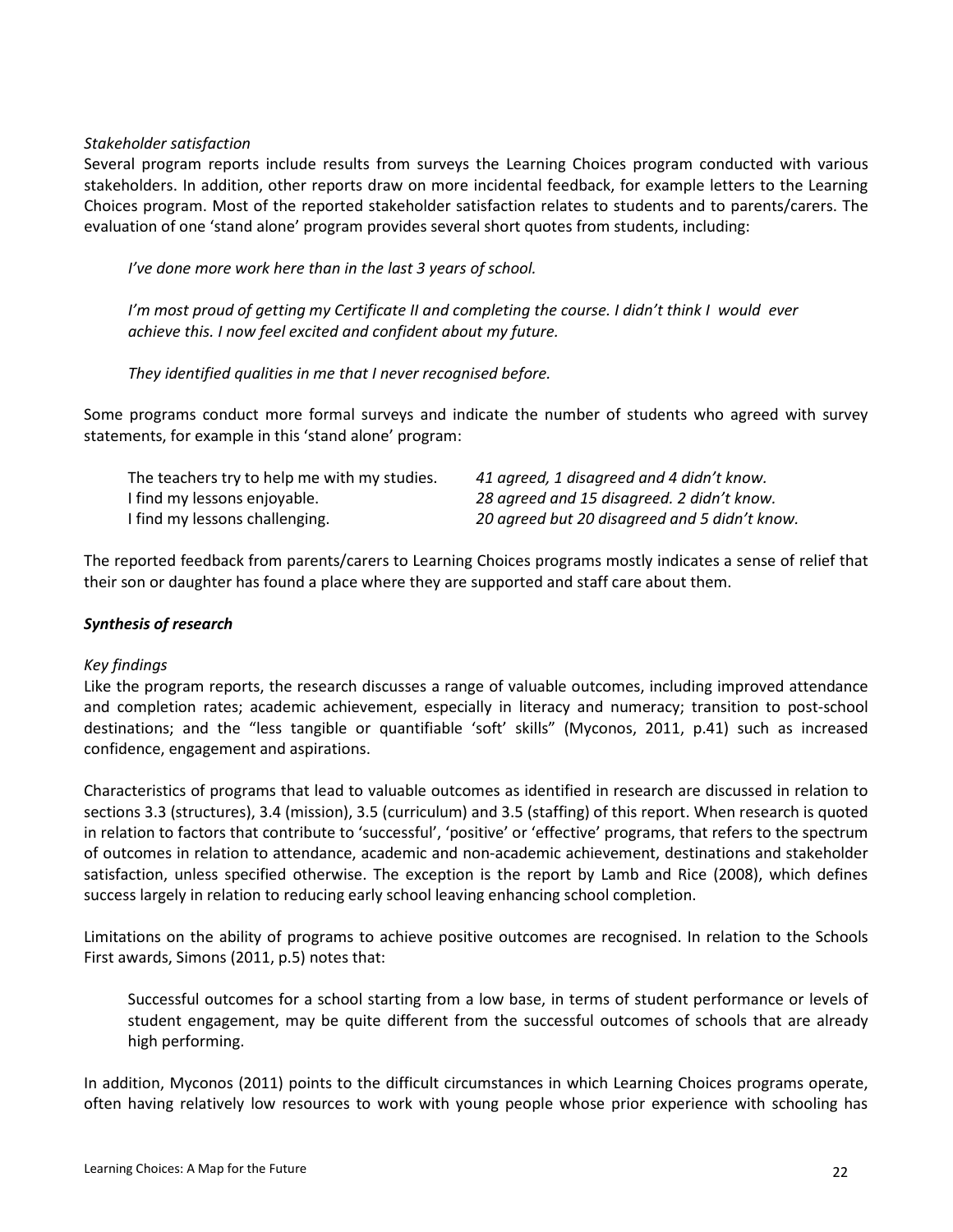*Stakeholder satisfaction*

Several program reports include results from surveys the Learning Choices program conducted with various stakeholders. In addition, other reports draw on more incidental feedback, for example letters to the Learning Choices program. Most of the reported stakeholder satisfaction relates to students and to parents/carers. The evaluation of one 'stand alone' program provides several short quotes from students, including:

> *I've done more work here than in the last 3 years of school.*
>
> *I'm most proud of getting my Certificate II and completing the course. I didn't think I would ever achieve this. I now feel excited and confident about my future.*
>
> *They identified qualities in me that I never recognised before.*

Some programs conduct more formal surveys and indicate the number of students who agreed with survey statements, for example in this 'stand alone' program:

| | |
|---|---|
| The teachers try to help me with my studies. | *41 agreed, 1 disagreed and 4 didn't know.* |
| I find my lessons enjoyable. | *28 agreed and 15 disagreed. 2 didn't know.* |
| I find my lessons challenging. | *20 agreed but 20 disagreed and 5 didn't know.* |

The reported feedback from parents/carers to Learning Choices programs mostly indicates a sense of relief that their son or daughter has found a place where they are supported and staff care about them.

***Synthesis of research***

*Key findings*

Like the program reports, the research discusses a range of valuable outcomes, including improved attendance and completion rates; academic achievement, especially in literacy and numeracy; transition to post-school destinations; and the "less tangible or quantifiable 'soft' skills" (Myconos, 2011, p.41) such as increased confidence, engagement and aspirations.

Characteristics of programs that lead to valuable outcomes as identified in research are discussed in relation to sections 3.3 (structures), 3.4 (mission), 3.5 (curriculum) and 3.5 (staffing) of this report. When research is quoted in relation to factors that contribute to 'successful', 'positive' or 'effective' programs, that refers to the spectrum of outcomes in relation to attendance, academic and non-academic achievement, destinations and stakeholder satisfaction, unless specified otherwise. The exception is the report by Lamb and Rice (2008), which defines success largely in relation to reducing early school leaving enhancing school completion.

Limitations on the ability of programs to achieve positive outcomes are recognised. In relation to the Schools First awards, Simons (2011, p.5) notes that:

> Successful outcomes for a school starting from a low base, in terms of student performance or levels of student engagement, may be quite different from the successful outcomes of schools that are already high performing.

In addition, Myconos (2011) points to the difficult circumstances in which Learning Choices programs operate, often having relatively low resources to work with young people whose prior experience with schooling has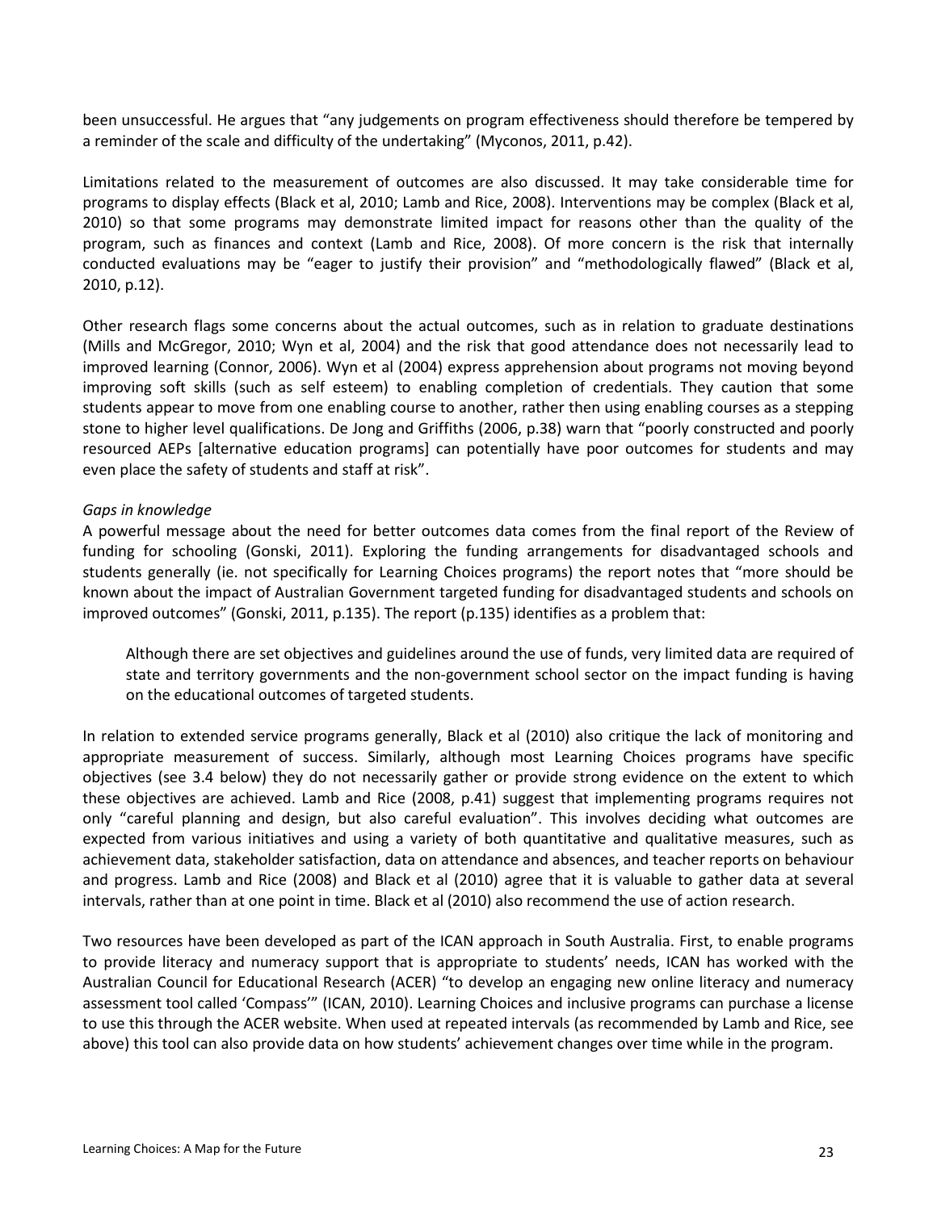been unsuccessful. He argues that "any judgements on program effectiveness should therefore be tempered by a reminder of the scale and difficulty of the undertaking" (Myconos, 2011, p.42).

Limitations related to the measurement of outcomes are also discussed. It may take considerable time for programs to display effects (Black et al, 2010; Lamb and Rice, 2008). Interventions may be complex (Black et al, 2010) so that some programs may demonstrate limited impact for reasons other than the quality of the program, such as finances and context (Lamb and Rice, 2008). Of more concern is the risk that internally conducted evaluations may be "eager to justify their provision" and "methodologically flawed" (Black et al, 2010, p.12).

Other research flags some concerns about the actual outcomes, such as in relation to graduate destinations (Mills and McGregor, 2010; Wyn et al, 2004) and the risk that good attendance does not necessarily lead to improved learning (Connor, 2006). Wyn et al (2004) express apprehension about programs not moving beyond improving soft skills (such as self esteem) to enabling completion of credentials. They caution that some students appear to move from one enabling course to another, rather then using enabling courses as a stepping stone to higher level qualifications. De Jong and Griffiths (2006, p.38) warn that "poorly constructed and poorly resourced AEPs [alternative education programs] can potentially have poor outcomes for students and may even place the safety of students and staff at risk".

*Gaps in knowledge*

A powerful message about the need for better outcomes data comes from the final report of the Review of funding for schooling (Gonski, 2011). Exploring the funding arrangements for disadvantaged schools and students generally (ie. not specifically for Learning Choices programs) the report notes that "more should be known about the impact of Australian Government targeted funding for disadvantaged students and schools on improved outcomes" (Gonski, 2011, p.135). The report (p.135) identifies as a problem that:

> Although there are set objectives and guidelines around the use of funds, very limited data are required of state and territory governments and the non-government school sector on the impact funding is having on the educational outcomes of targeted students.

In relation to extended service programs generally, Black et al (2010) also critique the lack of monitoring and appropriate measurement of success. Similarly, although most Learning Choices programs have specific objectives (see 3.4 below) they do not necessarily gather or provide strong evidence on the extent to which these objectives are achieved. Lamb and Rice (2008, p.41) suggest that implementing programs requires not only "careful planning and design, but also careful evaluation". This involves deciding what outcomes are expected from various initiatives and using a variety of both quantitative and qualitative measures, such as achievement data, stakeholder satisfaction, data on attendance and absences, and teacher reports on behaviour and progress. Lamb and Rice (2008) and Black et al (2010) agree that it is valuable to gather data at several intervals, rather than at one point in time. Black et al (2010) also recommend the use of action research.

Two resources have been developed as part of the ICAN approach in South Australia. First, to enable programs to provide literacy and numeracy support that is appropriate to students' needs, ICAN has worked with the Australian Council for Educational Research (ACER) "to develop an engaging new online literacy and numeracy assessment tool called 'Compass'" (ICAN, 2010). Learning Choices and inclusive programs can purchase a license to use this through the ACER website. When used at repeated intervals (as recommended by Lamb and Rice, see above) this tool can also provide data on how students' achievement changes over time while in the program.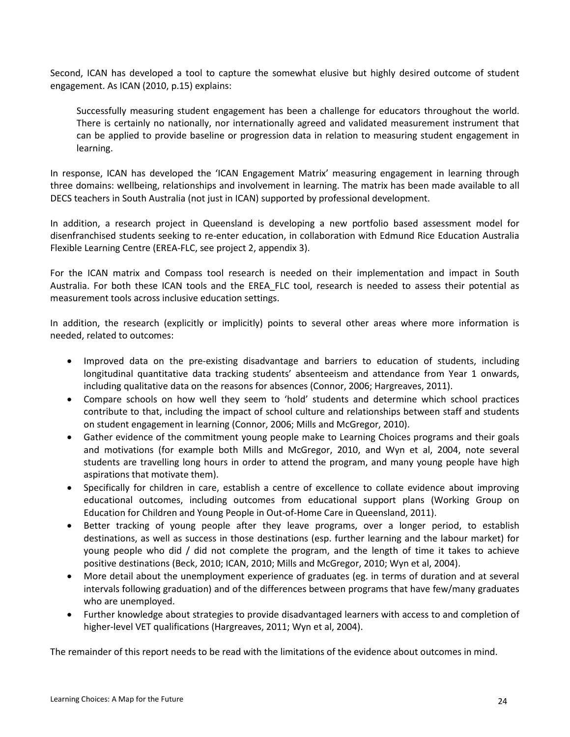Second, ICAN has developed a tool to capture the somewhat elusive but highly desired outcome of student engagement. As ICAN (2010, p.15) explains:

> Successfully measuring student engagement has been a challenge for educators throughout the world. There is certainly no nationally, nor internationally agreed and validated measurement instrument that can be applied to provide baseline or progression data in relation to measuring student engagement in learning.

In response, ICAN has developed the 'ICAN Engagement Matrix' measuring engagement in learning through three domains: wellbeing, relationships and involvement in learning. The matrix has been made available to all DECS teachers in South Australia (not just in ICAN) supported by professional development.

In addition, a research project in Queensland is developing a new portfolio based assessment model for disenfranchised students seeking to re-enter education, in collaboration with Edmund Rice Education Australia Flexible Learning Centre (EREA-FLC, see project 2, appendix 3).

For the ICAN matrix and Compass tool research is needed on their implementation and impact in South Australia. For both these ICAN tools and the EREA_FLC tool, research is needed to assess their potential as measurement tools across inclusive education settings.

In addition, the research (explicitly or implicitly) points to several other areas where more information is needed, related to outcomes:

- Improved data on the pre-existing disadvantage and barriers to education of students, including longitudinal quantitative data tracking students' absenteeism and attendance from Year 1 onwards, including qualitative data on the reasons for absences (Connor, 2006; Hargreaves, 2011).
- Compare schools on how well they seem to 'hold' students and determine which school practices contribute to that, including the impact of school culture and relationships between staff and students on student engagement in learning (Connor, 2006; Mills and McGregor, 2010).
- Gather evidence of the commitment young people make to Learning Choices programs and their goals and motivations (for example both Mills and McGregor, 2010, and Wyn et al, 2004, note several students are travelling long hours in order to attend the program, and many young people have high aspirations that motivate them).
- Specifically for children in care, establish a centre of excellence to collate evidence about improving educational outcomes, including outcomes from educational support plans (Working Group on Education for Children and Young People in Out-of-Home Care in Queensland, 2011).
- Better tracking of young people after they leave programs, over a longer period, to establish destinations, as well as success in those destinations (esp. further learning and the labour market) for young people who did / did not complete the program, and the length of time it takes to achieve positive destinations (Beck, 2010; ICAN, 2010; Mills and McGregor, 2010; Wyn et al, 2004).
- More detail about the unemployment experience of graduates (eg. in terms of duration and at several intervals following graduation) and of the differences between programs that have few/many graduates who are unemployed.
- Further knowledge about strategies to provide disadvantaged learners with access to and completion of higher-level VET qualifications (Hargreaves, 2011; Wyn et al, 2004).

The remainder of this report needs to be read with the limitations of the evidence about outcomes in mind.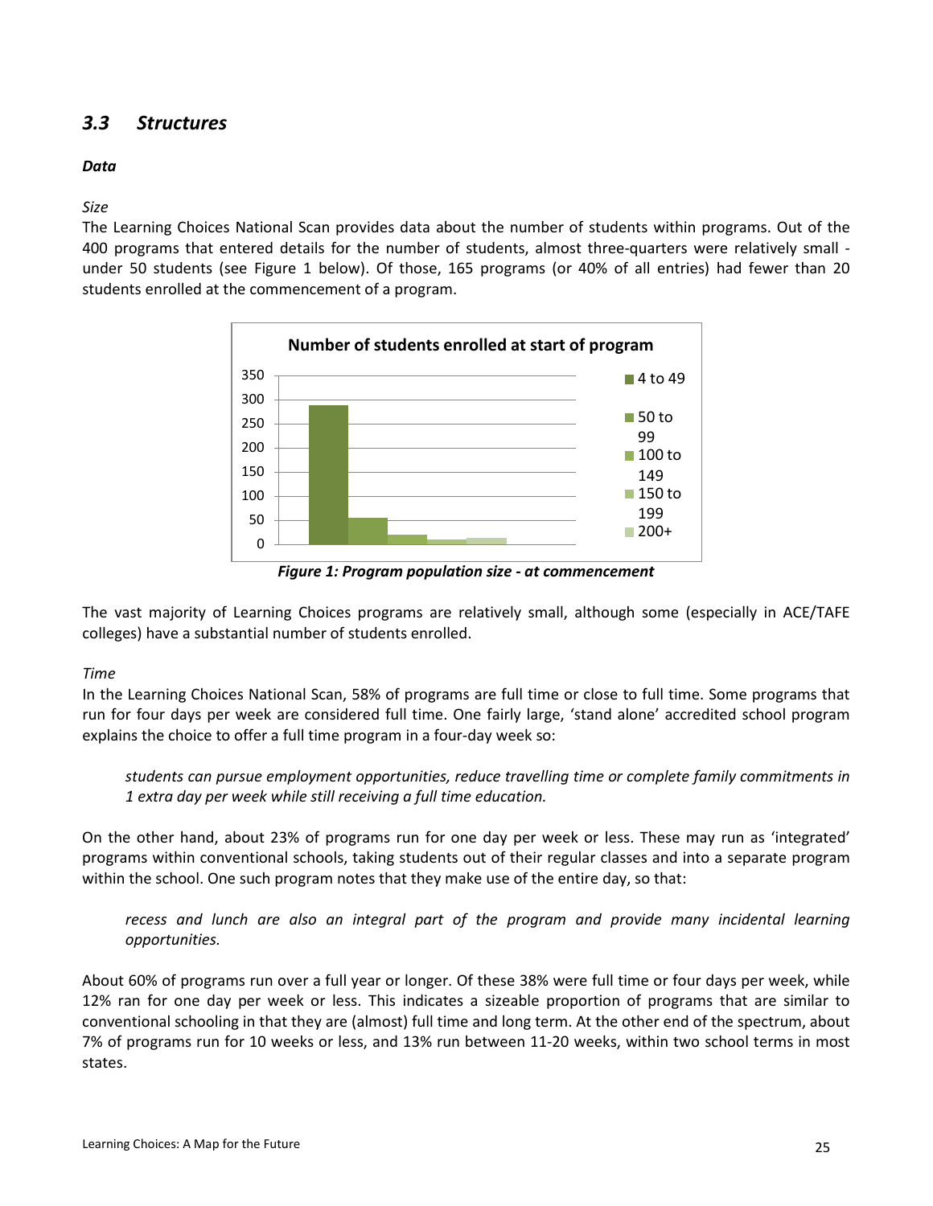## *3.3 Structures*

***Data***

*Size*

The Learning Choices National Scan provides data about the number of students within programs. Out of the 400 programs that entered details for the number of students, almost three-quarters were relatively small - under 50 students (see Figure 1 below). Of those, 165 programs (or 40% of all entries) had fewer than 20 students enrolled at the commencement of a program.

**Figure 1: Program population size - at commencement**

The vast majority of Learning Choices programs are relatively small, although some (especially in ACE/TAFE colleges) have a substantial number of students enrolled.

*Time*

In the Learning Choices National Scan, 58% of programs are full time or close to full time. Some programs that run for four days per week are considered full time. One fairly large, 'stand alone' accredited school program explains the choice to offer a full time program in a four-day week so:

> *students can pursue employment opportunities, reduce travelling time or complete family commitments in 1 extra day per week while still receiving a full time education.*

On the other hand, about 23% of programs run for one day per week or less. These may run as 'integrated' programs within conventional schools, taking students out of their regular classes and into a separate program within the school. One such program notes that they make use of the entire day, so that:

> *recess and lunch are also an integral part of the program and provide many incidental learning opportunities.*

About 60% of programs run over a full year or longer. Of these 38% were full time or four days per week, while 12% ran for one day per week or less. This indicates a sizeable proportion of programs that are similar to conventional schooling in that they are (almost) full time and long term. At the other end of the spectrum, about 7% of programs run for 10 weeks or less, and 13% run between 11-20 weeks, within two school terms in most states.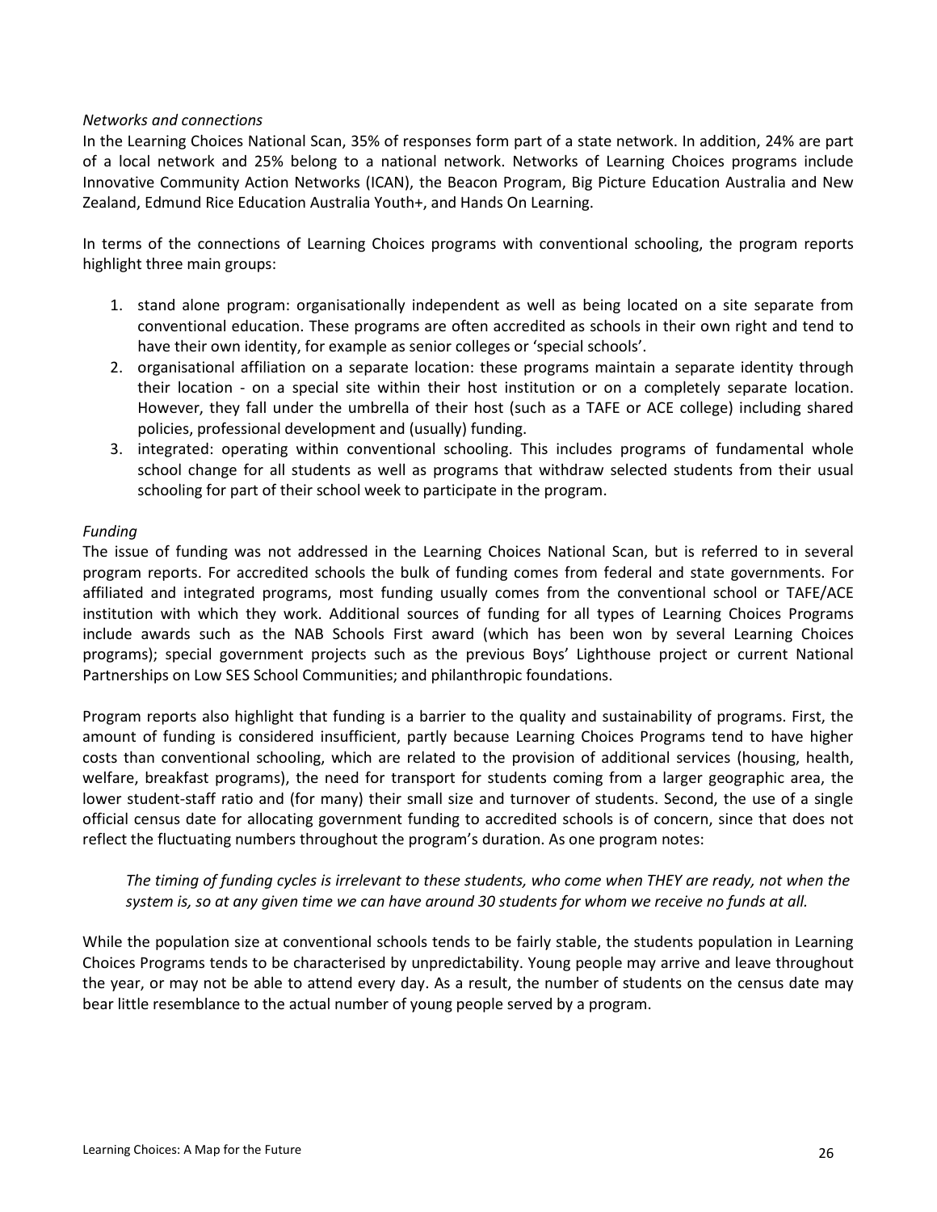*Networks and connections*

In the Learning Choices National Scan, 35% of responses form part of a state network. In addition, 24% are part of a local network and 25% belong to a national network. Networks of Learning Choices programs include Innovative Community Action Networks (ICAN), the Beacon Program, Big Picture Education Australia and New Zealand, Edmund Rice Education Australia Youth+, and Hands On Learning.

In terms of the connections of Learning Choices programs with conventional schooling, the program reports highlight three main groups:

1. stand alone program: organisationally independent as well as being located on a site separate from conventional education. These programs are often accredited as schools in their own right and tend to have their own identity, for example as senior colleges or 'special schools'.
2. organisational affiliation on a separate location: these programs maintain a separate identity through their location - on a special site within their host institution or on a completely separate location. However, they fall under the umbrella of their host (such as a TAFE or ACE college) including shared policies, professional development and (usually) funding.
3. integrated: operating within conventional schooling. This includes programs of fundamental whole school change for all students as well as programs that withdraw selected students from their usual schooling for part of their school week to participate in the program.

*Funding*

The issue of funding was not addressed in the Learning Choices National Scan, but is referred to in several program reports. For accredited schools the bulk of funding comes from federal and state governments. For affiliated and integrated programs, most funding usually comes from the conventional school or TAFE/ACE institution with which they work. Additional sources of funding for all types of Learning Choices Programs include awards such as the NAB Schools First award (which has been won by several Learning Choices programs); special government projects such as the previous Boys' Lighthouse project or current National Partnerships on Low SES School Communities; and philanthropic foundations.

Program reports also highlight that funding is a barrier to the quality and sustainability of programs. First, the amount of funding is considered insufficient, partly because Learning Choices Programs tend to have higher costs than conventional schooling, which are related to the provision of additional services (housing, health, welfare, breakfast programs), the need for transport for students coming from a larger geographic area, the lower student-staff ratio and (for many) their small size and turnover of students. Second, the use of a single official census date for allocating government funding to accredited schools is of concern, since that does not reflect the fluctuating numbers throughout the program's duration. As one program notes:

> *The timing of funding cycles is irrelevant to these students, who come when THEY are ready, not when the system is, so at any given time we can have around 30 students for whom we receive no funds at all.*

While the population size at conventional schools tends to be fairly stable, the students population in Learning Choices Programs tends to be characterised by unpredictability. Young people may arrive and leave throughout the year, or may not be able to attend every day. As a result, the number of students on the census date may bear little resemblance to the actual number of young people served by a program.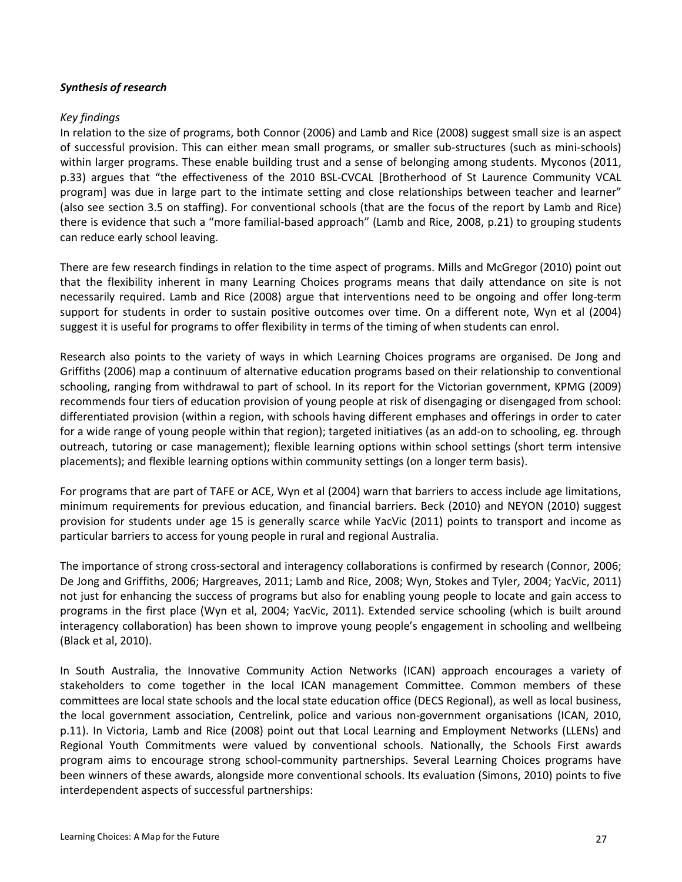***Synthesis of research***

*Key findings*

In relation to the size of programs, both Connor (2006) and Lamb and Rice (2008) suggest small size is an aspect of successful provision. This can either mean small programs, or smaller sub-structures (such as mini-schools) within larger programs. These enable building trust and a sense of belonging among students. Myconos (2011, p.33) argues that "the effectiveness of the 2010 BSL-CVCAL [Brotherhood of St Laurence Community VCAL program] was due in large part to the intimate setting and close relationships between teacher and learner" (also see section 3.5 on staffing). For conventional schools (that are the focus of the report by Lamb and Rice) there is evidence that such a "more familial-based approach" (Lamb and Rice, 2008, p.21) to grouping students can reduce early school leaving.

There are few research findings in relation to the time aspect of programs. Mills and McGregor (2010) point out that the flexibility inherent in many Learning Choices programs means that daily attendance on site is not necessarily required. Lamb and Rice (2008) argue that interventions need to be ongoing and offer long-term support for students in order to sustain positive outcomes over time. On a different note, Wyn et al (2004) suggest it is useful for programs to offer flexibility in terms of the timing of when students can enrol.

Research also points to the variety of ways in which Learning Choices programs are organised. De Jong and Griffiths (2006) map a continuum of alternative education programs based on their relationship to conventional schooling, ranging from withdrawal to part of school. In its report for the Victorian government, KPMG (2009) recommends four tiers of education provision of young people at risk of disengaging or disengaged from school: differentiated provision (within a region, with schools having different emphases and offerings in order to cater for a wide range of young people within that region); targeted initiatives (as an add-on to schooling, eg. through outreach, tutoring or case management); flexible learning options within school settings (short term intensive placements); and flexible learning options within community settings (on a longer term basis).

For programs that are part of TAFE or ACE, Wyn et al (2004) warn that barriers to access include age limitations, minimum requirements for previous education, and financial barriers. Beck (2010) and NEYON (2010) suggest provision for students under age 15 is generally scarce while YacVic (2011) points to transport and income as particular barriers to access for young people in rural and regional Australia.

The importance of strong cross-sectoral and interagency collaborations is confirmed by research (Connor, 2006; De Jong and Griffiths, 2006; Hargreaves, 2011; Lamb and Rice, 2008; Wyn, Stokes and Tyler, 2004; YacVic, 2011) not just for enhancing the success of programs but also for enabling young people to locate and gain access to programs in the first place (Wyn et al, 2004; YacVic, 2011). Extended service schooling (which is built around interagency collaboration) has been shown to improve young people's engagement in schooling and wellbeing (Black et al, 2010).

In South Australia, the Innovative Community Action Networks (ICAN) approach encourages a variety of stakeholders to come together in the local ICAN management Committee. Common members of these committees are local state schools and the local state education office (DECS Regional), as well as local business, the local government association, Centrelink, police and various non-government organisations (ICAN, 2010, p.11). In Victoria, Lamb and Rice (2008) point out that Local Learning and Employment Networks (LLENs) and Regional Youth Commitments were valued by conventional schools. Nationally, the Schools First awards program aims to encourage strong school-community partnerships. Several Learning Choices programs have been winners of these awards, alongside more conventional schools. Its evaluation (Simons, 2010) points to five interdependent aspects of successful partnerships: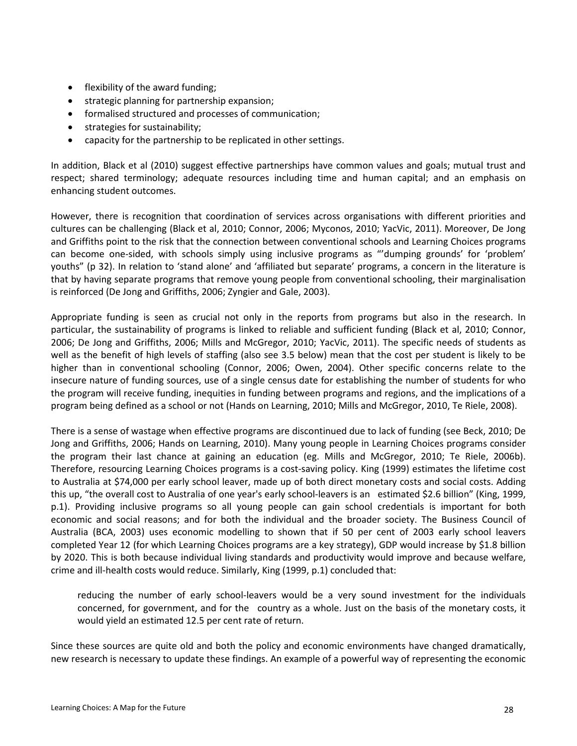- flexibility of the award funding;
- strategic planning for partnership expansion;
- formalised structured and processes of communication;
- strategies for sustainability;
- capacity for the partnership to be replicated in other settings.

In addition, Black et al (2010) suggest effective partnerships have common values and goals; mutual trust and respect; shared terminology; adequate resources including time and human capital; and an emphasis on enhancing student outcomes.

However, there is recognition that coordination of services across organisations with different priorities and cultures can be challenging (Black et al, 2010; Connor, 2006; Myconos, 2010; YacVic, 2011). Moreover, De Jong and Griffiths point to the risk that the connection between conventional schools and Learning Choices programs can become one-sided, with schools simply using inclusive programs as "'dumping grounds' for 'problem' youths" (p 32). In relation to 'stand alone' and 'affiliated but separate' programs, a concern in the literature is that by having separate programs that remove young people from conventional schooling, their marginalisation is reinforced (De Jong and Griffiths, 2006; Zyngier and Gale, 2003).

Appropriate funding is seen as crucial not only in the reports from programs but also in the research. In particular, the sustainability of programs is linked to reliable and sufficient funding (Black et al, 2010; Connor, 2006; De Jong and Griffiths, 2006; Mills and McGregor, 2010; YacVic, 2011). The specific needs of students as well as the benefit of high levels of staffing (also see 3.5 below) mean that the cost per student is likely to be higher than in conventional schooling (Connor, 2006; Owen, 2004). Other specific concerns relate to the insecure nature of funding sources, use of a single census date for establishing the number of students for who the program will receive funding, inequities in funding between programs and regions, and the implications of a program being defined as a school or not (Hands on Learning, 2010; Mills and McGregor, 2010, Te Riele, 2008).

There is a sense of wastage when effective programs are discontinued due to lack of funding (see Beck, 2010; De Jong and Griffiths, 2006; Hands on Learning, 2010). Many young people in Learning Choices programs consider the program their last chance at gaining an education (eg. Mills and McGregor, 2010; Te Riele, 2006b). Therefore, resourcing Learning Choices programs is a cost-saving policy. King (1999) estimates the lifetime cost to Australia at $74,000 per early school leaver, made up of both direct monetary costs and social costs. Adding this up, "the overall cost to Australia of one year's early school-leavers is an estimated $2.6 billion" (King, 1999, p.1). Providing inclusive programs so all young people can gain school credentials is important for both economic and social reasons; and for both the individual and the broader society. The Business Council of Australia (BCA, 2003) uses economic modelling to shown that if 50 per cent of 2003 early school leavers completed Year 12 (for which Learning Choices programs are a key strategy), GDP would increase by $1.8 billion by 2020. This is both because individual living standards and productivity would improve and because welfare, crime and ill-health costs would reduce. Similarly, King (1999, p.1) concluded that:

> reducing the number of early school-leavers would be a very sound investment for the individuals concerned, for government, and for the country as a whole. Just on the basis of the monetary costs, it would yield an estimated 12.5 per cent rate of return.

Since these sources are quite old and both the policy and economic environments have changed dramatically, new research is necessary to update these findings. An example of a powerful way of representing the economic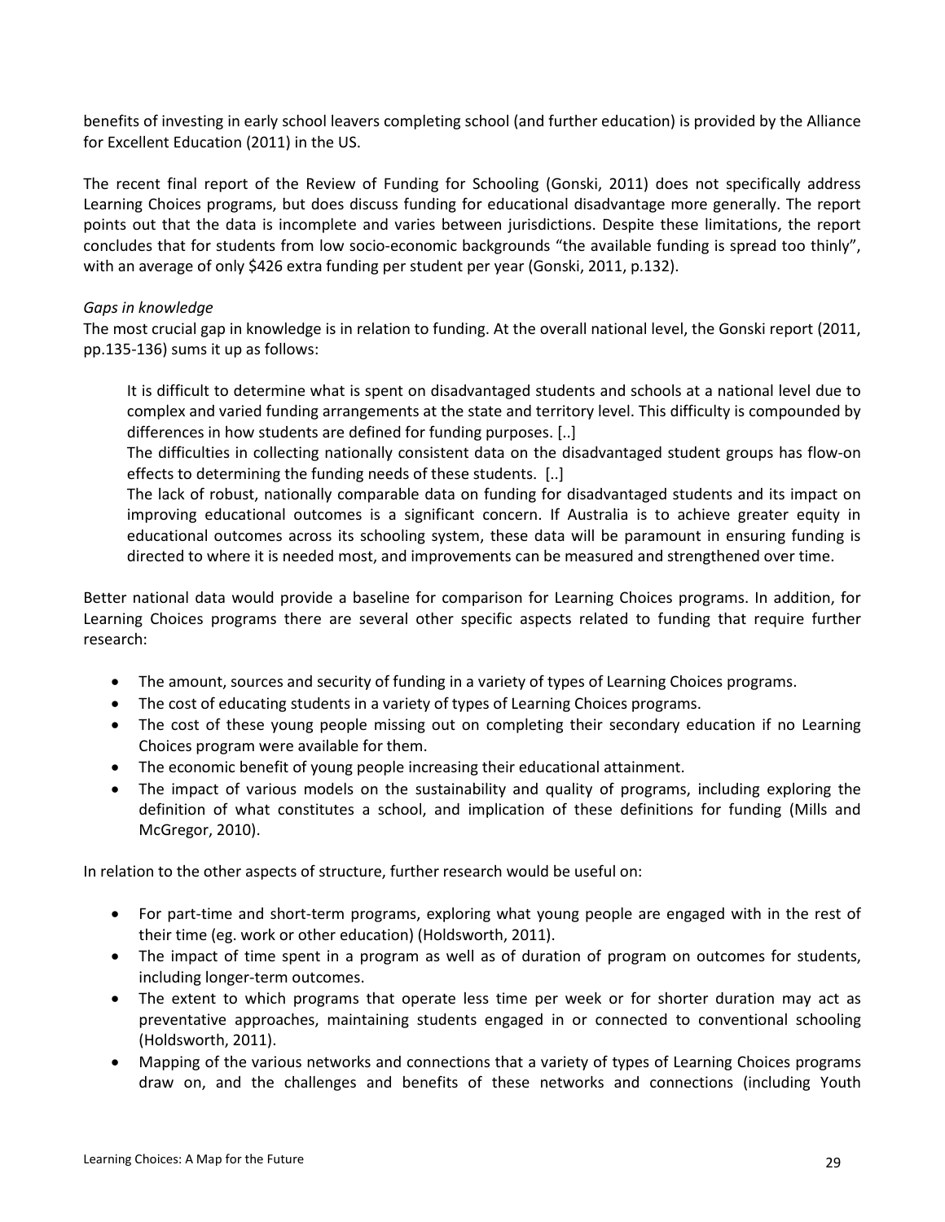benefits of investing in early school leavers completing school (and further education) is provided by the Alliance for Excellent Education (2011) in the US.

The recent final report of the Review of Funding for Schooling (Gonski, 2011) does not specifically address Learning Choices programs, but does discuss funding for educational disadvantage more generally. The report points out that the data is incomplete and varies between jurisdictions. Despite these limitations, the report concludes that for students from low socio-economic backgrounds "the available funding is spread too thinly", with an average of only $426 extra funding per student per year (Gonski, 2011, p.132).

*Gaps in knowledge*

The most crucial gap in knowledge is in relation to funding. At the overall national level, the Gonski report (2011, pp.135-136) sums it up as follows:

> It is difficult to determine what is spent on disadvantaged students and schools at a national level due to complex and varied funding arrangements at the state and territory level. This difficulty is compounded by differences in how students are defined for funding purposes. [..]
>
> The difficulties in collecting nationally consistent data on the disadvantaged student groups has flow-on effects to determining the funding needs of these students. [..]
>
> The lack of robust, nationally comparable data on funding for disadvantaged students and its impact on improving educational outcomes is a significant concern. If Australia is to achieve greater equity in educational outcomes across its schooling system, these data will be paramount in ensuring funding is directed to where it is needed most, and improvements can be measured and strengthened over time.

Better national data would provide a baseline for comparison for Learning Choices programs. In addition, for Learning Choices programs there are several other specific aspects related to funding that require further research:

- The amount, sources and security of funding in a variety of types of Learning Choices programs.
- The cost of educating students in a variety of types of Learning Choices programs.
- The cost of these young people missing out on completing their secondary education if no Learning Choices program were available for them.
- The economic benefit of young people increasing their educational attainment.
- The impact of various models on the sustainability and quality of programs, including exploring the definition of what constitutes a school, and implication of these definitions for funding (Mills and McGregor, 2010).

In relation to the other aspects of structure, further research would be useful on:

- For part-time and short-term programs, exploring what young people are engaged with in the rest of their time (eg. work or other education) (Holdsworth, 2011).
- The impact of time spent in a program as well as of duration of program on outcomes for students, including longer-term outcomes.
- The extent to which programs that operate less time per week or for shorter duration may act as preventative approaches, maintaining students engaged in or connected to conventional schooling (Holdsworth, 2011).
- Mapping of the various networks and connections that a variety of types of Learning Choices programs draw on, and the challenges and benefits of these networks and connections (including Youth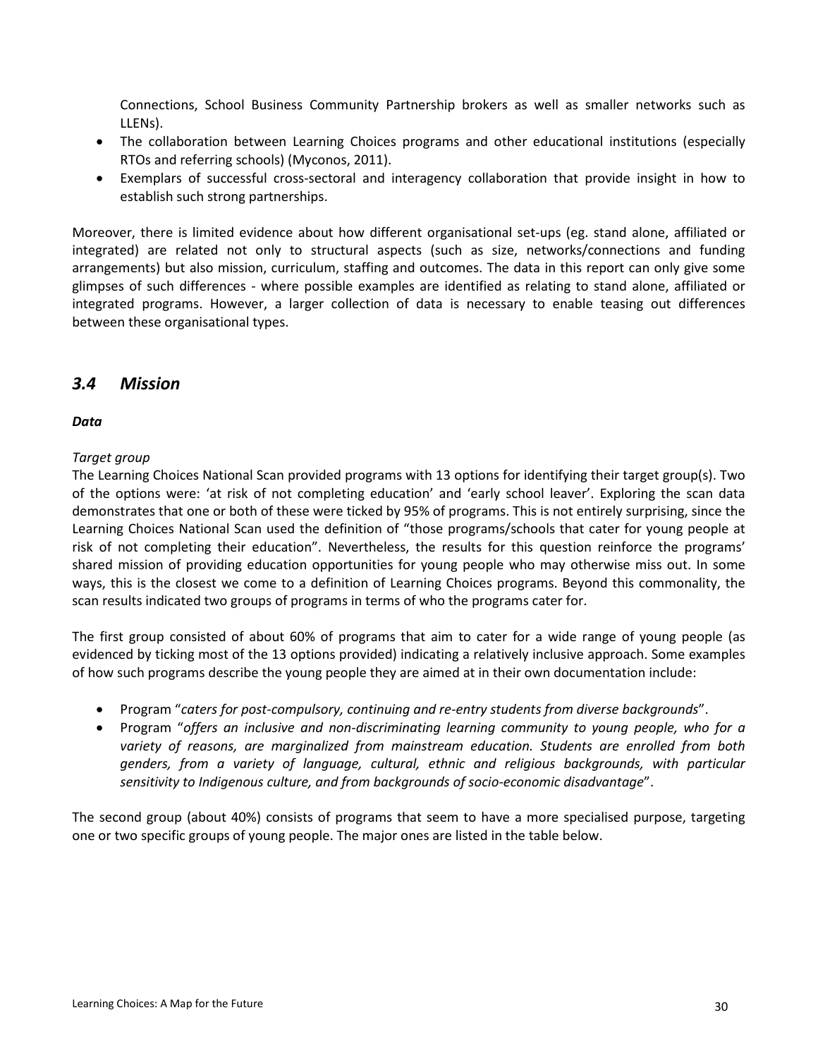Connections, School Business Community Partnership brokers as well as smaller networks such as LLENs).
- The collaboration between Learning Choices programs and other educational institutions (especially RTOs and referring schools) (Myconos, 2011).
- Exemplars of successful cross-sectoral and interagency collaboration that provide insight in how to establish such strong partnerships.

Moreover, there is limited evidence about how different organisational set-ups (eg. stand alone, affiliated or integrated) are related not only to structural aspects (such as size, networks/connections and funding arrangements) but also mission, curriculum, staffing and outcomes. The data in this report can only give some glimpses of such differences - where possible examples are identified as relating to stand alone, affiliated or integrated programs. However, a larger collection of data is necessary to enable teasing out differences between these organisational types.

## *3.4 Mission*

***Data***

*Target group*

The Learning Choices National Scan provided programs with 13 options for identifying their target group(s). Two of the options were: 'at risk of not completing education' and 'early school leaver'. Exploring the scan data demonstrates that one or both of these were ticked by 95% of programs. This is not entirely surprising, since the Learning Choices National Scan used the definition of "those programs/schools that cater for young people at risk of not completing their education". Nevertheless, the results for this question reinforce the programs' shared mission of providing education opportunities for young people who may otherwise miss out. In some ways, this is the closest we come to a definition of Learning Choices programs. Beyond this commonality, the scan results indicated two groups of programs in terms of who the programs cater for.

The first group consisted of about 60% of programs that aim to cater for a wide range of young people (as evidenced by ticking most of the 13 options provided) indicating a relatively inclusive approach. Some examples of how such programs describe the young people they are aimed at in their own documentation include:

- Program "*caters for post-compulsory, continuing and re-entry students from diverse backgrounds*".
- Program "*offers an inclusive and non-discriminating learning community to young people, who for a variety of reasons, are marginalized from mainstream education. Students are enrolled from both genders, from a variety of language, cultural, ethnic and religious backgrounds, with particular sensitivity to Indigenous culture, and from backgrounds of socio-economic disadvantage*".

The second group (about 40%) consists of programs that seem to have a more specialised purpose, targeting one or two specific groups of young people. The major ones are listed in the table below.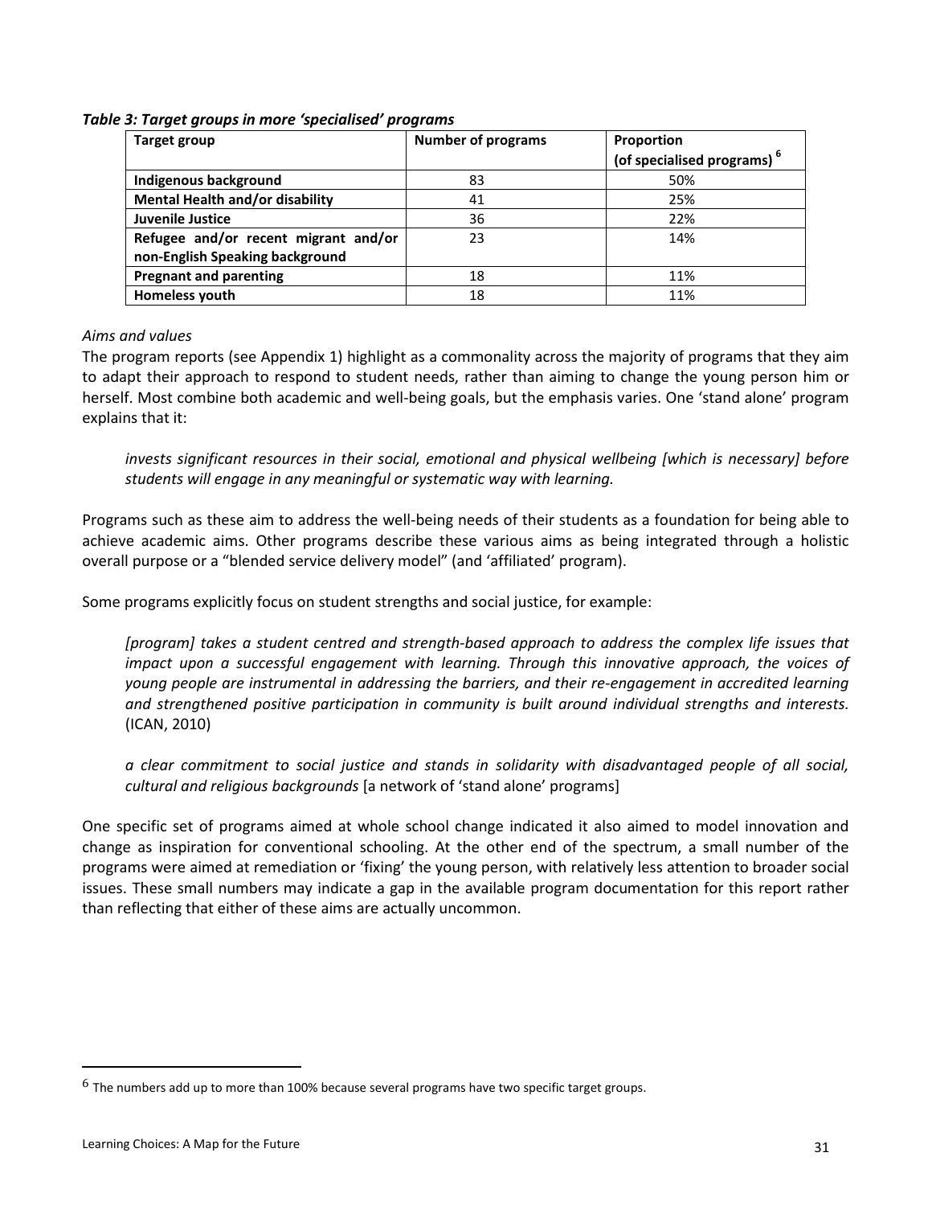***Table 3: Target groups in more 'specialised' programs***

| **Target group** | **Number of programs** | **Proportion (of specialised programs)** [6] |
|---|---|---|
| **Indigenous background** | 83 | 50% |
| **Mental Health and/or disability** | 41 | 25% |
| **Juvenile Justice** | 36 | 22% |
| **Refugee and/or recent migrant and/or non-English Speaking background** | 23 | 14% |
| **Pregnant and parenting** | 18 | 11% |
| **Homeless youth** | 18 | 11% |

*Aims and values*

The program reports (see Appendix 1) highlight as a commonality across the majority of programs that they aim to adapt their approach to respond to student needs, rather than aiming to change the young person him or herself. Most combine both academic and well-being goals, but the emphasis varies. One 'stand alone' program explains that it:

> *invests significant resources in their social, emotional and physical wellbeing [which is necessary] before students will engage in any meaningful or systematic way with learning.*

Programs such as these aim to address the well-being needs of their students as a foundation for being able to achieve academic aims. Other programs describe these various aims as being integrated through a holistic overall purpose or a "blended service delivery model" (and 'affiliated' program).

Some programs explicitly focus on student strengths and social justice, for example:

> *[program] takes a student centred and strength-based approach to address the complex life issues that impact upon a successful engagement with learning. Through this innovative approach, the voices of young people are instrumental in addressing the barriers, and their re-engagement in accredited learning and strengthened positive participation in community is built around individual strengths and interests.* (ICAN, 2010)

> *a clear commitment to social justice and stands in solidarity with disadvantaged people of all social, cultural and religious backgrounds* [a network of 'stand alone' programs]

One specific set of programs aimed at whole school change indicated it also aimed to model innovation and change as inspiration for conventional schooling. At the other end of the spectrum, a small number of the programs were aimed at remediation or 'fixing' the young person, with relatively less attention to broader social issues. These small numbers may indicate a gap in the available program documentation for this report rather than reflecting that either of these aims are actually uncommon.

---

[6] The numbers add up to more than 100% because several programs have two specific target groups.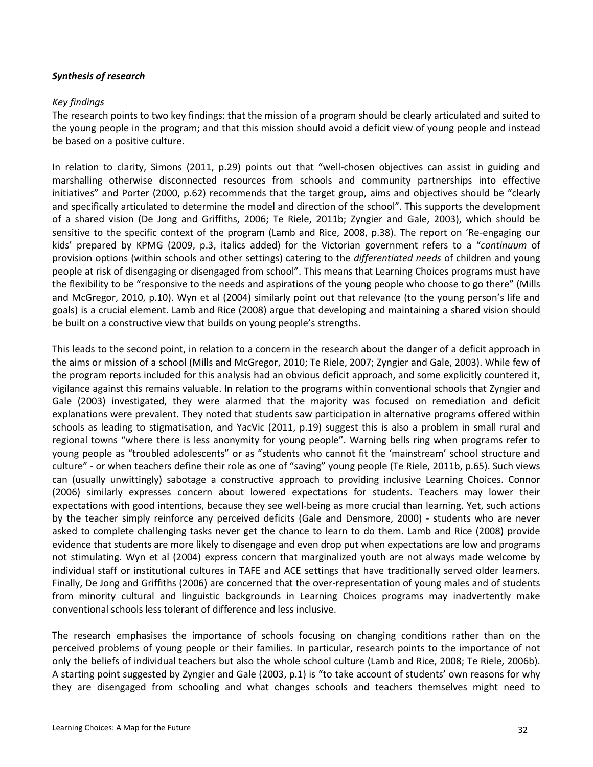***Synthesis of research***

*Key findings*

The research points to two key findings: that the mission of a program should be clearly articulated and suited to the young people in the program; and that this mission should avoid a deficit view of young people and instead be based on a positive culture.

In relation to clarity, Simons (2011, p.29) points out that "well-chosen objectives can assist in guiding and marshalling otherwise disconnected resources from schools and community partnerships into effective initiatives" and Porter (2000, p.62) recommends that the target group, aims and objectives should be "clearly and specifically articulated to determine the model and direction of the school". This supports the development of a shared vision (De Jong and Griffiths, 2006; Te Riele, 2011b; Zyngier and Gale, 2003), which should be sensitive to the specific context of the program (Lamb and Rice, 2008, p.38). The report on 'Re-engaging our kids' prepared by KPMG (2009, p.3, italics added) for the Victorian government refers to a "*continuum* of provision options (within schools and other settings) catering to the *differentiated needs* of children and young people at risk of disengaging or disengaged from school". This means that Learning Choices programs must have the flexibility to be "responsive to the needs and aspirations of the young people who choose to go there" (Mills and McGregor, 2010, p.10). Wyn et al (2004) similarly point out that relevance (to the young person's life and goals) is a crucial element. Lamb and Rice (2008) argue that developing and maintaining a shared vision should be built on a constructive view that builds on young people's strengths.

This leads to the second point, in relation to a concern in the research about the danger of a deficit approach in the aims or mission of a school (Mills and McGregor, 2010; Te Riele, 2007; Zyngier and Gale, 2003). While few of the program reports included for this analysis had an obvious deficit approach, and some explicitly countered it, vigilance against this remains valuable. In relation to the programs within conventional schools that Zyngier and Gale (2003) investigated, they were alarmed that the majority was focused on remediation and deficit explanations were prevalent. They noted that students saw participation in alternative programs offered within schools as leading to stigmatisation, and YacVic (2011, p.19) suggest this is also a problem in small rural and regional towns "where there is less anonymity for young people". Warning bells ring when programs refer to young people as "troubled adolescents" or as "students who cannot fit the 'mainstream' school structure and culture" - or when teachers define their role as one of "saving" young people (Te Riele, 2011b, p.65). Such views can (usually unwittingly) sabotage a constructive approach to providing inclusive Learning Choices. Connor (2006) similarly expresses concern about lowered expectations for students. Teachers may lower their expectations with good intentions, because they see well-being as more crucial than learning. Yet, such actions by the teacher simply reinforce any perceived deficits (Gale and Densmore, 2000) - students who are never asked to complete challenging tasks never get the chance to learn to do them. Lamb and Rice (2008) provide evidence that students are more likely to disengage and even drop put when expectations are low and programs not stimulating. Wyn et al (2004) express concern that marginalized youth are not always made welcome by individual staff or institutional cultures in TAFE and ACE settings that have traditionally served older learners. Finally, De Jong and Griffiths (2006) are concerned that the over-representation of young males and of students from minority cultural and linguistic backgrounds in Learning Choices programs may inadvertently make conventional schools less tolerant of difference and less inclusive.

The research emphasises the importance of schools focusing on changing conditions rather than on the perceived problems of young people or their families. In particular, research points to the importance of not only the beliefs of individual teachers but also the whole school culture (Lamb and Rice, 2008; Te Riele, 2006b). A starting point suggested by Zyngier and Gale (2003, p.1) is "to take account of students' own reasons for why they are disengaged from schooling and what changes schools and teachers themselves might need to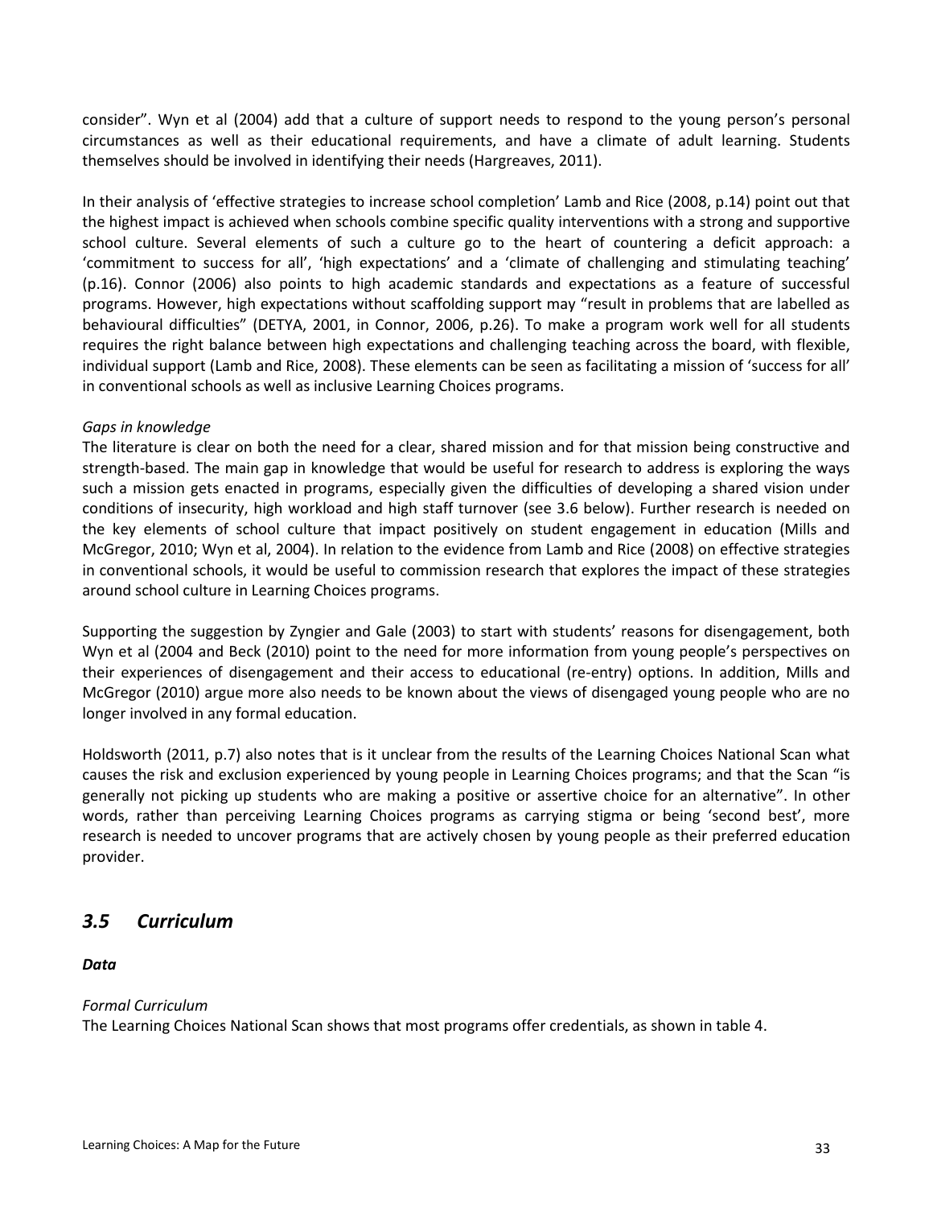consider". Wyn et al (2004) add that a culture of support needs to respond to the young person's personal circumstances as well as their educational requirements, and have a climate of adult learning. Students themselves should be involved in identifying their needs (Hargreaves, 2011).

In their analysis of 'effective strategies to increase school completion' Lamb and Rice (2008, p.14) point out that the highest impact is achieved when schools combine specific quality interventions with a strong and supportive school culture. Several elements of such a culture go to the heart of countering a deficit approach: a 'commitment to success for all', 'high expectations' and a 'climate of challenging and stimulating teaching' (p.16). Connor (2006) also points to high academic standards and expectations as a feature of successful programs. However, high expectations without scaffolding support may "result in problems that are labelled as behavioural difficulties" (DETYA, 2001, in Connor, 2006, p.26). To make a program work well for all students requires the right balance between high expectations and challenging teaching across the board, with flexible, individual support (Lamb and Rice, 2008). These elements can be seen as facilitating a mission of 'success for all' in conventional schools as well as inclusive Learning Choices programs.

*Gaps in knowledge*

The literature is clear on both the need for a clear, shared mission and for that mission being constructive and strength-based. The main gap in knowledge that would be useful for research to address is exploring the ways such a mission gets enacted in programs, especially given the difficulties of developing a shared vision under conditions of insecurity, high workload and high staff turnover (see 3.6 below). Further research is needed on the key elements of school culture that impact positively on student engagement in education (Mills and McGregor, 2010; Wyn et al, 2004). In relation to the evidence from Lamb and Rice (2008) on effective strategies in conventional schools, it would be useful to commission research that explores the impact of these strategies around school culture in Learning Choices programs.

Supporting the suggestion by Zyngier and Gale (2003) to start with students' reasons for disengagement, both Wyn et al (2004 and Beck (2010) point to the need for more information from young people's perspectives on their experiences of disengagement and their access to educational (re-entry) options. In addition, Mills and McGregor (2010) argue more also needs to be known about the views of disengaged young people who are no longer involved in any formal education.

Holdsworth (2011, p.7) also notes that is it unclear from the results of the Learning Choices National Scan what causes the risk and exclusion experienced by young people in Learning Choices programs; and that the Scan "is generally not picking up students who are making a positive or assertive choice for an alternative". In other words, rather than perceiving Learning Choices programs as carrying stigma or being 'second best', more research is needed to uncover programs that are actively chosen by young people as their preferred education provider.

## *3.5 Curriculum*

***Data***

*Formal Curriculum*

The Learning Choices National Scan shows that most programs offer credentials, as shown in table 4.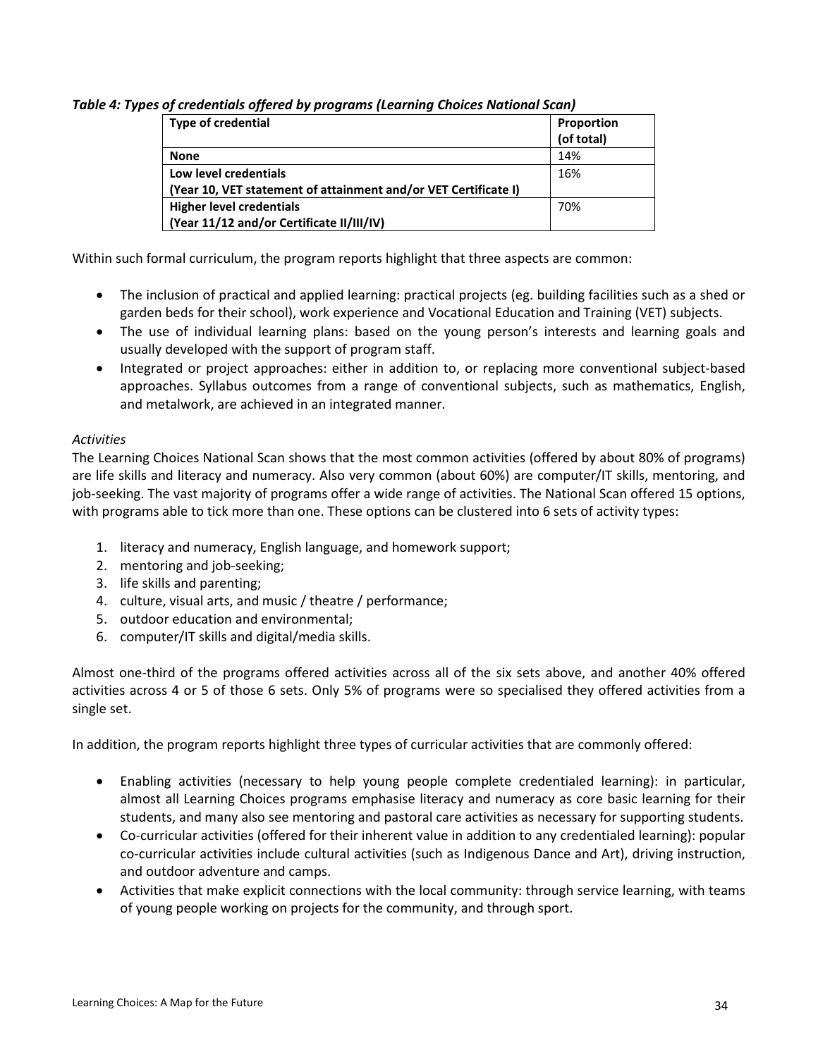*Table 4: Types of credentials offered by programs (Learning Choices National Scan)*

| Type of credential | Proportion (of total) |
|---|---|
| **None** | 14% |
| **Low level credentials (Year 10, VET statement of attainment and/or VET Certificate I)** | 16% |
| **Higher level credentials (Year 11/12 and/or Certificate II/III/IV)** | 70% |

Within such formal curriculum, the program reports highlight that three aspects are common:

- The inclusion of practical and applied learning: practical projects (eg. building facilities such as a shed or garden beds for their school), work experience and Vocational Education and Training (VET) subjects.
- The use of individual learning plans: based on the young person's interests and learning goals and usually developed with the support of program staff.
- Integrated or project approaches: either in addition to, or replacing more conventional subject-based approaches. Syllabus outcomes from a range of conventional subjects, such as mathematics, English, and metalwork, are achieved in an integrated manner.

*Activities*

The Learning Choices National Scan shows that the most common activities (offered by about 80% of programs) are life skills and literacy and numeracy. Also very common (about 60%) are computer/IT skills, mentoring, and job-seeking. The vast majority of programs offer a wide range of activities. The National Scan offered 15 options, with programs able to tick more than one. These options can be clustered into 6 sets of activity types:

1. literacy and numeracy, English language, and homework support;
2. mentoring and job-seeking;
3. life skills and parenting;
4. culture, visual arts, and music / theatre / performance;
5. outdoor education and environmental;
6. computer/IT skills and digital/media skills.

Almost one-third of the programs offered activities across all of the six sets above, and another 40% offered activities across 4 or 5 of those 6 sets. Only 5% of programs were so specialised they offered activities from a single set.

In addition, the program reports highlight three types of curricular activities that are commonly offered:

- Enabling activities (necessary to help young people complete credentialed learning): in particular, almost all Learning Choices programs emphasise literacy and numeracy as core basic learning for their students, and many also see mentoring and pastoral care activities as necessary for supporting students.
- Co-curricular activities (offered for their inherent value in addition to any credentialed learning): popular co-curricular activities include cultural activities (such as Indigenous Dance and Art), driving instruction, and outdoor adventure and camps.
- Activities that make explicit connections with the local community: through service learning, with teams of young people working on projects for the community, and through sport.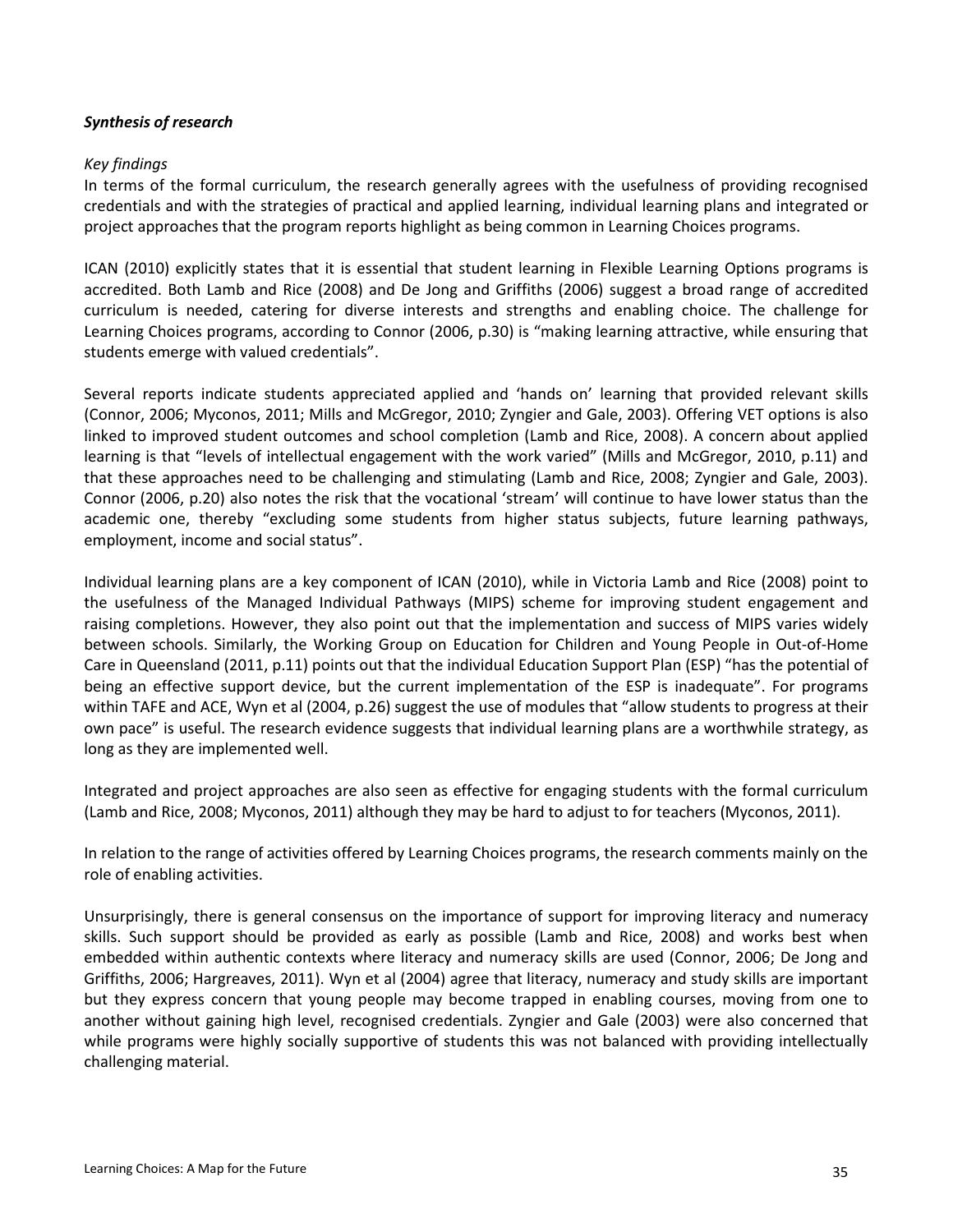***Synthesis of research***

*Key findings*

In terms of the formal curriculum, the research generally agrees with the usefulness of providing recognised credentials and with the strategies of practical and applied learning, individual learning plans and integrated or project approaches that the program reports highlight as being common in Learning Choices programs.

ICAN (2010) explicitly states that it is essential that student learning in Flexible Learning Options programs is accredited. Both Lamb and Rice (2008) and De Jong and Griffiths (2006) suggest a broad range of accredited curriculum is needed, catering for diverse interests and strengths and enabling choice. The challenge for Learning Choices programs, according to Connor (2006, p.30) is "making learning attractive, while ensuring that students emerge with valued credentials".

Several reports indicate students appreciated applied and 'hands on' learning that provided relevant skills (Connor, 2006; Myconos, 2011; Mills and McGregor, 2010; Zyngier and Gale, 2003). Offering VET options is also linked to improved student outcomes and school completion (Lamb and Rice, 2008). A concern about applied learning is that "levels of intellectual engagement with the work varied" (Mills and McGregor, 2010, p.11) and that these approaches need to be challenging and stimulating (Lamb and Rice, 2008; Zyngier and Gale, 2003). Connor (2006, p.20) also notes the risk that the vocational 'stream' will continue to have lower status than the academic one, thereby "excluding some students from higher status subjects, future learning pathways, employment, income and social status".

Individual learning plans are a key component of ICAN (2010), while in Victoria Lamb and Rice (2008) point to the usefulness of the Managed Individual Pathways (MIPS) scheme for improving student engagement and raising completions. However, they also point out that the implementation and success of MIPS varies widely between schools. Similarly, the Working Group on Education for Children and Young People in Out-of-Home Care in Queensland (2011, p.11) points out that the individual Education Support Plan (ESP) "has the potential of being an effective support device, but the current implementation of the ESP is inadequate". For programs within TAFE and ACE, Wyn et al (2004, p.26) suggest the use of modules that "allow students to progress at their own pace" is useful. The research evidence suggests that individual learning plans are a worthwhile strategy, as long as they are implemented well.

Integrated and project approaches are also seen as effective for engaging students with the formal curriculum (Lamb and Rice, 2008; Myconos, 2011) although they may be hard to adjust to for teachers (Myconos, 2011).

In relation to the range of activities offered by Learning Choices programs, the research comments mainly on the role of enabling activities.

Unsurprisingly, there is general consensus on the importance of support for improving literacy and numeracy skills. Such support should be provided as early as possible (Lamb and Rice, 2008) and works best when embedded within authentic contexts where literacy and numeracy skills are used (Connor, 2006; De Jong and Griffiths, 2006; Hargreaves, 2011). Wyn et al (2004) agree that literacy, numeracy and study skills are important but they express concern that young people may become trapped in enabling courses, moving from one to another without gaining high level, recognised credentials. Zyngier and Gale (2003) were also concerned that while programs were highly socially supportive of students this was not balanced with providing intellectually challenging material.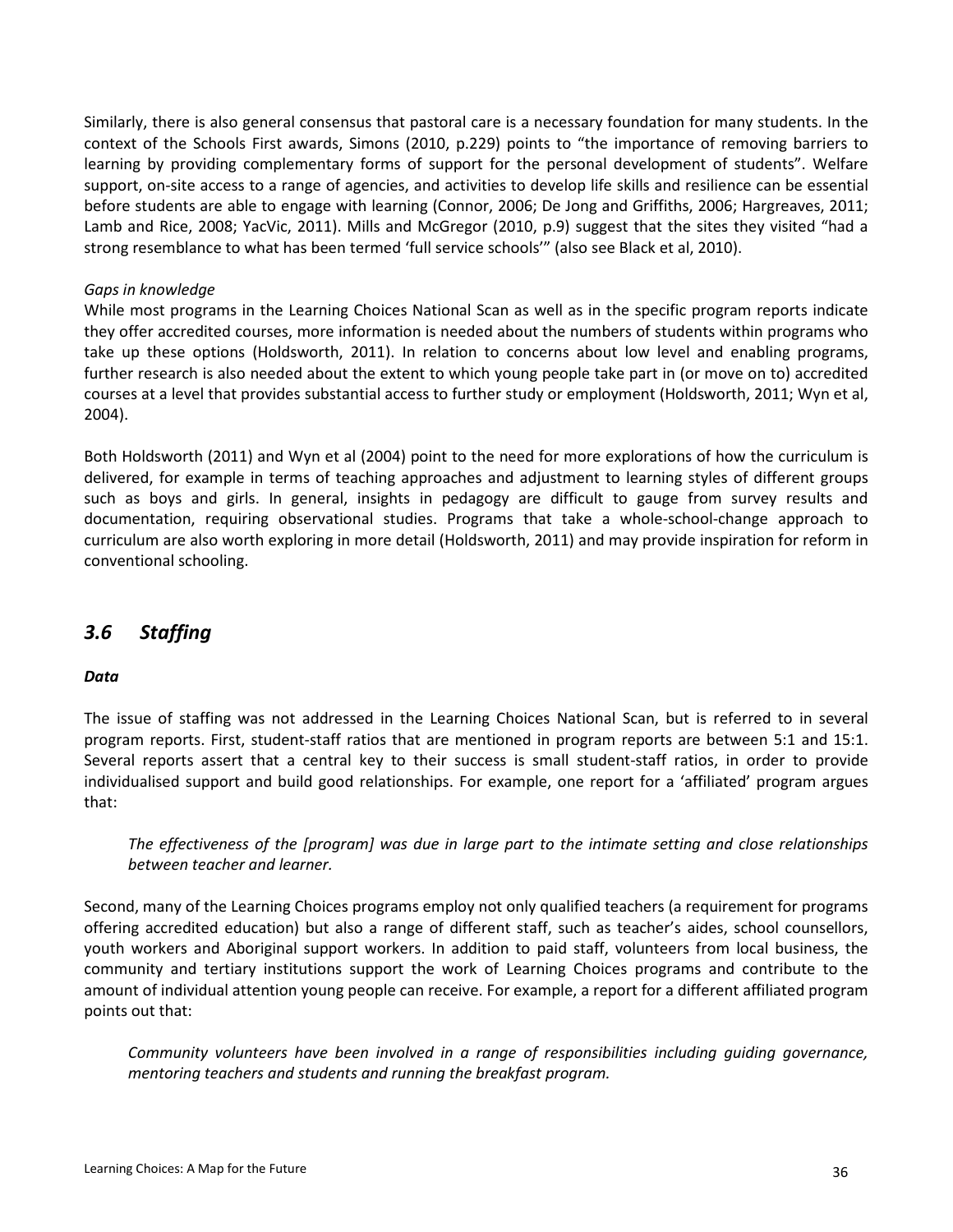Similarly, there is also general consensus that pastoral care is a necessary foundation for many students. In the context of the Schools First awards, Simons (2010, p.229) points to "the importance of removing barriers to learning by providing complementary forms of support for the personal development of students". Welfare support, on-site access to a range of agencies, and activities to develop life skills and resilience can be essential before students are able to engage with learning (Connor, 2006; De Jong and Griffiths, 2006; Hargreaves, 2011; Lamb and Rice, 2008; YacVic, 2011). Mills and McGregor (2010, p.9) suggest that the sites they visited "had a strong resemblance to what has been termed 'full service schools'" (also see Black et al, 2010).

*Gaps in knowledge*

While most programs in the Learning Choices National Scan as well as in the specific program reports indicate they offer accredited courses, more information is needed about the numbers of students within programs who take up these options (Holdsworth, 2011). In relation to concerns about low level and enabling programs, further research is also needed about the extent to which young people take part in (or move on to) accredited courses at a level that provides substantial access to further study or employment (Holdsworth, 2011; Wyn et al, 2004).

Both Holdsworth (2011) and Wyn et al (2004) point to the need for more explorations of how the curriculum is delivered, for example in terms of teaching approaches and adjustment to learning styles of different groups such as boys and girls. In general, insights in pedagogy are difficult to gauge from survey results and documentation, requiring observational studies. Programs that take a whole-school-change approach to curriculum are also worth exploring in more detail (Holdsworth, 2011) and may provide inspiration for reform in conventional schooling.

## *3.6 Staffing*

***Data***

The issue of staffing was not addressed in the Learning Choices National Scan, but is referred to in several program reports. First, student-staff ratios that are mentioned in program reports are between 5:1 and 15:1. Several reports assert that a central key to their success is small student-staff ratios, in order to provide individualised support and build good relationships. For example, one report for a 'affiliated' program argues that:

> *The effectiveness of the [program] was due in large part to the intimate setting and close relationships between teacher and learner.*

Second, many of the Learning Choices programs employ not only qualified teachers (a requirement for programs offering accredited education) but also a range of different staff, such as teacher's aides, school counsellors, youth workers and Aboriginal support workers. In addition to paid staff, volunteers from local business, the community and tertiary institutions support the work of Learning Choices programs and contribute to the amount of individual attention young people can receive. For example, a report for a different affiliated program points out that:

> *Community volunteers have been involved in a range of responsibilities including guiding governance, mentoring teachers and students and running the breakfast program.*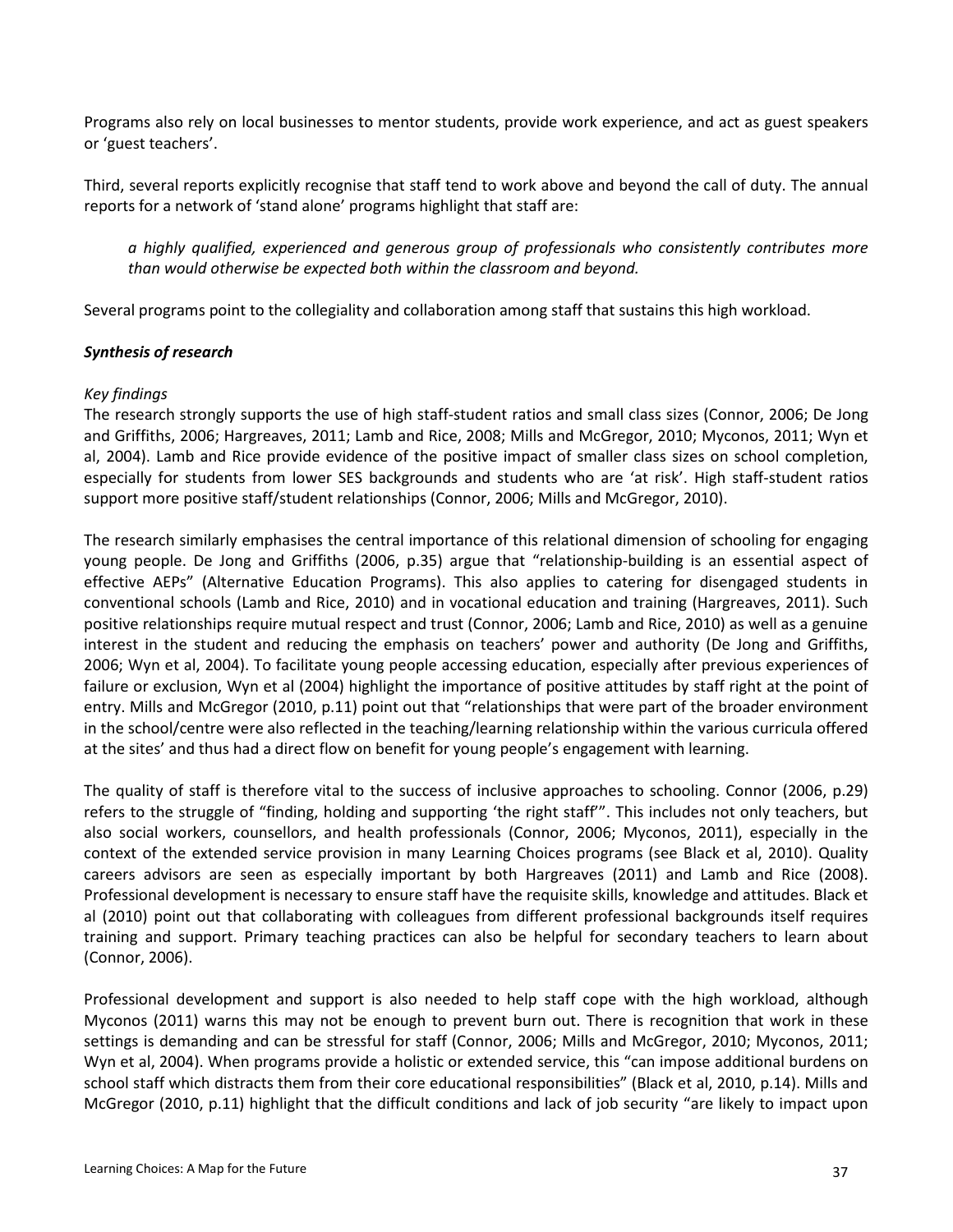Programs also rely on local businesses to mentor students, provide work experience, and act as guest speakers or 'guest teachers'.

Third, several reports explicitly recognise that staff tend to work above and beyond the call of duty. The annual reports for a network of 'stand alone' programs highlight that staff are:

> *a highly qualified, experienced and generous group of professionals who consistently contributes more than would otherwise be expected both within the classroom and beyond.*

Several programs point to the collegiality and collaboration among staff that sustains this high workload.

***Synthesis of research***

*Key findings*

The research strongly supports the use of high staff-student ratios and small class sizes (Connor, 2006; De Jong and Griffiths, 2006; Hargreaves, 2011; Lamb and Rice, 2008; Mills and McGregor, 2010; Myconos, 2011; Wyn et al, 2004). Lamb and Rice provide evidence of the positive impact of smaller class sizes on school completion, especially for students from lower SES backgrounds and students who are 'at risk'. High staff-student ratios support more positive staff/student relationships (Connor, 2006; Mills and McGregor, 2010).

The research similarly emphasises the central importance of this relational dimension of schooling for engaging young people. De Jong and Griffiths (2006, p.35) argue that "relationship-building is an essential aspect of effective AEPs" (Alternative Education Programs). This also applies to catering for disengaged students in conventional schools (Lamb and Rice, 2010) and in vocational education and training (Hargreaves, 2011). Such positive relationships require mutual respect and trust (Connor, 2006; Lamb and Rice, 2010) as well as a genuine interest in the student and reducing the emphasis on teachers' power and authority (De Jong and Griffiths, 2006; Wyn et al, 2004). To facilitate young people accessing education, especially after previous experiences of failure or exclusion, Wyn et al (2004) highlight the importance of positive attitudes by staff right at the point of entry. Mills and McGregor (2010, p.11) point out that "relationships that were part of the broader environment in the school/centre were also reflected in the teaching/learning relationship within the various curricula offered at the sites' and thus had a direct flow on benefit for young people's engagement with learning.

The quality of staff is therefore vital to the success of inclusive approaches to schooling. Connor (2006, p.29) refers to the struggle of "finding, holding and supporting 'the right staff'". This includes not only teachers, but also social workers, counsellors, and health professionals (Connor, 2006; Myconos, 2011), especially in the context of the extended service provision in many Learning Choices programs (see Black et al, 2010). Quality careers advisors are seen as especially important by both Hargreaves (2011) and Lamb and Rice (2008). Professional development is necessary to ensure staff have the requisite skills, knowledge and attitudes. Black et al (2010) point out that collaborating with colleagues from different professional backgrounds itself requires training and support. Primary teaching practices can also be helpful for secondary teachers to learn about (Connor, 2006).

Professional development and support is also needed to help staff cope with the high workload, although Myconos (2011) warns this may not be enough to prevent burn out. There is recognition that work in these settings is demanding and can be stressful for staff (Connor, 2006; Mills and McGregor, 2010; Myconos, 2011; Wyn et al, 2004). When programs provide a holistic or extended service, this "can impose additional burdens on school staff which distracts them from their core educational responsibilities" (Black et al, 2010, p.14). Mills and McGregor (2010, p.11) highlight that the difficult conditions and lack of job security "are likely to impact upon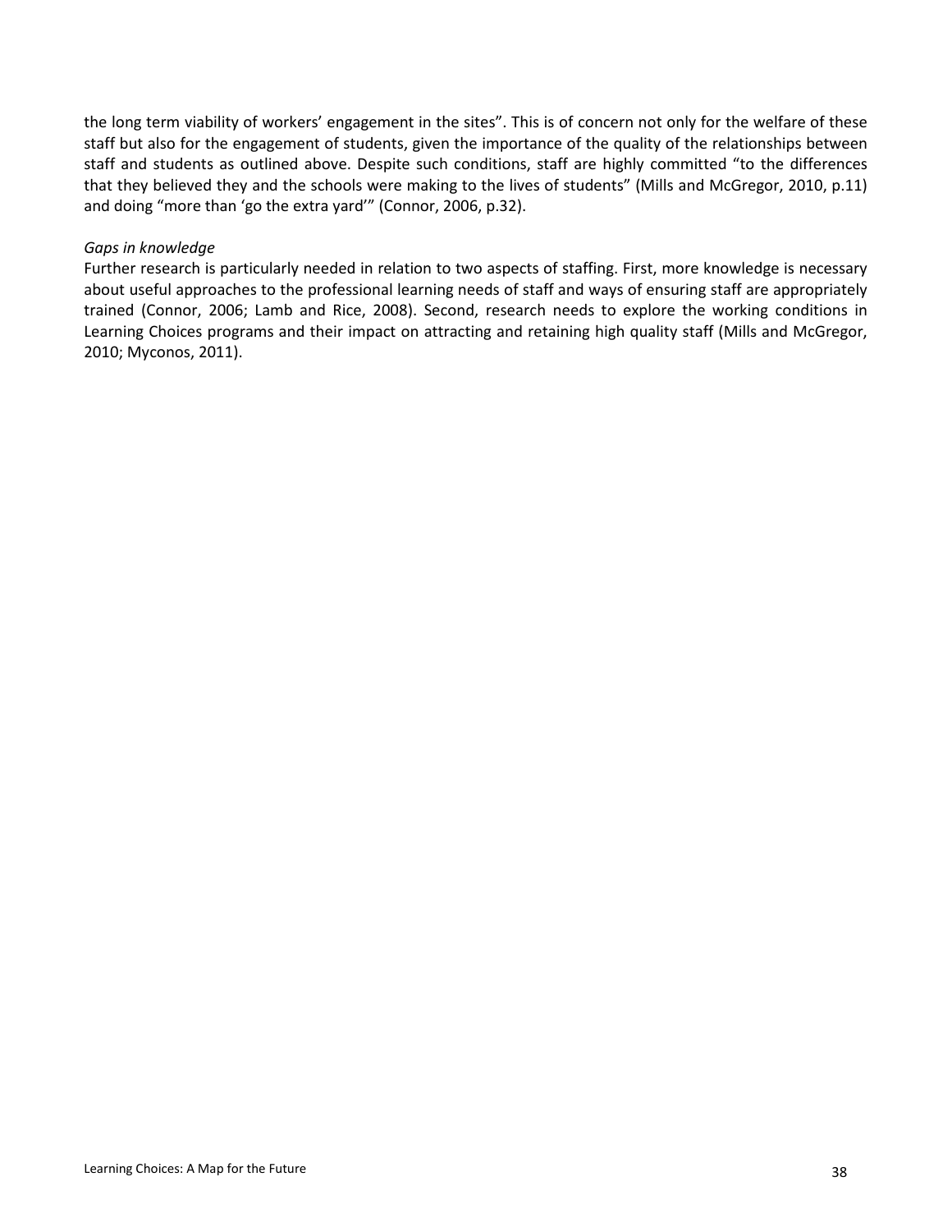the long term viability of workers' engagement in the sites". This is of concern not only for the welfare of these staff but also for the engagement of students, given the importance of the quality of the relationships between staff and students as outlined above. Despite such conditions, staff are highly committed "to the differences that they believed they and the schools were making to the lives of students" (Mills and McGregor, 2010, p.11) and doing "more than 'go the extra yard'" (Connor, 2006, p.32).

*Gaps in knowledge*

Further research is particularly needed in relation to two aspects of staffing. First, more knowledge is necessary about useful approaches to the professional learning needs of staff and ways of ensuring staff are appropriately trained (Connor, 2006; Lamb and Rice, 2008). Second, research needs to explore the working conditions in Learning Choices programs and their impact on attracting and retaining high quality staff (Mills and McGregor, 2010; Myconos, 2011).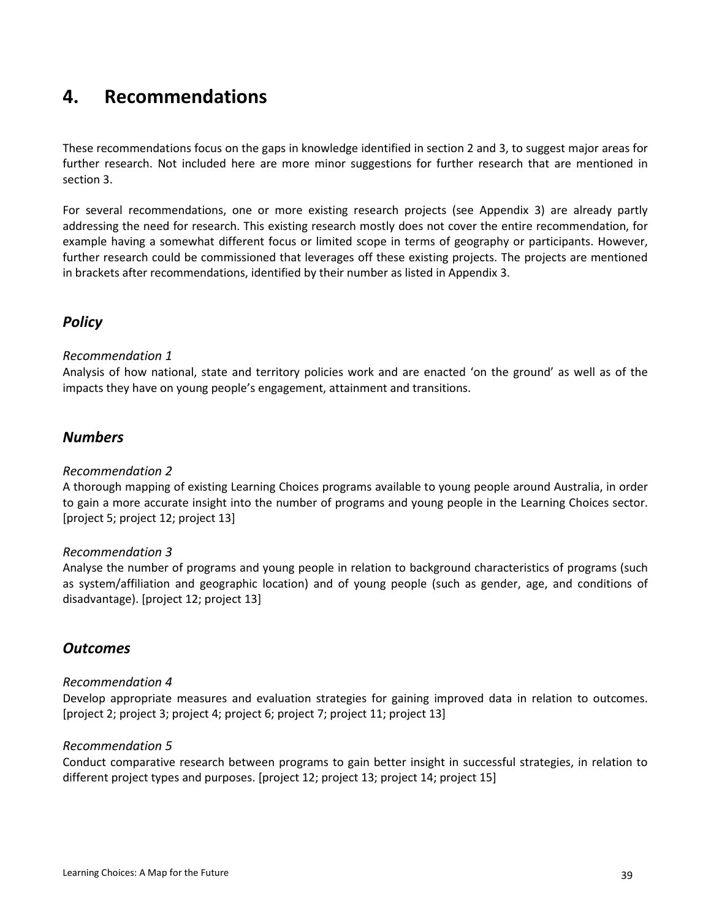# 4. Recommendations

These recommendations focus on the gaps in knowledge identified in section 2 and 3, to suggest major areas for further research. Not included here are more minor suggestions for further research that are mentioned in section 3.

For several recommendations, one or more existing research projects (see Appendix 3) are already partly addressing the need for research. This existing research mostly does not cover the entire recommendation, for example having a somewhat different focus or limited scope in terms of geography or participants. However, further research could be commissioned that leverages off these existing projects. The projects are mentioned in brackets after recommendations, identified by their number as listed in Appendix 3.

## *Policy*

*Recommendation 1*

Analysis of how national, state and territory policies work and are enacted 'on the ground' as well as of the impacts they have on young people's engagement, attainment and transitions.

## *Numbers*

*Recommendation 2*

A thorough mapping of existing Learning Choices programs available to young people around Australia, in order to gain a more accurate insight into the number of programs and young people in the Learning Choices sector. [project 5; project 12; project 13]

*Recommendation 3*

Analyse the number of programs and young people in relation to background characteristics of programs (such as system/affiliation and geographic location) and of young people (such as gender, age, and conditions of disadvantage). [project 12; project 13]

## *Outcomes*

*Recommendation 4*

Develop appropriate measures and evaluation strategies for gaining improved data in relation to outcomes. [project 2; project 3; project 4; project 6; project 7; project 11; project 13]

*Recommendation 5*

Conduct comparative research between programs to gain better insight in successful strategies, in relation to different project types and purposes. [project 12; project 13; project 14; project 15]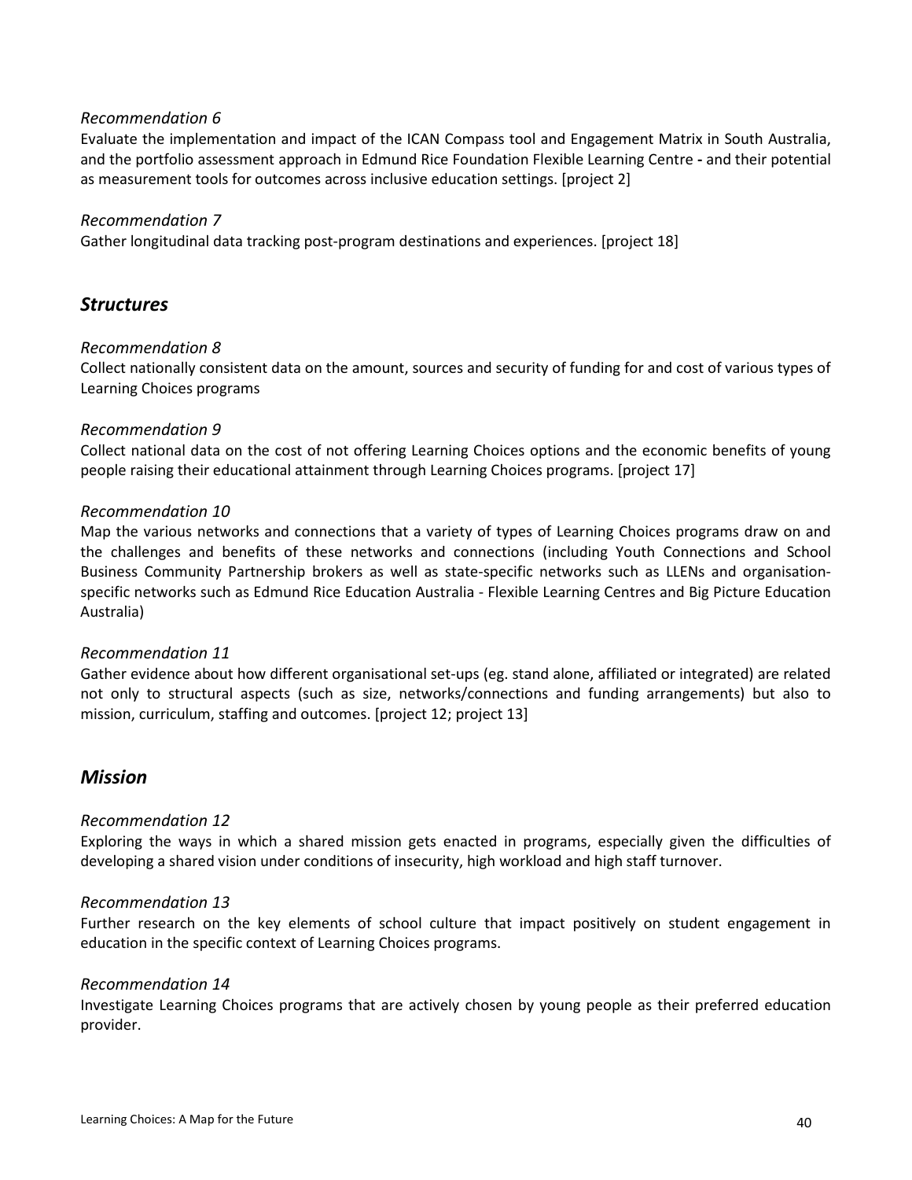*Recommendation 6*

Evaluate the implementation and impact of the ICAN Compass tool and Engagement Matrix in South Australia, and the portfolio assessment approach in Edmund Rice Foundation Flexible Learning Centre **-** and their potential as measurement tools for outcomes across inclusive education settings. [project 2]

*Recommendation 7*

Gather longitudinal data tracking post-program destinations and experiences. [project 18]

## *Structures*

*Recommendation 8*

Collect nationally consistent data on the amount, sources and security of funding for and cost of various types of Learning Choices programs

*Recommendation 9*

Collect national data on the cost of not offering Learning Choices options and the economic benefits of young people raising their educational attainment through Learning Choices programs. [project 17]

*Recommendation 10*

Map the various networks and connections that a variety of types of Learning Choices programs draw on and the challenges and benefits of these networks and connections (including Youth Connections and School Business Community Partnership brokers as well as state-specific networks such as LLENs and organisation-specific networks such as Edmund Rice Education Australia - Flexible Learning Centres and Big Picture Education Australia)

*Recommendation 11*

Gather evidence about how different organisational set-ups (eg. stand alone, affiliated or integrated) are related not only to structural aspects (such as size, networks/connections and funding arrangements) but also to mission, curriculum, staffing and outcomes. [project 12; project 13]

## *Mission*

*Recommendation 12*

Exploring the ways in which a shared mission gets enacted in programs, especially given the difficulties of developing a shared vision under conditions of insecurity, high workload and high staff turnover.

*Recommendation 13*

Further research on the key elements of school culture that impact positively on student engagement in education in the specific context of Learning Choices programs.

*Recommendation 14*

Investigate Learning Choices programs that are actively chosen by young people as their preferred education provider.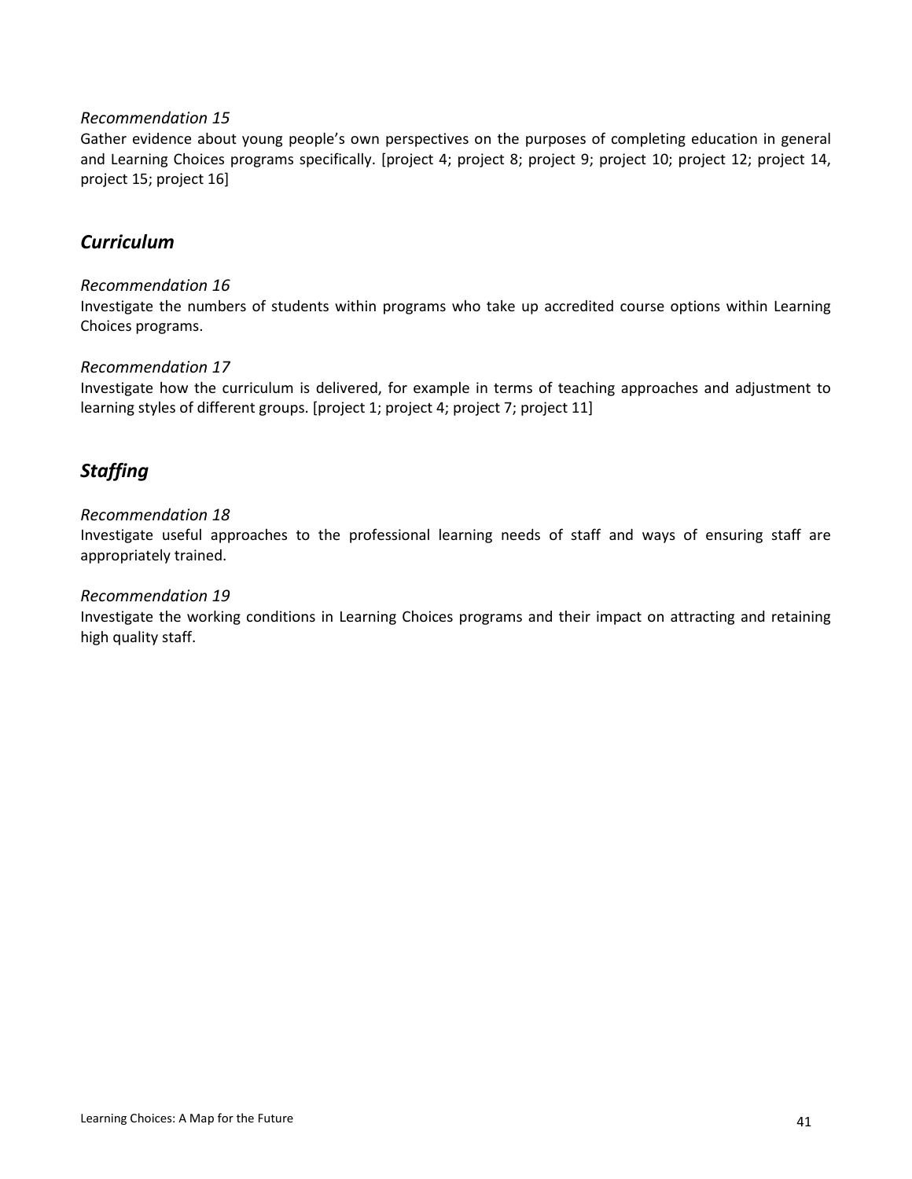*Recommendation 15*
Gather evidence about young people's own perspectives on the purposes of completing education in general and Learning Choices programs specifically. [project 4; project 8; project 9; project 10; project 12; project 14, project 15; project 16]

## *Curriculum*

*Recommendation 16*
Investigate the numbers of students within programs who take up accredited course options within Learning Choices programs.

*Recommendation 17*
Investigate how the curriculum is delivered, for example in terms of teaching approaches and adjustment to learning styles of different groups. [project 1; project 4; project 7; project 11]

## *Staffing*

*Recommendation 18*
Investigate useful approaches to the professional learning needs of staff and ways of ensuring staff are appropriately trained.

*Recommendation 19*
Investigate the working conditions in Learning Choices programs and their impact on attracting and retaining high quality staff.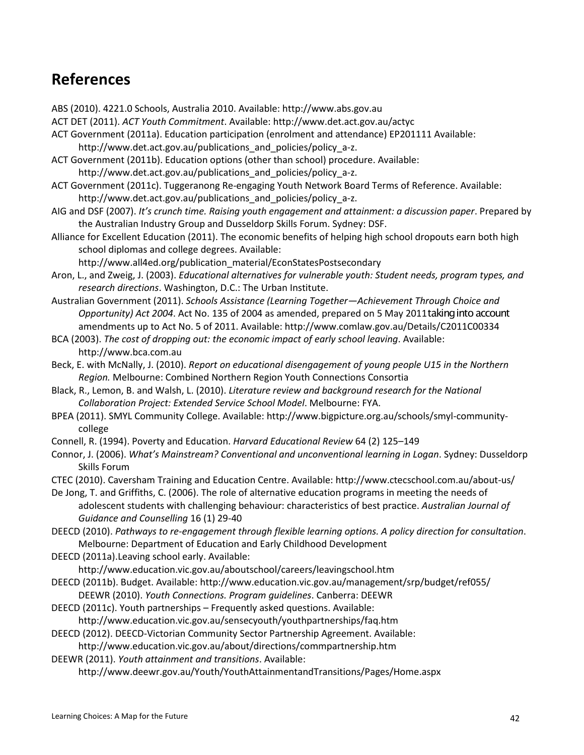## References

ABS (2010). 4221.0 Schools, Australia 2010. Available: http://www.abs.gov.au

ACT DET (2011). *ACT Youth Commitment*. Available: http://www.det.act.gov.au/actyc

ACT Government (2011a). Education participation (enrolment and attendance) EP201111 Available: http://www.det.act.gov.au/publications_and_policies/policy_a-z.

ACT Government (2011b). Education options (other than school) procedure. Available: http://www.det.act.gov.au/publications_and_policies/policy_a-z.

ACT Government (2011c). Tuggeranong Re-engaging Youth Network Board Terms of Reference. Available: http://www.det.act.gov.au/publications_and_policies/policy_a-z.

AIG and DSF (2007). *It's crunch time. Raising youth engagement and attainment: a discussion paper*. Prepared by the Australian Industry Group and Dusseldorp Skills Forum. Sydney: DSF.

Alliance for Excellent Education (2011). The economic benefits of helping high school dropouts earn both high school diplomas and college degrees. Available: http://www.all4ed.org/publication_material/EconStatesPostsecondary

Aron, L., and Zweig, J. (2003). *Educational alternatives for vulnerable youth: Student needs, program types, and research directions*. Washington, D.C.: The Urban Institute.

Australian Government (2011). *Schools Assistance (Learning Together—Achievement Through Choice and Opportunity) Act 2004*. Act No. 135 of 2004 as amended, prepared on 5 May 2011taking into account amendments up to Act No. 5 of 2011. Available: http://www.comlaw.gov.au/Details/C2011C00334

BCA (2003). *The cost of dropping out: the economic impact of early school leaving*. Available: http://www.bca.com.au

Beck, E. with McNally, J. (2010). *Report on educational disengagement of young people U15 in the Northern Region.* Melbourne: Combined Northern Region Youth Connections Consortia

Black, R., Lemon, B. and Walsh, L. (2010). *Literature review and background research for the National Collaboration Project: Extended Service School Model*. Melbourne: FYA.

BPEA (2011). SMYL Community College. Available: http://www.bigpicture.org.au/schools/smyl-community-college

Connell, R. (1994). Poverty and Education. *Harvard Educational Review* 64 (2) 125–149

Connor, J. (2006). *What's Mainstream? Conventional and unconventional learning in Logan*. Sydney: Dusseldorp Skills Forum

CTEC (2010). Caversham Training and Education Centre. Available: http://www.ctecschool.com.au/about-us/

De Jong, T. and Griffiths, C. (2006). The role of alternative education programs in meeting the needs of adolescent students with challenging behaviour: characteristics of best practice. *Australian Journal of Guidance and Counselling* 16 (1) 29-40

DEECD (2010). *Pathways to re-engagement through flexible learning options. A policy direction for consultation*. Melbourne: Department of Education and Early Childhood Development

DEECD (2011a).Leaving school early. Available: http://www.education.vic.gov.au/aboutschool/careers/leavingschool.htm

DEECD (2011b). Budget. Available: http://www.education.vic.gov.au/management/srp/budget/ref055/ DEEWR (2010). *Youth Connections. Program guidelines*. Canberra: DEEWR

DEECD (2011c). Youth partnerships – Frequently asked questions. Available: http://www.education.vic.gov.au/sensecyouth/youthpartnerships/faq.htm

DEECD (2012). DEECD-Victorian Community Sector Partnership Agreement. Available: http://www.education.vic.gov.au/about/directions/commpartnership.htm

DEEWR (2011). *Youth attainment and transitions*. Available: http://www.deewr.gov.au/Youth/YouthAttainmentandTransitions/Pages/Home.aspx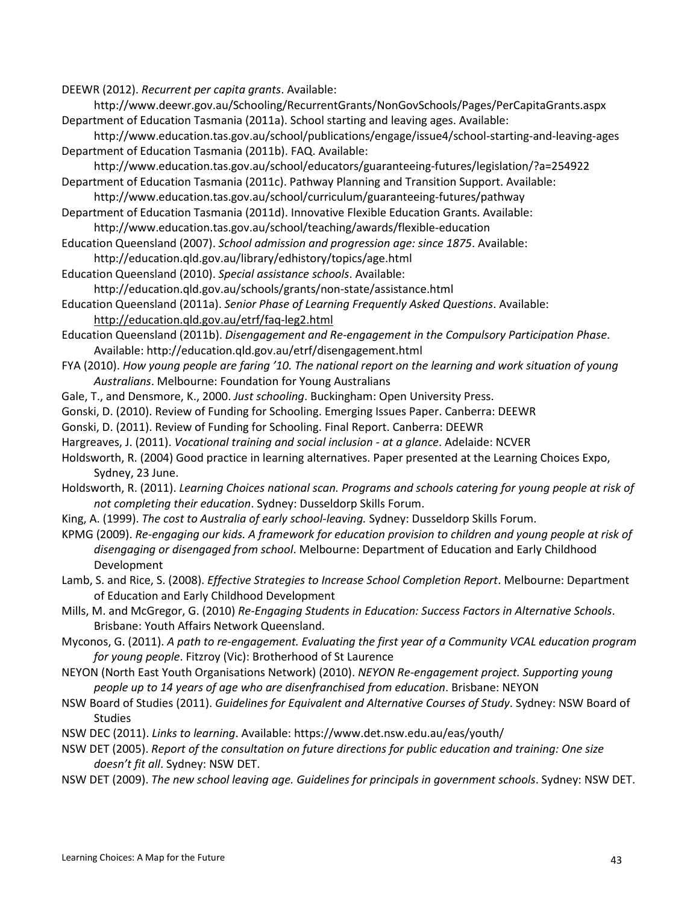DEEWR (2012). *Recurrent per capita grants*. Available: http://www.deewr.gov.au/Schooling/RecurrentGrants/NonGovSchools/Pages/PerCapitaGrants.aspx

Department of Education Tasmania (2011a). School starting and leaving ages. Available: http://www.education.tas.gov.au/school/publications/engage/issue4/school-starting-and-leaving-ages

Department of Education Tasmania (2011b). FAQ. Available: http://www.education.tas.gov.au/school/educators/guaranteeing-futures/legislation/?a=254922

Department of Education Tasmania (2011c). Pathway Planning and Transition Support. Available: http://www.education.tas.gov.au/school/curriculum/guaranteeing-futures/pathway

Department of Education Tasmania (2011d). Innovative Flexible Education Grants. Available: http://www.education.tas.gov.au/school/teaching/awards/flexible-education

Education Queensland (2007). *School admission and progression age: since 1875*. Available: http://education.qld.gov.au/library/edhistory/topics/age.html

Education Queensland (2010). *Special assistance schools*. Available: http://education.qld.gov.au/schools/grants/non-state/assistance.html

Education Queensland (2011a). *Senior Phase of Learning Frequently Asked Questions*. Available: http://education.qld.gov.au/etrf/faq-leg2.html

Education Queensland (2011b). *Disengagement and Re-engagement in the Compulsory Participation Phase*. Available: http://education.qld.gov.au/etrf/disengagement.html

FYA (2010). *How young people are faring '10. The national report on the learning and work situation of young Australians*. Melbourne: Foundation for Young Australians

Gale, T., and Densmore, K., 2000. *Just schooling*. Buckingham: Open University Press.

Gonski, D. (2010). Review of Funding for Schooling. Emerging Issues Paper. Canberra: DEEWR

Gonski, D. (2011). Review of Funding for Schooling. Final Report. Canberra: DEEWR

Hargreaves, J. (2011). *Vocational training and social inclusion - at a glance*. Adelaide: NCVER

Holdsworth, R. (2004) Good practice in learning alternatives. Paper presented at the Learning Choices Expo, Sydney, 23 June.

Holdsworth, R. (2011). *Learning Choices national scan. Programs and schools catering for young people at risk of not completing their education*. Sydney: Dusseldorp Skills Forum.

King, A. (1999). *The cost to Australia of early school-leaving.* Sydney: Dusseldorp Skills Forum.

KPMG (2009). *Re-engaging our kids. A framework for education provision to children and young people at risk of disengaging or disengaged from school*. Melbourne: Department of Education and Early Childhood Development

Lamb, S. and Rice, S. (2008). *Effective Strategies to Increase School Completion Report*. Melbourne: Department of Education and Early Childhood Development

Mills, M. and McGregor, G. (2010) *Re-Engaging Students in Education: Success Factors in Alternative Schools*. Brisbane: Youth Affairs Network Queensland.

Myconos, G. (2011). *A path to re-engagement. Evaluating the first year of a Community VCAL education program for young people*. Fitzroy (Vic): Brotherhood of St Laurence

NEYON (North East Youth Organisations Network) (2010). *NEYON Re-engagement project. Supporting young people up to 14 years of age who are disenfranchised from education*. Brisbane: NEYON

NSW Board of Studies (2011). *Guidelines for Equivalent and Alternative Courses of Study*. Sydney: NSW Board of Studies

NSW DEC (2011). *Links to learning*. Available: https://www.det.nsw.edu.au/eas/youth/

NSW DET (2005). *Report of the consultation on future directions for public education and training: One size doesn't fit all*. Sydney: NSW DET.

NSW DET (2009). *The new school leaving age. Guidelines for principals in government schools*. Sydney: NSW DET.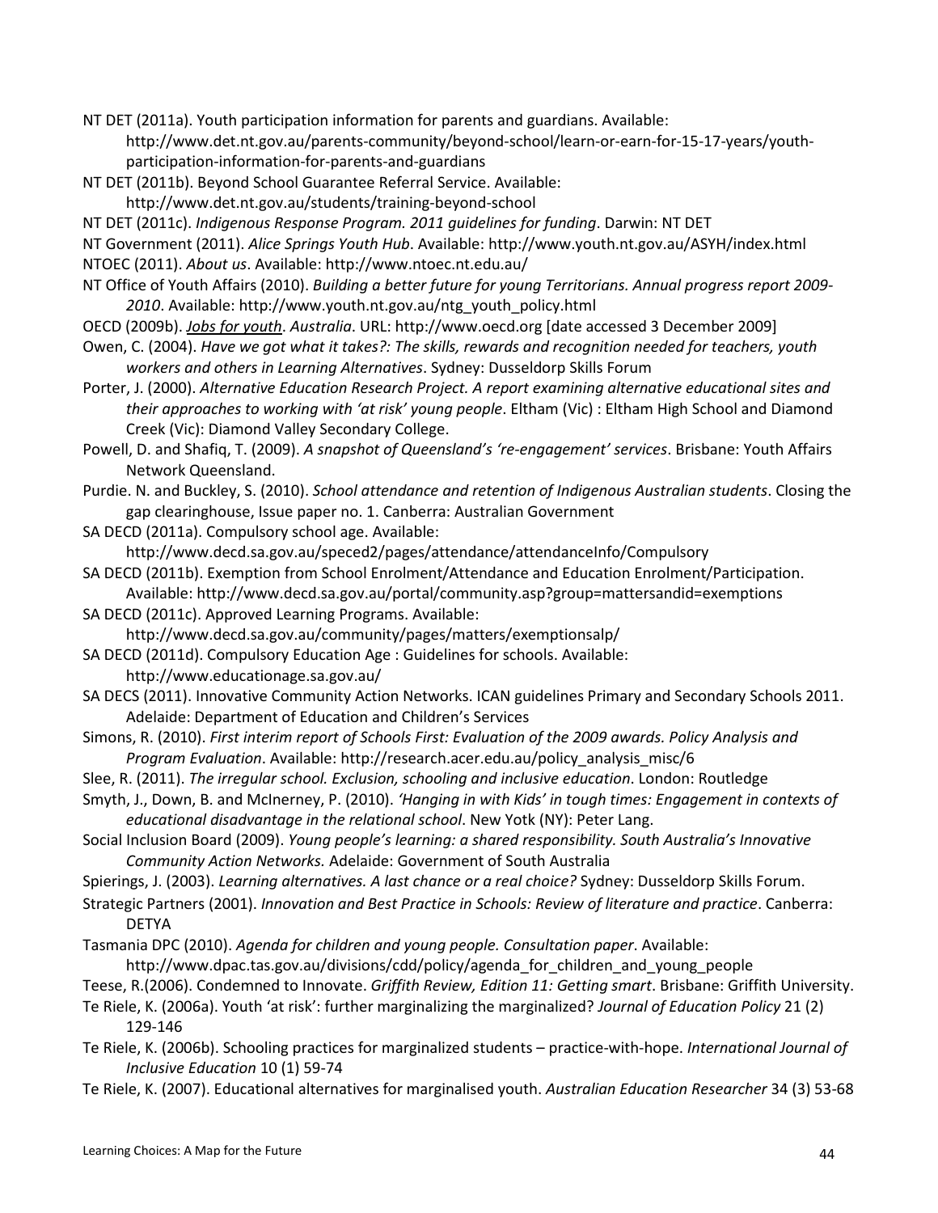NT DET (2011a). Youth participation information for parents and guardians. Available: http://www.det.nt.gov.au/parents-community/beyond-school/learn-or-earn-for-15-17-years/youth-participation-information-for-parents-and-guardians

NT DET (2011b). Beyond School Guarantee Referral Service. Available: http://www.det.nt.gov.au/students/training-beyond-school

NT DET (2011c). *Indigenous Response Program. 2011 guidelines for funding*. Darwin: NT DET

NT Government (2011). *Alice Springs Youth Hub*. Available: http://www.youth.nt.gov.au/ASYH/index.html

NTOEC (2011). *About us*. Available: http://www.ntoec.nt.edu.au/

NT Office of Youth Affairs (2010). *Building a better future for young Territorians. Annual progress report 2009-2010*. Available: http://www.youth.nt.gov.au/ntg_youth_policy.html

OECD (2009b). *Jobs for youth*. *Australia*. URL: http://www.oecd.org [date accessed 3 December 2009]

Owen, C. (2004). *Have we got what it takes?: The skills, rewards and recognition needed for teachers, youth workers and others in Learning Alternatives*. Sydney: Dusseldorp Skills Forum

Porter, J. (2000). *Alternative Education Research Project. A report examining alternative educational sites and their approaches to working with 'at risk' young people*. Eltham (Vic) : Eltham High School and Diamond Creek (Vic): Diamond Valley Secondary College.

Powell, D. and Shafiq, T. (2009). *A snapshot of Queensland's 're-engagement' services*. Brisbane: Youth Affairs Network Queensland.

Purdie. N. and Buckley, S. (2010). *School attendance and retention of Indigenous Australian students*. Closing the gap clearinghouse, Issue paper no. 1. Canberra: Australian Government

SA DECD (2011a). Compulsory school age. Available: http://www.decd.sa.gov.au/speced2/pages/attendance/attendanceInfo/Compulsory

SA DECD (2011b). Exemption from School Enrolment/Attendance and Education Enrolment/Participation. Available: http://www.decd.sa.gov.au/portal/community.asp?group=mattersandid=exemptions

SA DECD (2011c). Approved Learning Programs. Available: http://www.decd.sa.gov.au/community/pages/matters/exemptionsalp/

SA DECD (2011d). Compulsory Education Age : Guidelines for schools. Available: http://www.educationage.sa.gov.au/

SA DECS (2011). Innovative Community Action Networks. ICAN guidelines Primary and Secondary Schools 2011. Adelaide: Department of Education and Children's Services

Simons, R. (2010). *First interim report of Schools First: Evaluation of the 2009 awards. Policy Analysis and Program Evaluation*. Available: http://research.acer.edu.au/policy_analysis_misc/6

Slee, R. (2011). *The irregular school. Exclusion, schooling and inclusive education*. London: Routledge

Smyth, J., Down, B. and McInerney, P. (2010). *'Hanging in with Kids' in tough times: Engagement in contexts of educational disadvantage in the relational school*. New Yotk (NY): Peter Lang.

Social Inclusion Board (2009). *Young people's learning: a shared responsibility. South Australia's Innovative Community Action Networks.* Adelaide: Government of South Australia

Spierings, J. (2003). *Learning alternatives. A last chance or a real choice?* Sydney: Dusseldorp Skills Forum.

Strategic Partners (2001). *Innovation and Best Practice in Schools: Review of literature and practice*. Canberra: DETYA

Tasmania DPC (2010). *Agenda for children and young people. Consultation paper*. Available: http://www.dpac.tas.gov.au/divisions/cdd/policy/agenda_for_children_and_young_people

Teese, R.(2006). Condemned to Innovate. *Griffith Review, Edition 11: Getting smart*. Brisbane: Griffith University.

Te Riele, K. (2006a). Youth 'at risk': further marginalizing the marginalized? *Journal of Education Policy* 21 (2) 129-146

Te Riele, K. (2006b). Schooling practices for marginalized students – practice-with-hope. *International Journal of Inclusive Education* 10 (1) 59-74

Te Riele, K. (2007). Educational alternatives for marginalised youth. *Australian Education Researcher* 34 (3) 53-68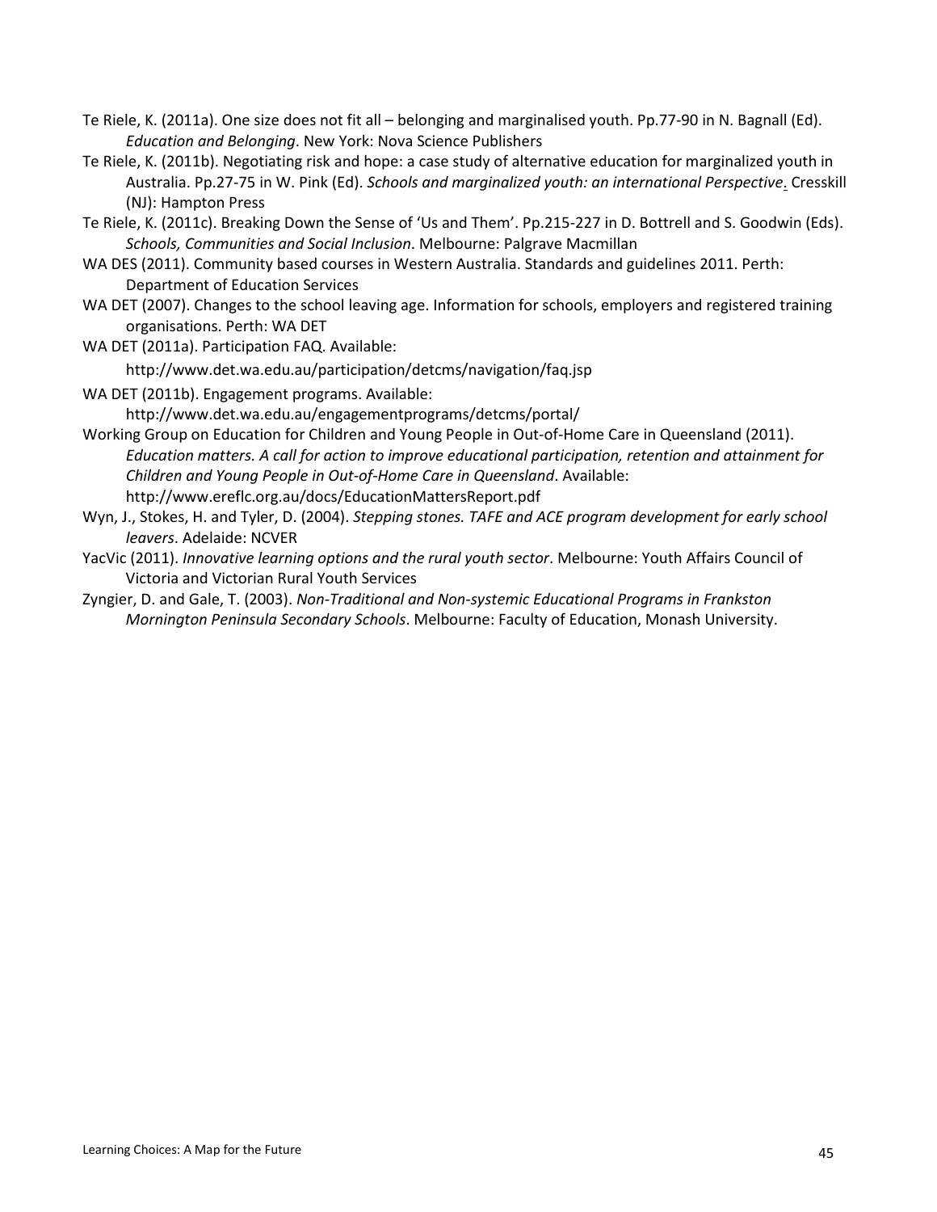Te Riele, K. (2011a). One size does not fit all – belonging and marginalised youth. Pp.77-90 in N. Bagnall (Ed). *Education and Belonging*. New York: Nova Science Publishers

Te Riele, K. (2011b). Negotiating risk and hope: a case study of alternative education for marginalized youth in Australia. Pp.27-75 in W. Pink (Ed). *Schools and marginalized youth: an international Perspective*. Cresskill (NJ): Hampton Press

Te Riele, K. (2011c). Breaking Down the Sense of 'Us and Them'. Pp.215-227 in D. Bottrell and S. Goodwin (Eds). *Schools, Communities and Social Inclusion*. Melbourne: Palgrave Macmillan

WA DES (2011). Community based courses in Western Australia. Standards and guidelines 2011. Perth: Department of Education Services

WA DET (2007). Changes to the school leaving age. Information for schools, employers and registered training organisations. Perth: WA DET

WA DET (2011a). Participation FAQ. Available: http://www.det.wa.edu.au/participation/detcms/navigation/faq.jsp

WA DET (2011b). Engagement programs. Available: http://www.det.wa.edu.au/engagementprograms/detcms/portal/

Working Group on Education for Children and Young People in Out-of-Home Care in Queensland (2011). *Education matters. A call for action to improve educational participation, retention and attainment for Children and Young People in Out-of-Home Care in Queensland*. Available: http://www.ereflc.org.au/docs/EducationMattersReport.pdf

Wyn, J., Stokes, H. and Tyler, D. (2004). *Stepping stones. TAFE and ACE program development for early school leavers*. Adelaide: NCVER

YacVic (2011). *Innovative learning options and the rural youth sector*. Melbourne: Youth Affairs Council of Victoria and Victorian Rural Youth Services

Zyngier, D. and Gale, T. (2003). *Non-Traditional and Non-systemic Educational Programs in Frankston Mornington Peninsula Secondary Schools*. Melbourne: Faculty of Education, Monash University.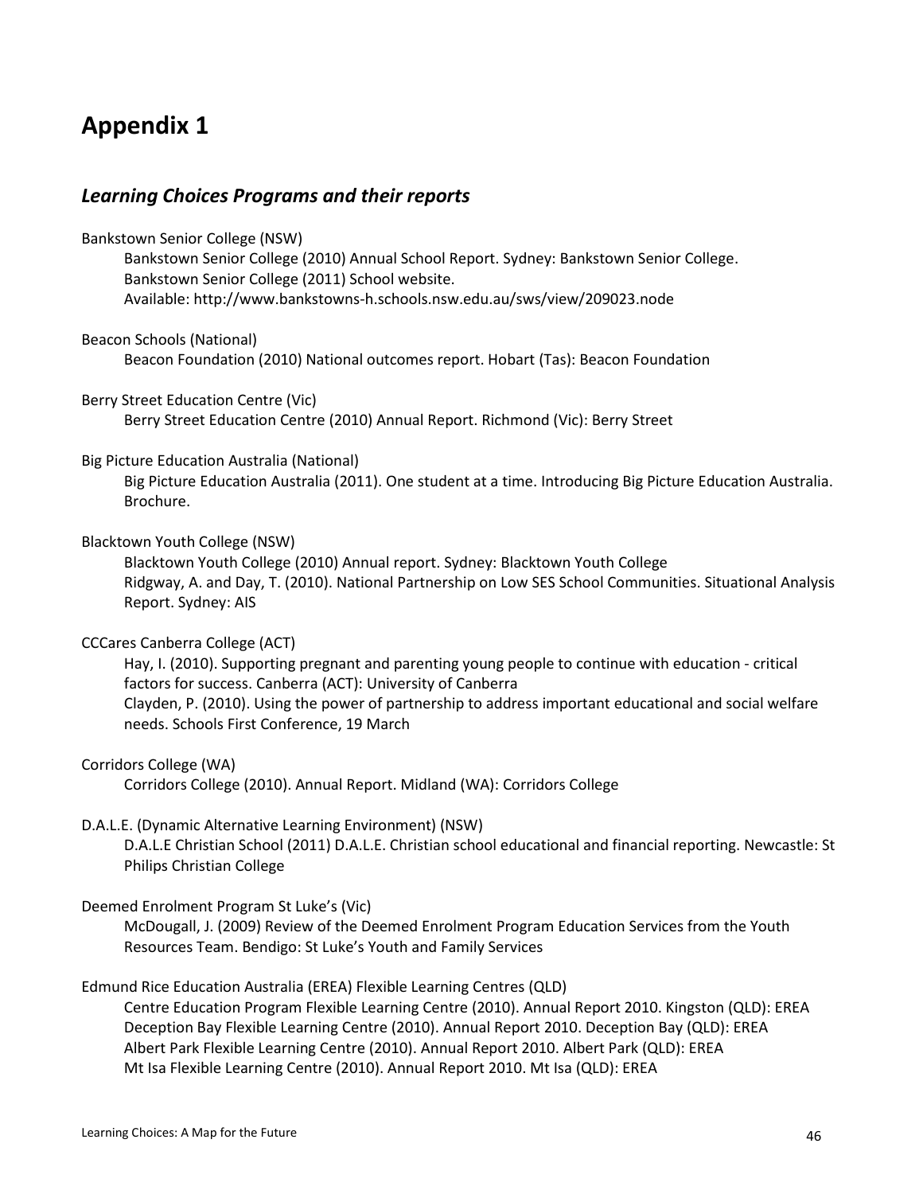# Appendix 1

## *Learning Choices Programs and their reports*

Bankstown Senior College (NSW)

Bankstown Senior College (2010) Annual School Report. Sydney: Bankstown Senior College.
Bankstown Senior College (2011) School website.
Available: http://www.bankstowns-h.schools.nsw.edu.au/sws/view/209023.node

Beacon Schools (National)

Beacon Foundation (2010) National outcomes report. Hobart (Tas): Beacon Foundation

Berry Street Education Centre (Vic)

Berry Street Education Centre (2010) Annual Report. Richmond (Vic): Berry Street

Big Picture Education Australia (National)

Big Picture Education Australia (2011). One student at a time. Introducing Big Picture Education Australia. Brochure.

Blacktown Youth College (NSW)

Blacktown Youth College (2010) Annual report. Sydney: Blacktown Youth College
Ridgway, A. and Day, T. (2010). National Partnership on Low SES School Communities. Situational Analysis Report. Sydney: AIS

CCCares Canberra College (ACT)

Hay, I. (2010). Supporting pregnant and parenting young people to continue with education - critical factors for success. Canberra (ACT): University of Canberra
Clayden, P. (2010). Using the power of partnership to address important educational and social welfare needs. Schools First Conference, 19 March

Corridors College (WA)

Corridors College (2010). Annual Report. Midland (WA): Corridors College

D.A.L.E. (Dynamic Alternative Learning Environment) (NSW)

D.A.L.E Christian School (2011) D.A.L.E. Christian school educational and financial reporting. Newcastle: St Philips Christian College

Deemed Enrolment Program St Luke's (Vic)

McDougall, J. (2009) Review of the Deemed Enrolment Program Education Services from the Youth Resources Team. Bendigo: St Luke's Youth and Family Services

Edmund Rice Education Australia (EREA) Flexible Learning Centres (QLD)

Centre Education Program Flexible Learning Centre (2010). Annual Report 2010. Kingston (QLD): EREA
Deception Bay Flexible Learning Centre (2010). Annual Report 2010. Deception Bay (QLD): EREA
Albert Park Flexible Learning Centre (2010). Annual Report 2010. Albert Park (QLD): EREA
Mt Isa Flexible Learning Centre (2010). Annual Report 2010. Mt Isa (QLD): EREA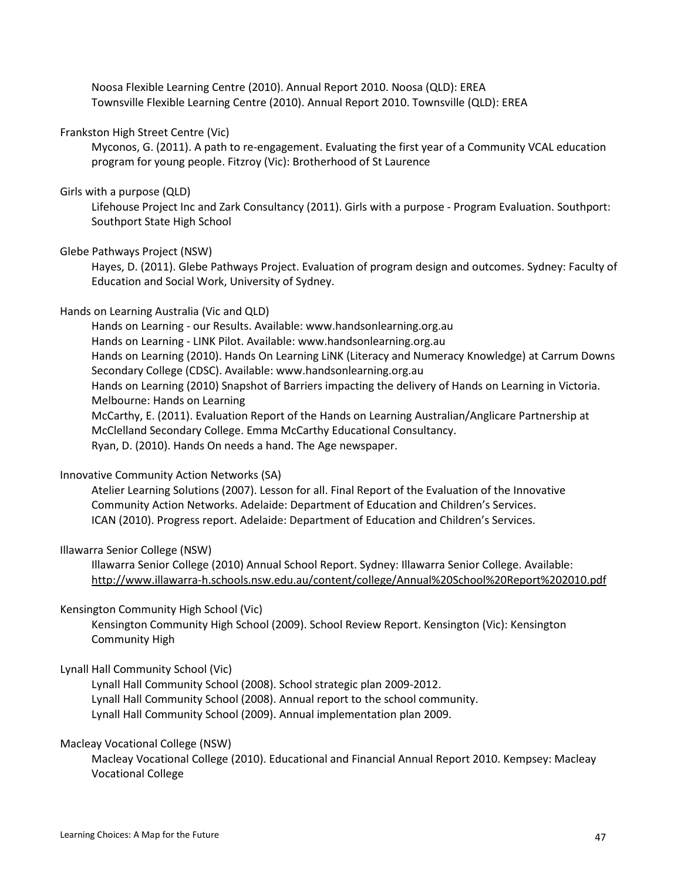Noosa Flexible Learning Centre (2010). Annual Report 2010. Noosa (QLD): EREA
Townsville Flexible Learning Centre (2010). Annual Report 2010. Townsville (QLD): EREA

Frankston High Street Centre (Vic)

Myconos, G. (2011). A path to re-engagement. Evaluating the first year of a Community VCAL education program for young people. Fitzroy (Vic): Brotherhood of St Laurence

Girls with a purpose (QLD)

Lifehouse Project Inc and Zark Consultancy (2011). Girls with a purpose - Program Evaluation. Southport: Southport State High School

Glebe Pathways Project (NSW)

Hayes, D. (2011). Glebe Pathways Project. Evaluation of program design and outcomes. Sydney: Faculty of Education and Social Work, University of Sydney.

Hands on Learning Australia (Vic and QLD)

Hands on Learning - our Results. Available: www.handsonlearning.org.au
Hands on Learning - LINK Pilot. Available: www.handsonlearning.org.au
Hands on Learning (2010). Hands On Learning LiNK (Literacy and Numeracy Knowledge) at Carrum Downs Secondary College (CDSC). Available: www.handsonlearning.org.au
Hands on Learning (2010) Snapshot of Barriers impacting the delivery of Hands on Learning in Victoria. Melbourne: Hands on Learning
McCarthy, E. (2011). Evaluation Report of the Hands on Learning Australian/Anglicare Partnership at McClelland Secondary College. Emma McCarthy Educational Consultancy.
Ryan, D. (2010). Hands On needs a hand. The Age newspaper.

Innovative Community Action Networks (SA)

Atelier Learning Solutions (2007). Lesson for all. Final Report of the Evaluation of the Innovative Community Action Networks. Adelaide: Department of Education and Children's Services.
ICAN (2010). Progress report. Adelaide: Department of Education and Children's Services.

Illawarra Senior College (NSW)

Illawarra Senior College (2010) Annual School Report. Sydney: Illawarra Senior College. Available: http://www.illawarra-h.schools.nsw.edu.au/content/college/Annual%20School%20Report%202010.pdf

Kensington Community High School (Vic)

Kensington Community High School (2009). School Review Report. Kensington (Vic): Kensington Community High

Lynall Hall Community School (Vic)

Lynall Hall Community School (2008). School strategic plan 2009-2012.
Lynall Hall Community School (2008). Annual report to the school community.
Lynall Hall Community School (2009). Annual implementation plan 2009.

Macleay Vocational College (NSW)

Macleay Vocational College (2010). Educational and Financial Annual Report 2010. Kempsey: Macleay Vocational College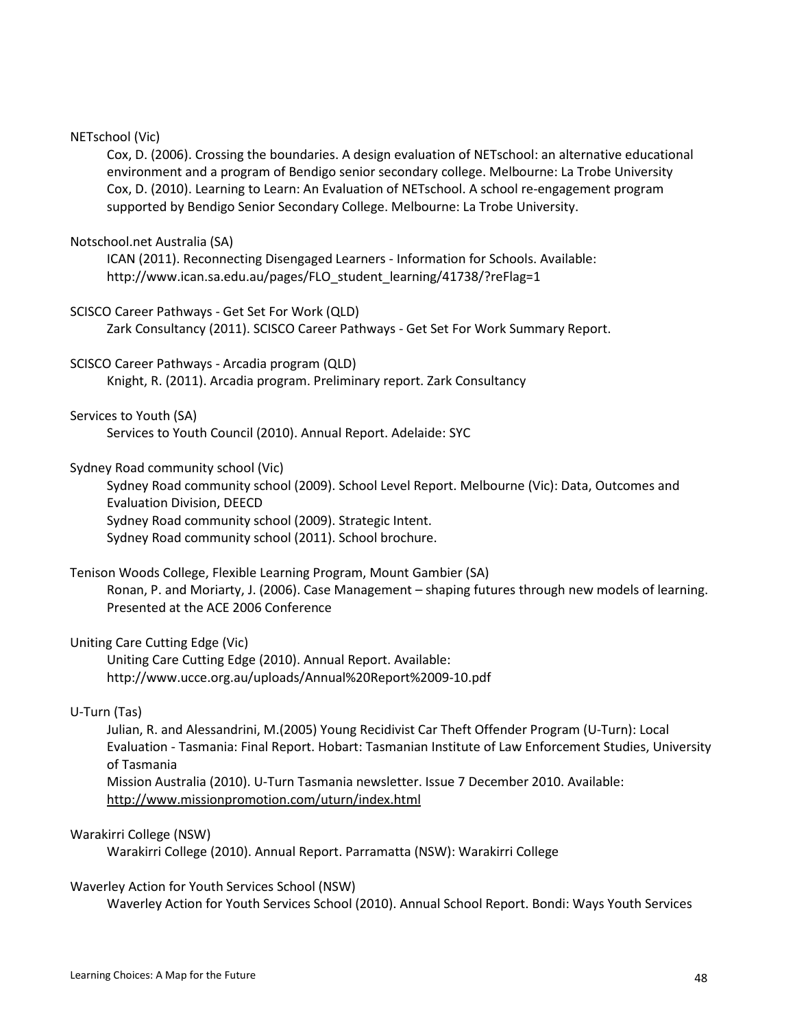NETschool (Vic)

> Cox, D. (2006). Crossing the boundaries. A design evaluation of NETschool: an alternative educational environment and a program of Bendigo senior secondary college. Melbourne: La Trobe University
> Cox, D. (2010). Learning to Learn: An Evaluation of NETschool. A school re-engagement program supported by Bendigo Senior Secondary College. Melbourne: La Trobe University.

Notschool.net Australia (SA)

> ICAN (2011). Reconnecting Disengaged Learners - Information for Schools. Available: http://www.ican.sa.edu.au/pages/FLO_student_learning/41738/?reFlag=1

SCISCO Career Pathways - Get Set For Work (QLD)

> Zark Consultancy (2011). SCISCO Career Pathways - Get Set For Work Summary Report.

SCISCO Career Pathways - Arcadia program (QLD)

> Knight, R. (2011). Arcadia program. Preliminary report. Zark Consultancy

Services to Youth (SA)

> Services to Youth Council (2010). Annual Report. Adelaide: SYC

Sydney Road community school (Vic)

> Sydney Road community school (2009). School Level Report. Melbourne (Vic): Data, Outcomes and Evaluation Division, DEECD
> Sydney Road community school (2009). Strategic Intent.
> Sydney Road community school (2011). School brochure.

Tenison Woods College, Flexible Learning Program, Mount Gambier (SA)

> Ronan, P. and Moriarty, J. (2006). Case Management – shaping futures through new models of learning. Presented at the ACE 2006 Conference

Uniting Care Cutting Edge (Vic)

> Uniting Care Cutting Edge (2010). Annual Report. Available: http://www.ucce.org.au/uploads/Annual%20Report%2009-10.pdf

U-Turn (Tas)

> Julian, R. and Alessandrini, M.(2005) Young Recidivist Car Theft Offender Program (U-Turn): Local Evaluation - Tasmania: Final Report. Hobart: Tasmanian Institute of Law Enforcement Studies, University of Tasmania
> Mission Australia (2010). U-Turn Tasmania newsletter. Issue 7 December 2010. Available: http://www.missionpromotion.com/uturn/index.html

Warakirri College (NSW)

> Warakirri College (2010). Annual Report. Parramatta (NSW): Warakirri College

Waverley Action for Youth Services School (NSW)

> Waverley Action for Youth Services School (2010). Annual School Report. Bondi: Ways Youth Services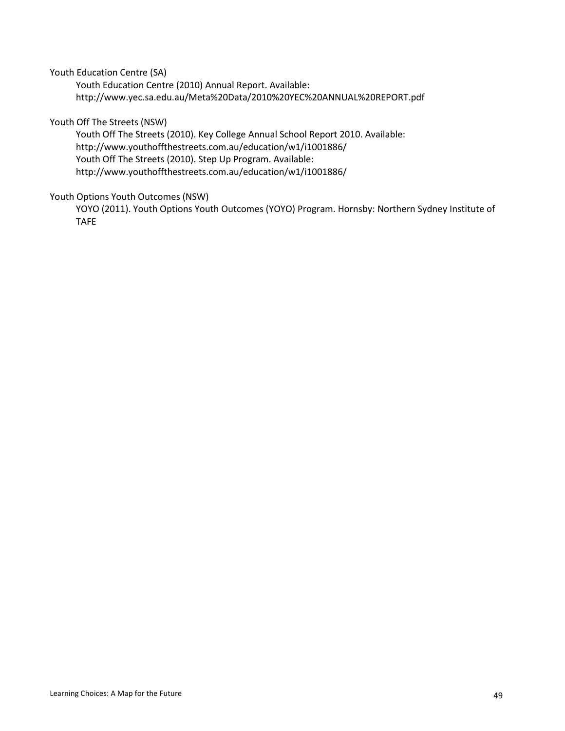Youth Education Centre (SA)

Youth Education Centre (2010) Annual Report. Available: http://www.yec.sa.edu.au/Meta%20Data/2010%20YEC%20ANNUAL%20REPORT.pdf

Youth Off The Streets (NSW)

Youth Off The Streets (2010). Key College Annual School Report 2010. Available: http://www.youthoffthestreets.com.au/education/w1/i1001886/

Youth Off The Streets (2010). Step Up Program. Available: http://www.youthoffthestreets.com.au/education/w1/i1001886/

Youth Options Youth Outcomes (NSW)

YOYO (2011). Youth Options Youth Outcomes (YOYO) Program. Hornsby: Northern Sydney Institute of TAFE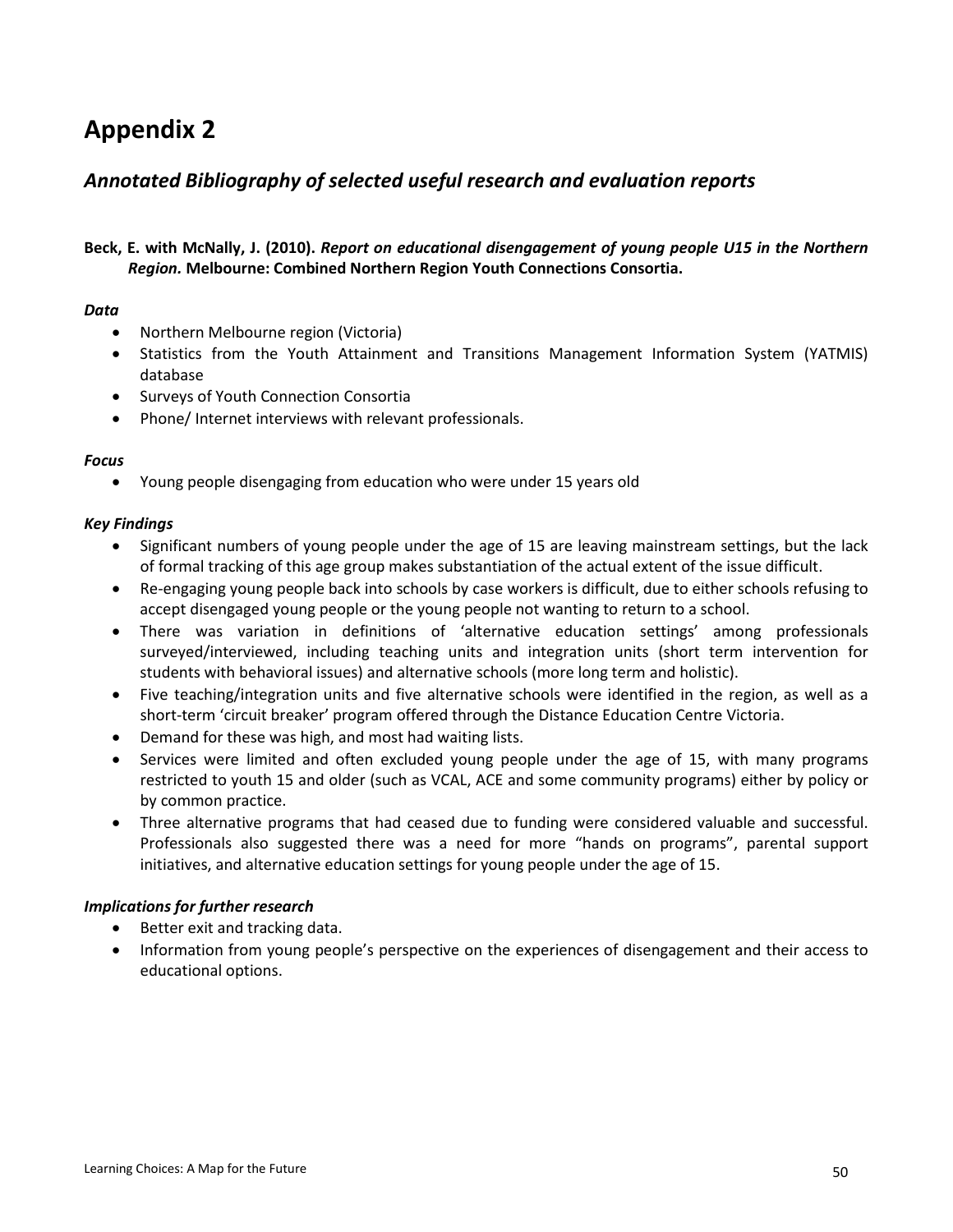# Appendix 2

## *Annotated Bibliography of selected useful research and evaluation reports*

**Beck, E. with McNally, J. (2010). *Report on educational disengagement of young people U15 in the Northern Region.* Melbourne: Combined Northern Region Youth Connections Consortia.**

***Data***

- Northern Melbourne region (Victoria)
- Statistics from the Youth Attainment and Transitions Management Information System (YATMIS) database
- Surveys of Youth Connection Consortia
- Phone/ Internet interviews with relevant professionals.

***Focus***

- Young people disengaging from education who were under 15 years old

***Key Findings***

- Significant numbers of young people under the age of 15 are leaving mainstream settings, but the lack of formal tracking of this age group makes substantiation of the actual extent of the issue difficult.
- Re-engaging young people back into schools by case workers is difficult, due to either schools refusing to accept disengaged young people or the young people not wanting to return to a school.
- There was variation in definitions of 'alternative education settings' among professionals surveyed/interviewed, including teaching units and integration units (short term intervention for students with behavioral issues) and alternative schools (more long term and holistic).
- Five teaching/integration units and five alternative schools were identified in the region, as well as a short-term 'circuit breaker' program offered through the Distance Education Centre Victoria.
- Demand for these was high, and most had waiting lists.
- Services were limited and often excluded young people under the age of 15, with many programs restricted to youth 15 and older (such as VCAL, ACE and some community programs) either by policy or by common practice.
- Three alternative programs that had ceased due to funding were considered valuable and successful. Professionals also suggested there was a need for more "hands on programs", parental support initiatives, and alternative education settings for young people under the age of 15.

***Implications for further research***

- Better exit and tracking data.
- Information from young people's perspective on the experiences of disengagement and their access to educational options.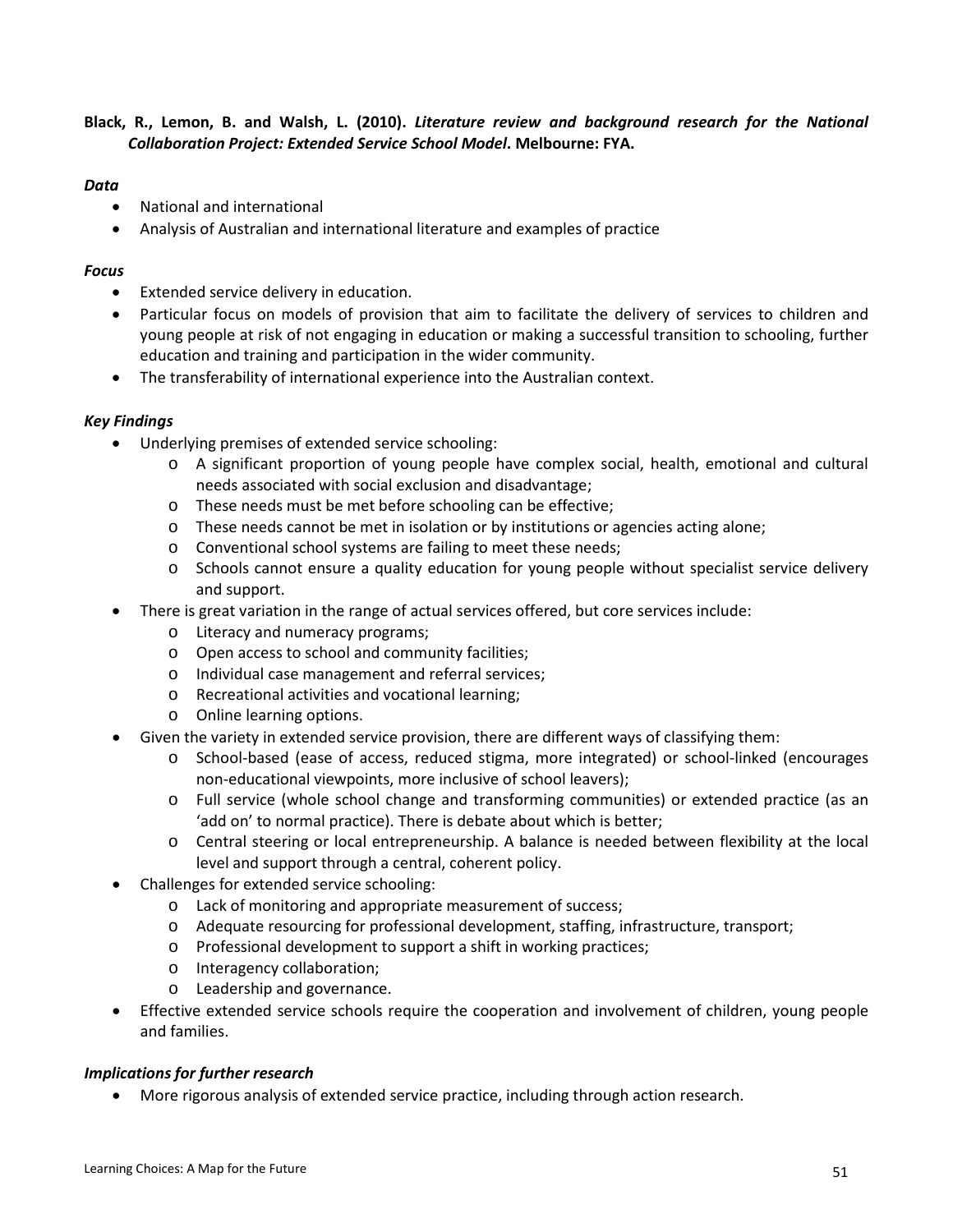**Black, R., Lemon, B. and Walsh, L. (2010). *Literature review and background research for the National Collaboration Project: Extended Service School Model*. Melbourne: FYA.**

***Data***

- National and international
- Analysis of Australian and international literature and examples of practice

***Focus***

- Extended service delivery in education.
- Particular focus on models of provision that aim to facilitate the delivery of services to children and young people at risk of not engaging in education or making a successful transition to schooling, further education and training and participation in the wider community.
- The transferability of international experience into the Australian context.

***Key Findings***

- Underlying premises of extended service schooling:
  - A significant proportion of young people have complex social, health, emotional and cultural needs associated with social exclusion and disadvantage;
  - These needs must be met before schooling can be effective;
  - These needs cannot be met in isolation or by institutions or agencies acting alone;
  - Conventional school systems are failing to meet these needs;
  - Schools cannot ensure a quality education for young people without specialist service delivery and support.
- There is great variation in the range of actual services offered, but core services include:
  - Literacy and numeracy programs;
  - Open access to school and community facilities;
  - Individual case management and referral services;
  - Recreational activities and vocational learning;
  - Online learning options.
- Given the variety in extended service provision, there are different ways of classifying them:
  - School-based (ease of access, reduced stigma, more integrated) or school-linked (encourages non-educational viewpoints, more inclusive of school leavers);
  - Full service (whole school change and transforming communities) or extended practice (as an 'add on' to normal practice). There is debate about which is better;
  - Central steering or local entrepreneurship. A balance is needed between flexibility at the local level and support through a central, coherent policy.
- Challenges for extended service schooling:
  - Lack of monitoring and appropriate measurement of success;
  - Adequate resourcing for professional development, staffing, infrastructure, transport;
  - Professional development to support a shift in working practices;
  - Interagency collaboration;
  - Leadership and governance.
- Effective extended service schools require the cooperation and involvement of children, young people and families.

***Implications for further research***

- More rigorous analysis of extended service practice, including through action research.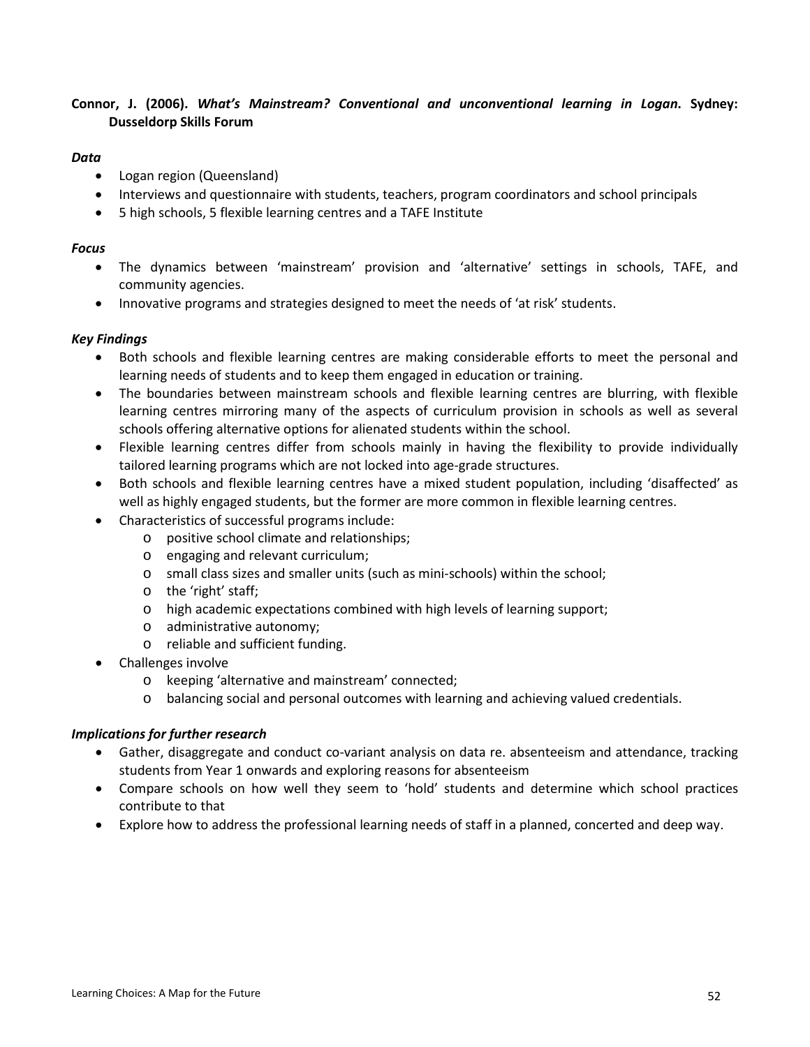**Connor, J. (2006).** ***What's Mainstream? Conventional and unconventional learning in Logan.*** **Sydney: Dusseldorp Skills Forum**

***Data***

- Logan region (Queensland)
- Interviews and questionnaire with students, teachers, program coordinators and school principals
- 5 high schools, 5 flexible learning centres and a TAFE Institute

***Focus***

- The dynamics between 'mainstream' provision and 'alternative' settings in schools, TAFE, and community agencies.
- Innovative programs and strategies designed to meet the needs of 'at risk' students.

***Key Findings***

- Both schools and flexible learning centres are making considerable efforts to meet the personal and learning needs of students and to keep them engaged in education or training.
- The boundaries between mainstream schools and flexible learning centres are blurring, with flexible learning centres mirroring many of the aspects of curriculum provision in schools as well as several schools offering alternative options for alienated students within the school.
- Flexible learning centres differ from schools mainly in having the flexibility to provide individually tailored learning programs which are not locked into age-grade structures.
- Both schools and flexible learning centres have a mixed student population, including 'disaffected' as well as highly engaged students, but the former are more common in flexible learning centres.
- Characteristics of successful programs include:
    - positive school climate and relationships;
    - engaging and relevant curriculum;
    - small class sizes and smaller units (such as mini-schools) within the school;
    - the 'right' staff;
    - high academic expectations combined with high levels of learning support;
    - administrative autonomy;
    - reliable and sufficient funding.
- Challenges involve
    - keeping 'alternative and mainstream' connected;
    - balancing social and personal outcomes with learning and achieving valued credentials.

***Implications for further research***

- Gather, disaggregate and conduct co-variant analysis on data re. absenteeism and attendance, tracking students from Year 1 onwards and exploring reasons for absenteeism
- Compare schools on how well they seem to 'hold' students and determine which school practices contribute to that
- Explore how to address the professional learning needs of staff in a planned, concerted and deep way.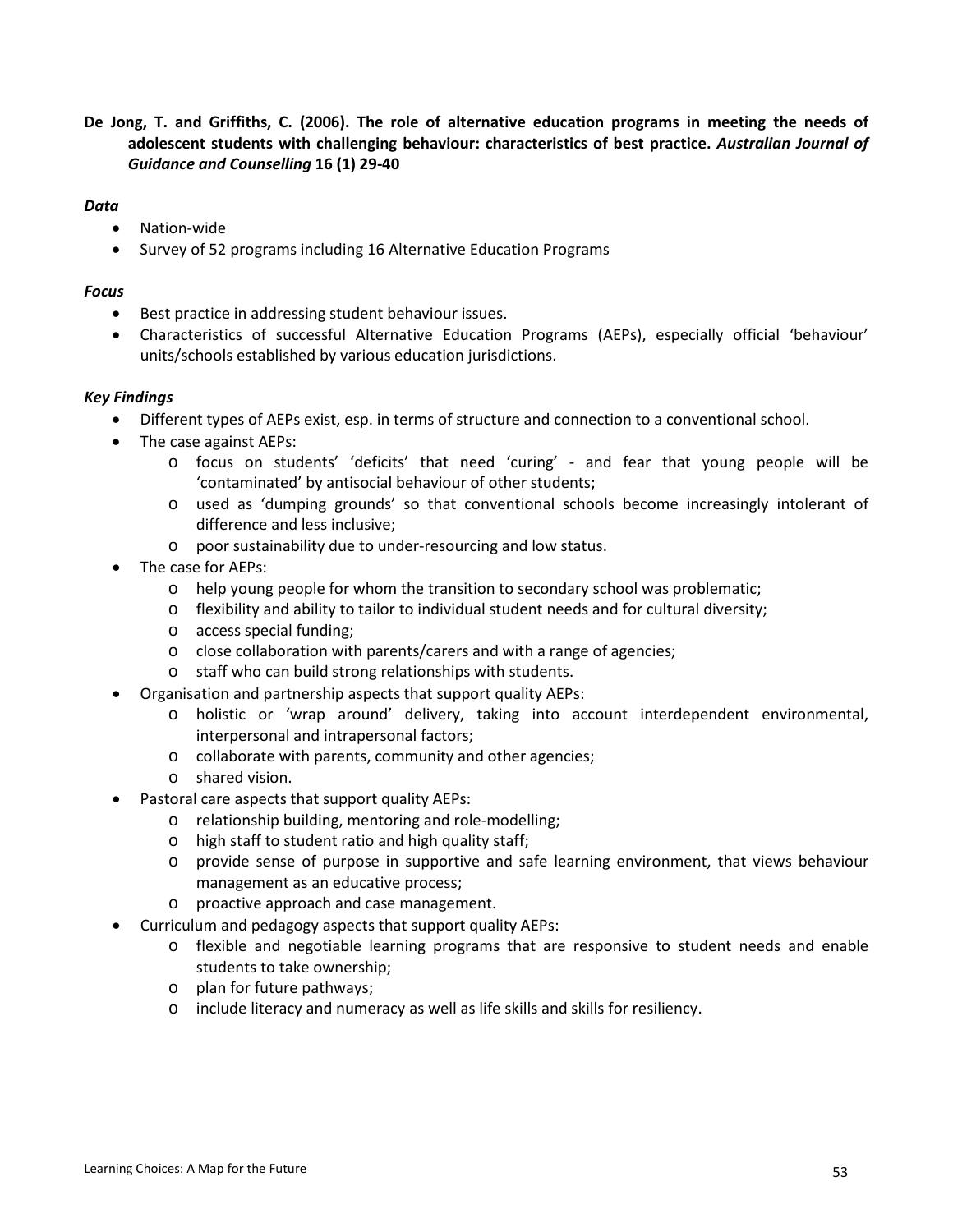**De Jong, T. and Griffiths, C. (2006). The role of alternative education programs in meeting the needs of adolescent students with challenging behaviour: characteristics of best practice. *Australian Journal of Guidance and Counselling* 16 (1) 29-40**

***Data***

- Nation-wide
- Survey of 52 programs including 16 Alternative Education Programs

***Focus***

- Best practice in addressing student behaviour issues.
- Characteristics of successful Alternative Education Programs (AEPs), especially official 'behaviour' units/schools established by various education jurisdictions.

***Key Findings***

- Different types of AEPs exist, esp. in terms of structure and connection to a conventional school.
- The case against AEPs:
  - focus on students' 'deficits' that need 'curing' - and fear that young people will be 'contaminated' by antisocial behaviour of other students;
  - used as 'dumping grounds' so that conventional schools become increasingly intolerant of difference and less inclusive;
  - poor sustainability due to under-resourcing and low status.
- The case for AEPs:
  - help young people for whom the transition to secondary school was problematic;
  - flexibility and ability to tailor to individual student needs and for cultural diversity;
  - access special funding;
  - close collaboration with parents/carers and with a range of agencies;
  - staff who can build strong relationships with students.
- Organisation and partnership aspects that support quality AEPs:
  - holistic or 'wrap around' delivery, taking into account interdependent environmental, interpersonal and intrapersonal factors;
  - collaborate with parents, community and other agencies;
  - shared vision.
- Pastoral care aspects that support quality AEPs:
  - relationship building, mentoring and role-modelling;
  - high staff to student ratio and high quality staff;
  - provide sense of purpose in supportive and safe learning environment, that views behaviour management as an educative process;
  - proactive approach and case management.
- Curriculum and pedagogy aspects that support quality AEPs:
  - flexible and negotiable learning programs that are responsive to student needs and enable students to take ownership;
  - plan for future pathways;
  - include literacy and numeracy as well as life skills and skills for resiliency.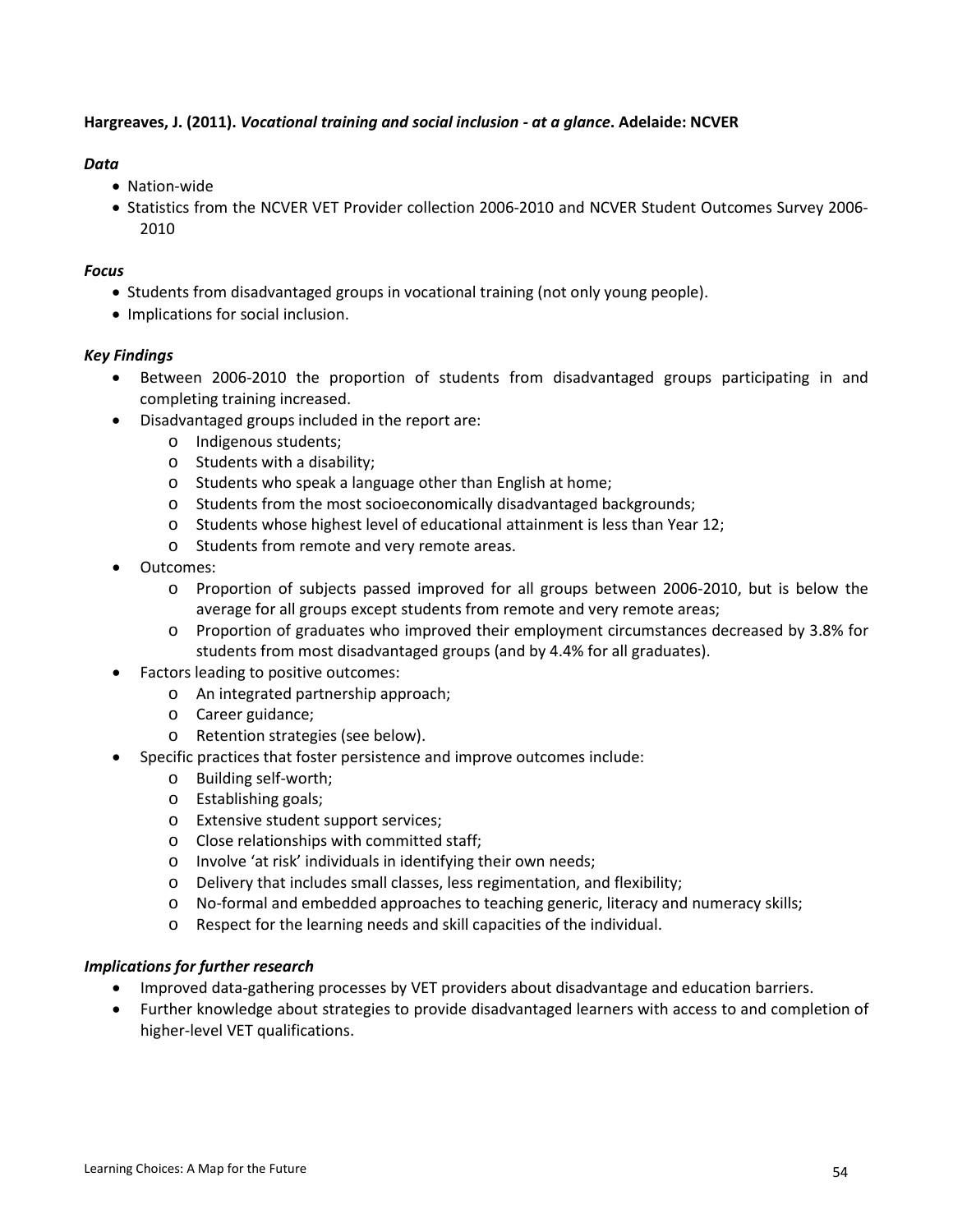**Hargreaves, J. (2011).** ***Vocational training and social inclusion - at a glance*****. Adelaide: NCVER**

***Data***

- Nation-wide
- Statistics from the NCVER VET Provider collection 2006-2010 and NCVER Student Outcomes Survey 2006-2010

***Focus***

- Students from disadvantaged groups in vocational training (not only young people).
- Implications for social inclusion.

***Key Findings***

- Between 2006-2010 the proportion of students from disadvantaged groups participating in and completing training increased.
- Disadvantaged groups included in the report are:
  - Indigenous students;
  - Students with a disability;
  - Students who speak a language other than English at home;
  - Students from the most socioeconomically disadvantaged backgrounds;
  - Students whose highest level of educational attainment is less than Year 12;
  - Students from remote and very remote areas.
- Outcomes:
  - Proportion of subjects passed improved for all groups between 2006-2010, but is below the average for all groups except students from remote and very remote areas;
  - Proportion of graduates who improved their employment circumstances decreased by 3.8% for students from most disadvantaged groups (and by 4.4% for all graduates).
- Factors leading to positive outcomes:
  - An integrated partnership approach;
  - Career guidance;
  - Retention strategies (see below).
- Specific practices that foster persistence and improve outcomes include:
  - Building self-worth;
  - Establishing goals;
  - Extensive student support services;
  - Close relationships with committed staff;
  - Involve 'at risk' individuals in identifying their own needs;
  - Delivery that includes small classes, less regimentation, and flexibility;
  - No-formal and embedded approaches to teaching generic, literacy and numeracy skills;
  - Respect for the learning needs and skill capacities of the individual.

***Implications for further research***

- Improved data-gathering processes by VET providers about disadvantage and education barriers.
- Further knowledge about strategies to provide disadvantaged learners with access to and completion of higher-level VET qualifications.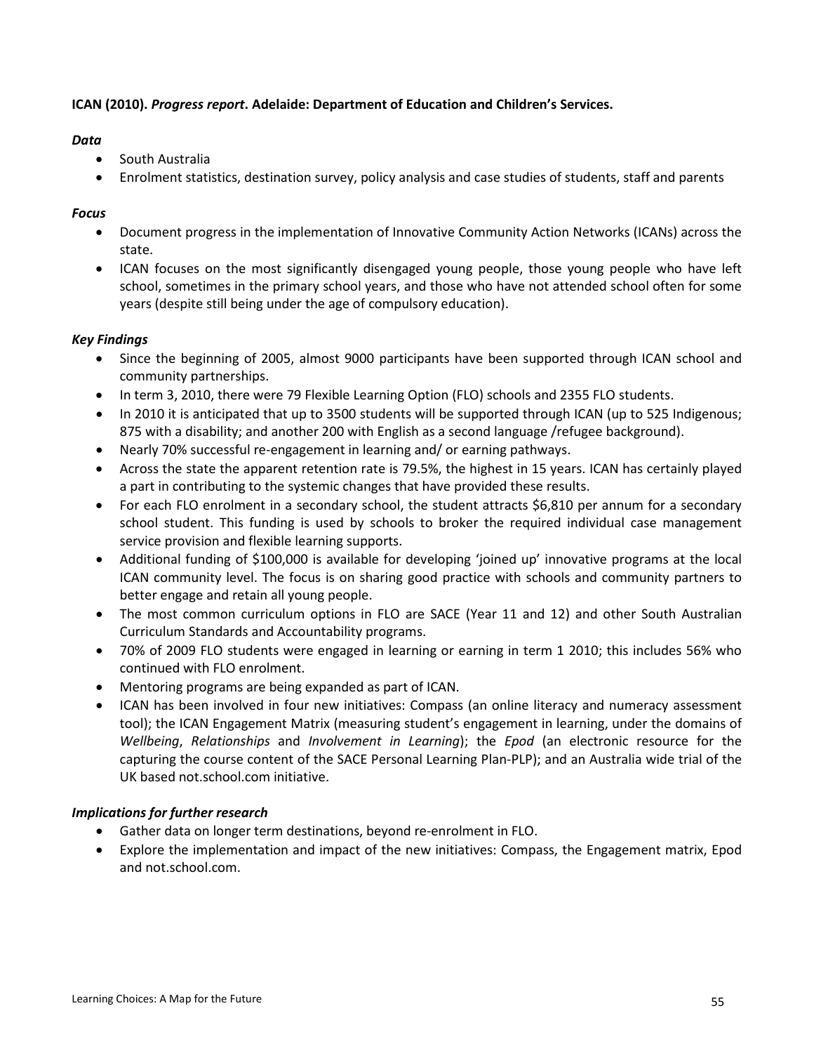**ICAN (2010). *Progress report*. Adelaide: Department of Education and Children's Services.**

***Data***

- South Australia
- Enrolment statistics, destination survey, policy analysis and case studies of students, staff and parents

***Focus***

- Document progress in the implementation of Innovative Community Action Networks (ICANs) across the state.
- ICAN focuses on the most significantly disengaged young people, those young people who have left school, sometimes in the primary school years, and those who have not attended school often for some years (despite still being under the age of compulsory education).

***Key Findings***

- Since the beginning of 2005, almost 9000 participants have been supported through ICAN school and community partnerships.
- In term 3, 2010, there were 79 Flexible Learning Option (FLO) schools and 2355 FLO students.
- In 2010 it is anticipated that up to 3500 students will be supported through ICAN (up to 525 Indigenous; 875 with a disability; and another 200 with English as a second language /refugee background).
- Nearly 70% successful re-engagement in learning and/ or earning pathways.
- Across the state the apparent retention rate is 79.5%, the highest in 15 years. ICAN has certainly played a part in contributing to the systemic changes that have provided these results.
- For each FLO enrolment in a secondary school, the student attracts $6,810 per annum for a secondary school student. This funding is used by schools to broker the required individual case management service provision and flexible learning supports.
- Additional funding of $100,000 is available for developing 'joined up' innovative programs at the local ICAN community level. The focus is on sharing good practice with schools and community partners to better engage and retain all young people.
- The most common curriculum options in FLO are SACE (Year 11 and 12) and other South Australian Curriculum Standards and Accountability programs.
- 70% of 2009 FLO students were engaged in learning or earning in term 1 2010; this includes 56% who continued with FLO enrolment.
- Mentoring programs are being expanded as part of ICAN.
- ICAN has been involved in four new initiatives: Compass (an online literacy and numeracy assessment tool); the ICAN Engagement Matrix (measuring student's engagement in learning, under the domains of *Wellbeing*, *Relationships* and *Involvement in Learning*); the *Epod* (an electronic resource for the capturing the course content of the SACE Personal Learning Plan-PLP); and an Australia wide trial of the UK based not.school.com initiative.

***Implications for further research***

- Gather data on longer term destinations, beyond re-enrolment in FLO.
- Explore the implementation and impact of the new initiatives: Compass, the Engagement matrix, Epod and not.school.com.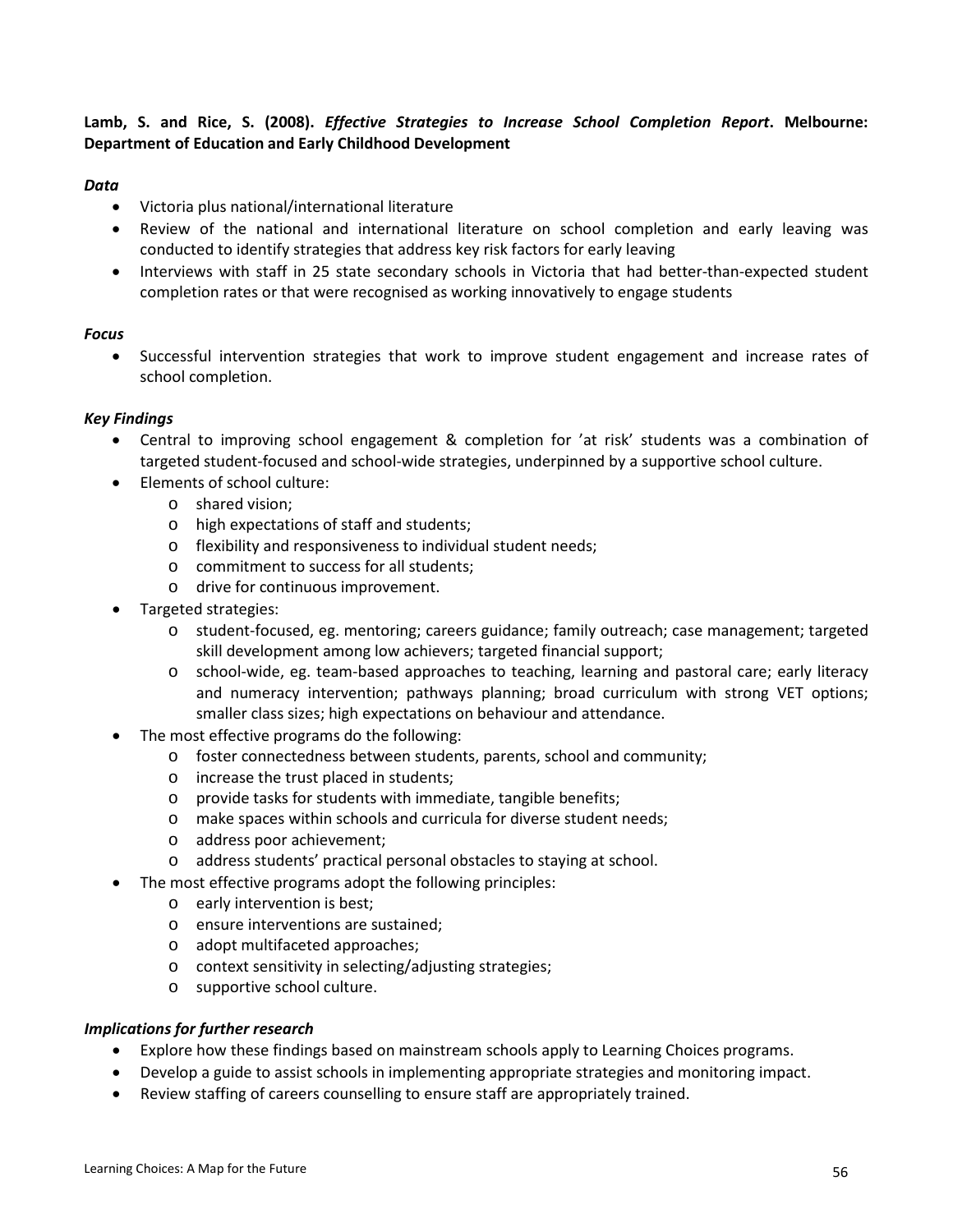**Lamb, S. and Rice, S. (2008). *Effective Strategies to Increase School Completion Report*. Melbourne: Department of Education and Early Childhood Development**

***Data***

- Victoria plus national/international literature
- Review of the national and international literature on school completion and early leaving was conducted to identify strategies that address key risk factors for early leaving
- Interviews with staff in 25 state secondary schools in Victoria that had better-than-expected student completion rates or that were recognised as working innovatively to engage students

***Focus***

- Successful intervention strategies that work to improve student engagement and increase rates of school completion.

***Key Findings***

- Central to improving school engagement & completion for 'at risk' students was a combination of targeted student-focused and school-wide strategies, underpinned by a supportive school culture.
- Elements of school culture:
  - shared vision;
  - high expectations of staff and students;
  - flexibility and responsiveness to individual student needs;
  - commitment to success for all students;
  - drive for continuous improvement.
- Targeted strategies:
  - student-focused, eg. mentoring; careers guidance; family outreach; case management; targeted skill development among low achievers; targeted financial support;
  - school-wide, eg. team-based approaches to teaching, learning and pastoral care; early literacy and numeracy intervention; pathways planning; broad curriculum with strong VET options; smaller class sizes; high expectations on behaviour and attendance.
- The most effective programs do the following:
  - foster connectedness between students, parents, school and community;
  - increase the trust placed in students;
  - provide tasks for students with immediate, tangible benefits;
  - make spaces within schools and curricula for diverse student needs;
  - address poor achievement;
  - address students' practical personal obstacles to staying at school.
- The most effective programs adopt the following principles:
  - early intervention is best;
  - ensure interventions are sustained;
  - adopt multifaceted approaches;
  - context sensitivity in selecting/adjusting strategies;
  - supportive school culture.

***Implications for further research***

- Explore how these findings based on mainstream schools apply to Learning Choices programs.
- Develop a guide to assist schools in implementing appropriate strategies and monitoring impact.
- Review staffing of careers counselling to ensure staff are appropriately trained.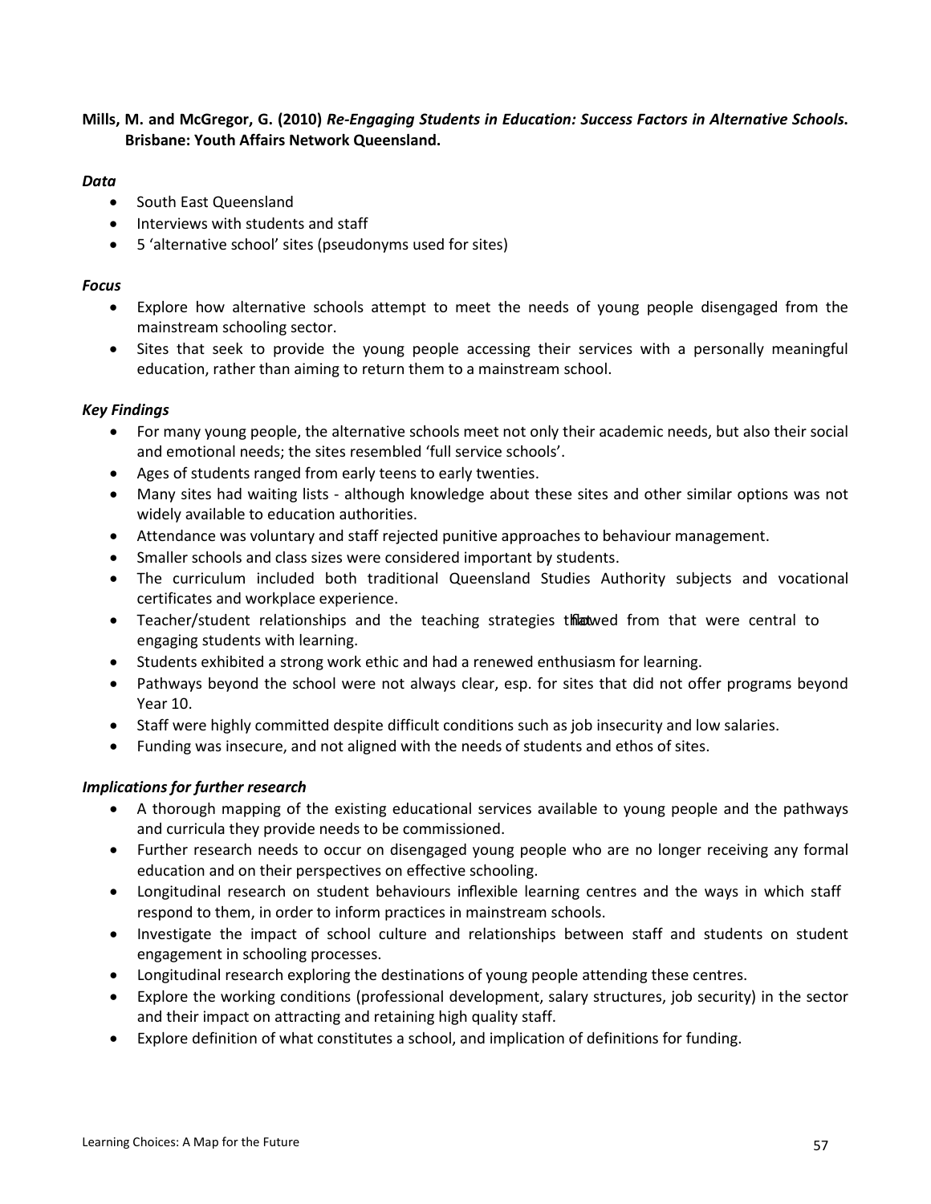**Mills, M. and McGregor, G. (2010)** ***Re-Engaging Students in Education: Success Factors in Alternative Schools*****. Brisbane: Youth Affairs Network Queensland.**

***Data***

- South East Queensland
- Interviews with students and staff
- 5 'alternative school' sites (pseudonyms used for sites)

***Focus***

- Explore how alternative schools attempt to meet the needs of young people disengaged from the mainstream schooling sector.
- Sites that seek to provide the young people accessing their services with a personally meaningful education, rather than aiming to return them to a mainstream school.

***Key Findings***

- For many young people, the alternative schools meet not only their academic needs, but also their social and emotional needs; the sites resembled 'full service schools'.
- Ages of students ranged from early teens to early twenties.
- Many sites had waiting lists - although knowledge about these sites and other similar options was not widely available to education authorities.
- Attendance was voluntary and staff rejected punitive approaches to behaviour management.
- Smaller schools and class sizes were considered important by students.
- The curriculum included both traditional Queensland Studies Authority subjects and vocational certificates and workplace experience.
- Teacher/student relationships and the teaching strategies that flowed from that were central to engaging students with learning.
- Students exhibited a strong work ethic and had a renewed enthusiasm for learning.
- Pathways beyond the school were not always clear, esp. for sites that did not offer programs beyond Year 10.
- Staff were highly committed despite difficult conditions such as job insecurity and low salaries.
- Funding was insecure, and not aligned with the needs of students and ethos of sites.

***Implications for further research***

- A thorough mapping of the existing educational services available to young people and the pathways and curricula they provide needs to be commissioned.
- Further research needs to occur on disengaged young people who are no longer receiving any formal education and on their perspectives on effective schooling.
- Longitudinal research on student behaviours in flexible learning centres and the ways in which staff respond to them, in order to inform practices in mainstream schools.
- Investigate the impact of school culture and relationships between staff and students on student engagement in schooling processes.
- Longitudinal research exploring the destinations of young people attending these centres.
- Explore the working conditions (professional development, salary structures, job security) in the sector and their impact on attracting and retaining high quality staff.
- Explore definition of what constitutes a school, and implication of definitions for funding.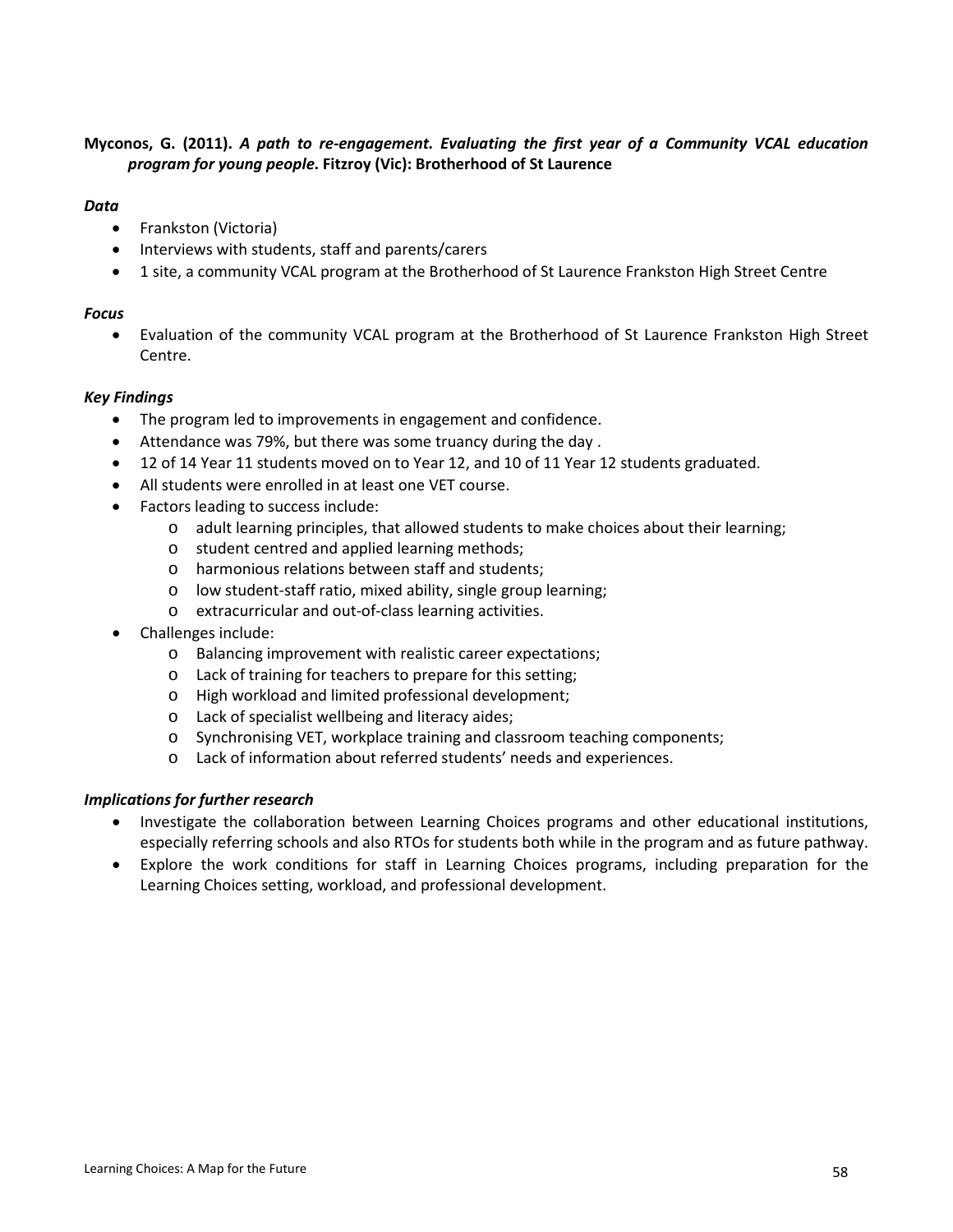**Myconos, G. (2011).** ***A path to re-engagement. Evaluating the first year of a Community VCAL education program for young people*****. Fitzroy (Vic): Brotherhood of St Laurence**

***Data***

- Frankston (Victoria)
- Interviews with students, staff and parents/carers
- 1 site, a community VCAL program at the Brotherhood of St Laurence Frankston High Street Centre

***Focus***

- Evaluation of the community VCAL program at the Brotherhood of St Laurence Frankston High Street Centre.

***Key Findings***

- The program led to improvements in engagement and confidence.
- Attendance was 79%, but there was some truancy during the day .
- 12 of 14 Year 11 students moved on to Year 12, and 10 of 11 Year 12 students graduated.
- All students were enrolled in at least one VET course.
- Factors leading to success include:
  - adult learning principles, that allowed students to make choices about their learning;
  - student centred and applied learning methods;
  - harmonious relations between staff and students;
  - low student-staff ratio, mixed ability, single group learning;
  - extracurricular and out-of-class learning activities.
- Challenges include:
  - Balancing improvement with realistic career expectations;
  - Lack of training for teachers to prepare for this setting;
  - High workload and limited professional development;
  - Lack of specialist wellbeing and literacy aides;
  - Synchronising VET, workplace training and classroom teaching components;
  - Lack of information about referred students' needs and experiences.

***Implications for further research***

- Investigate the collaboration between Learning Choices programs and other educational institutions, especially referring schools and also RTOs for students both while in the program and as future pathway.
- Explore the work conditions for staff in Learning Choices programs, including preparation for the Learning Choices setting, workload, and professional development.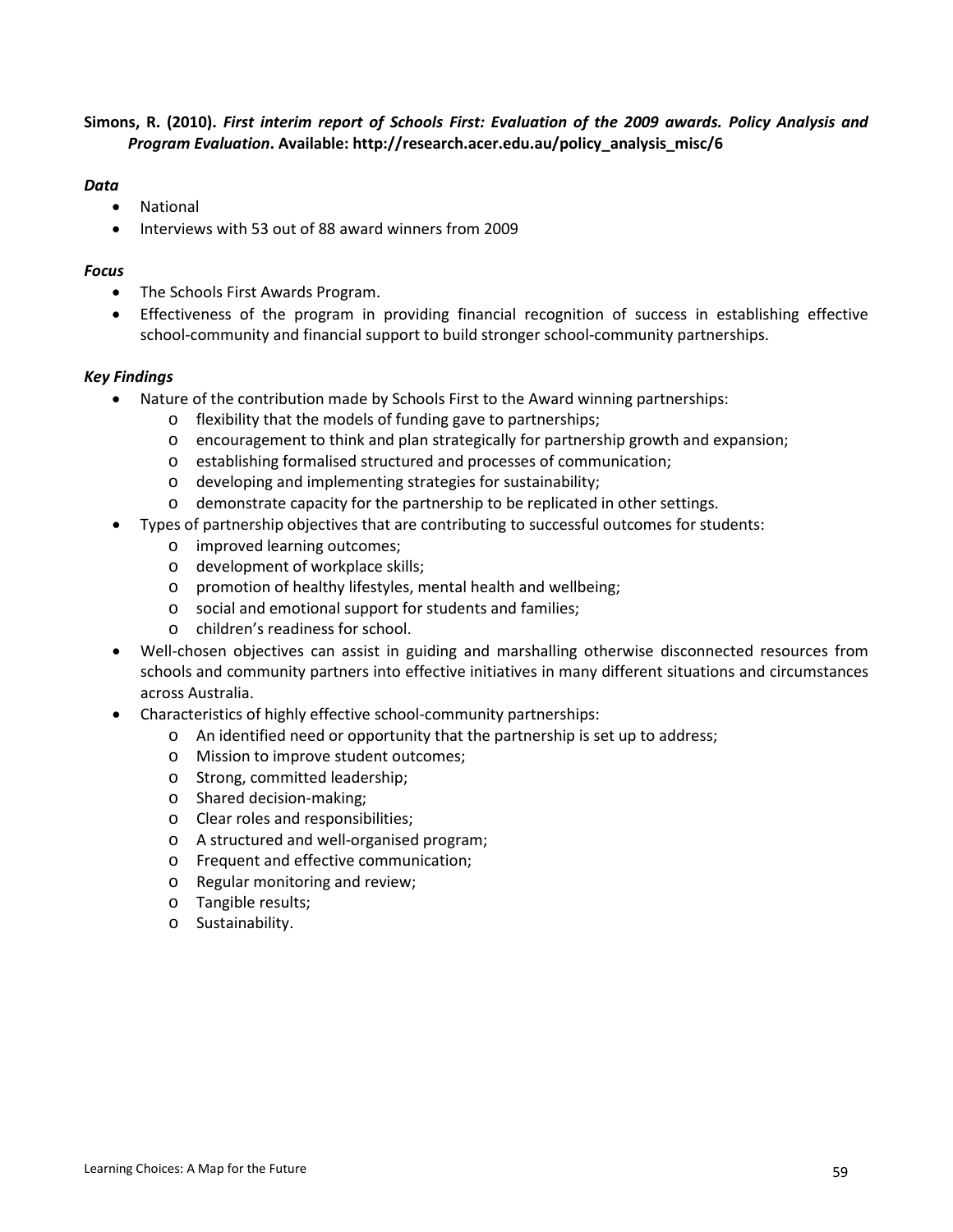**Simons, R. (2010).** ***First interim report of Schools First: Evaluation of the 2009 awards. Policy Analysis and Program Evaluation*****. Available: http://research.acer.edu.au/policy_analysis_misc/6**

***Data***

- National
- Interviews with 53 out of 88 award winners from 2009

***Focus***

- The Schools First Awards Program.
- Effectiveness of the program in providing financial recognition of success in establishing effective school-community and financial support to build stronger school-community partnerships.

***Key Findings***

- Nature of the contribution made by Schools First to the Award winning partnerships:
  - flexibility that the models of funding gave to partnerships;
  - encouragement to think and plan strategically for partnership growth and expansion;
  - establishing formalised structured and processes of communication;
  - developing and implementing strategies for sustainability;
  - demonstrate capacity for the partnership to be replicated in other settings.
- Types of partnership objectives that are contributing to successful outcomes for students:
  - improved learning outcomes;
  - development of workplace skills;
  - promotion of healthy lifestyles, mental health and wellbeing;
  - social and emotional support for students and families;
  - children's readiness for school.
- Well-chosen objectives can assist in guiding and marshalling otherwise disconnected resources from schools and community partners into effective initiatives in many different situations and circumstances across Australia.
- Characteristics of highly effective school-community partnerships:
  - An identified need or opportunity that the partnership is set up to address;
  - Mission to improve student outcomes;
  - Strong, committed leadership;
  - Shared decision-making;
  - Clear roles and responsibilities;
  - A structured and well-organised program;
  - Frequent and effective communication;
  - Regular monitoring and review;
  - Tangible results;
  - Sustainability.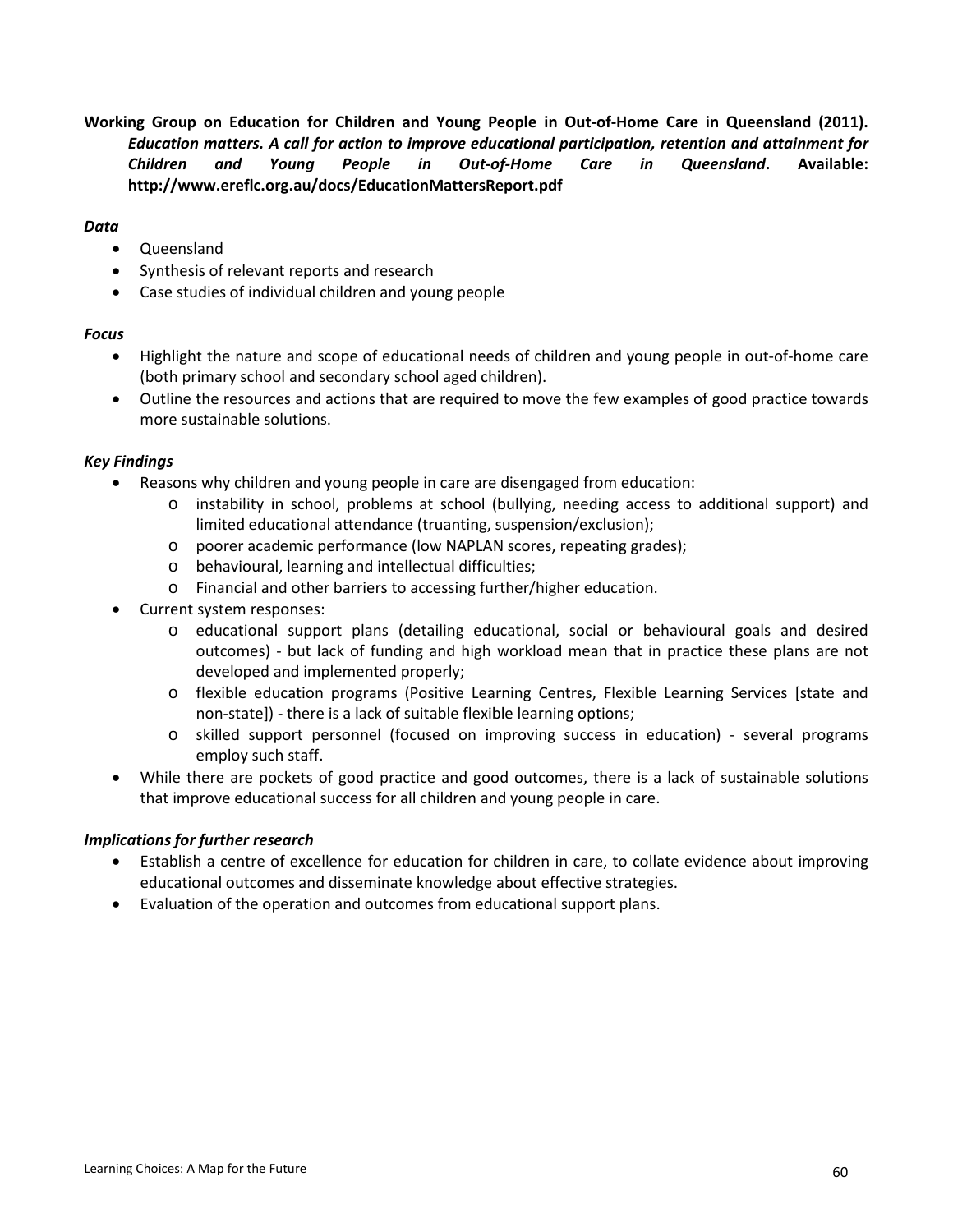**Working Group on Education for Children and Young People in Out-of-Home Care in Queensland (2011).** ***Education matters. A call for action to improve educational participation, retention and attainment for Children and Young People in Out-of-Home Care in Queensland*****. Available: http://www.ereflc.org.au/docs/EducationMattersReport.pdf**

***Data***

- Queensland
- Synthesis of relevant reports and research
- Case studies of individual children and young people

***Focus***

- Highlight the nature and scope of educational needs of children and young people in out-of-home care (both primary school and secondary school aged children).
- Outline the resources and actions that are required to move the few examples of good practice towards more sustainable solutions.

***Key Findings***

- Reasons why children and young people in care are disengaged from education:
  - instability in school, problems at school (bullying, needing access to additional support) and limited educational attendance (truanting, suspension/exclusion);
  - poorer academic performance (low NAPLAN scores, repeating grades);
  - behavioural, learning and intellectual difficulties;
  - Financial and other barriers to accessing further/higher education.
- Current system responses:
  - educational support plans (detailing educational, social or behavioural goals and desired outcomes) - but lack of funding and high workload mean that in practice these plans are not developed and implemented properly;
  - flexible education programs (Positive Learning Centres, Flexible Learning Services [state and non-state]) - there is a lack of suitable flexible learning options;
  - skilled support personnel (focused on improving success in education) - several programs employ such staff.
- While there are pockets of good practice and good outcomes, there is a lack of sustainable solutions that improve educational success for all children and young people in care.

***Implications for further research***

- Establish a centre of excellence for education for children in care, to collate evidence about improving educational outcomes and disseminate knowledge about effective strategies.
- Evaluation of the operation and outcomes from educational support plans.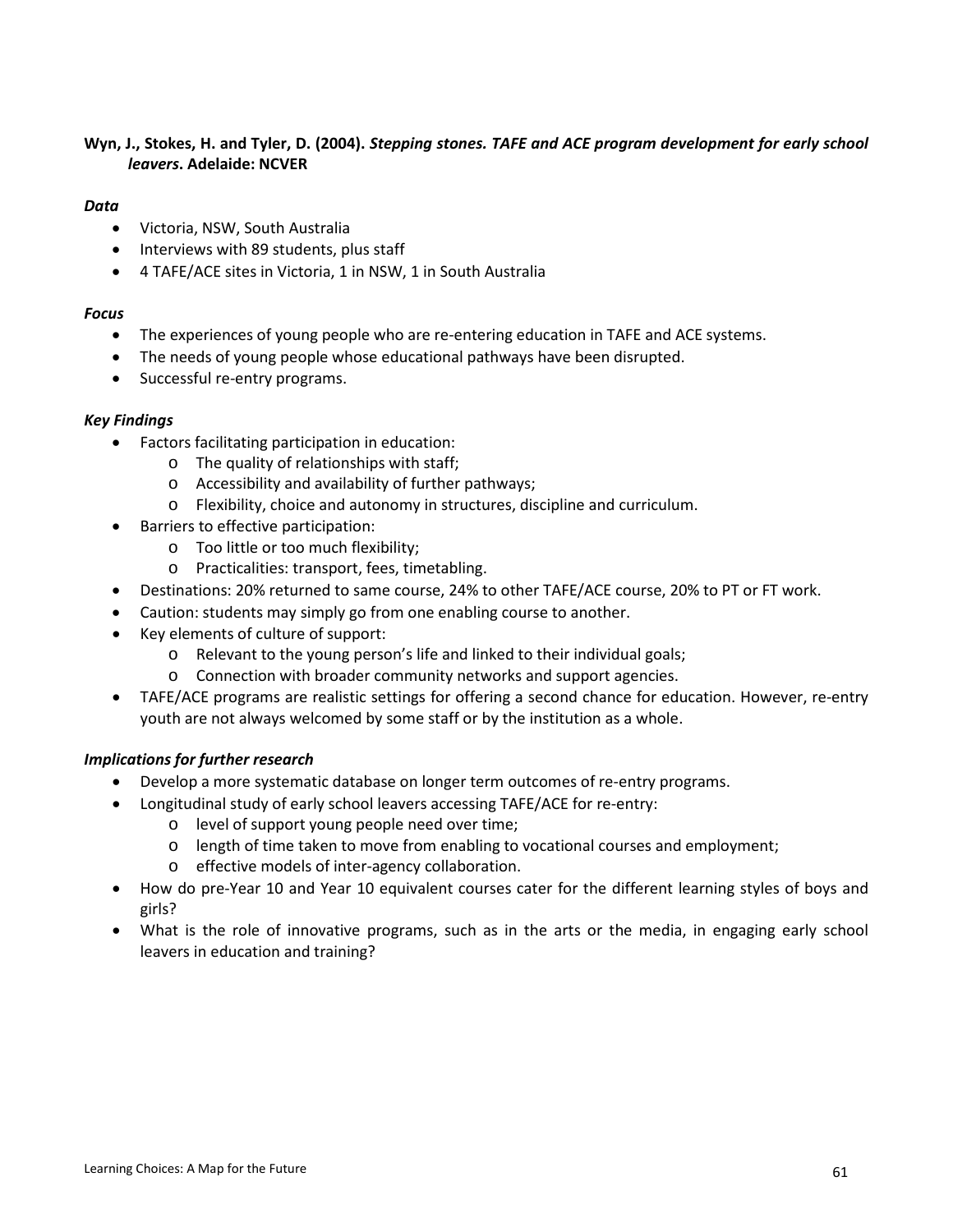**Wyn, J., Stokes, H. and Tyler, D. (2004). *Stepping stones. TAFE and ACE program development for early school leavers*. Adelaide: NCVER**

***Data***

- Victoria, NSW, South Australia
- Interviews with 89 students, plus staff
- 4 TAFE/ACE sites in Victoria, 1 in NSW, 1 in South Australia

***Focus***

- The experiences of young people who are re-entering education in TAFE and ACE systems.
- The needs of young people whose educational pathways have been disrupted.
- Successful re-entry programs.

***Key Findings***

- Factors facilitating participation in education:
  - The quality of relationships with staff;
  - Accessibility and availability of further pathways;
  - Flexibility, choice and autonomy in structures, discipline and curriculum.
- Barriers to effective participation:
  - Too little or too much flexibility;
  - Practicalities: transport, fees, timetabling.
- Destinations: 20% returned to same course, 24% to other TAFE/ACE course, 20% to PT or FT work.
- Caution: students may simply go from one enabling course to another.
- Key elements of culture of support:
  - Relevant to the young person's life and linked to their individual goals;
  - Connection with broader community networks and support agencies.
- TAFE/ACE programs are realistic settings for offering a second chance for education. However, re-entry youth are not always welcomed by some staff or by the institution as a whole.

***Implications for further research***

- Develop a more systematic database on longer term outcomes of re-entry programs.
- Longitudinal study of early school leavers accessing TAFE/ACE for re-entry:
  - level of support young people need over time;
  - length of time taken to move from enabling to vocational courses and employment;
  - effective models of inter-agency collaboration.
- How do pre-Year 10 and Year 10 equivalent courses cater for the different learning styles of boys and girls?
- What is the role of innovative programs, such as in the arts or the media, in engaging early school leavers in education and training?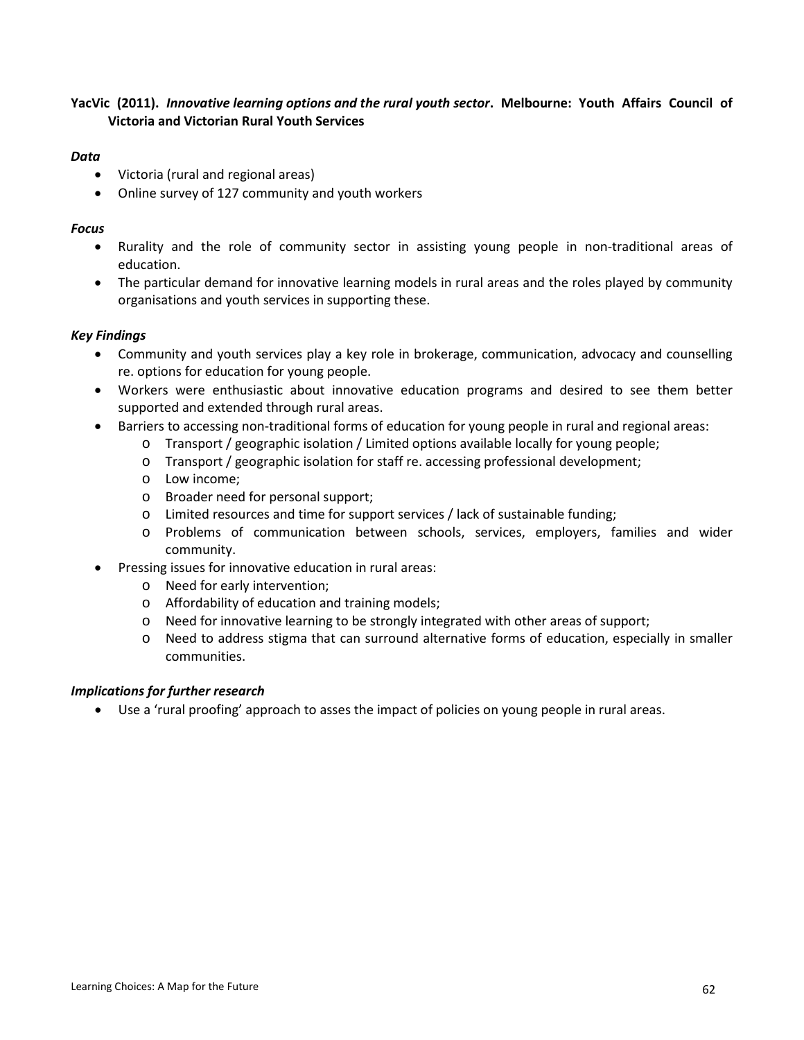**YacVic (2011). *Innovative learning options and the rural youth sector*. Melbourne: Youth Affairs Council of Victoria and Victorian Rural Youth Services**

***Data***

- Victoria (rural and regional areas)
- Online survey of 127 community and youth workers

***Focus***

- Rurality and the role of community sector in assisting young people in non-traditional areas of education.
- The particular demand for innovative learning models in rural areas and the roles played by community organisations and youth services in supporting these.

***Key Findings***

- Community and youth services play a key role in brokerage, communication, advocacy and counselling re. options for education for young people.
- Workers were enthusiastic about innovative education programs and desired to see them better supported and extended through rural areas.
- Barriers to accessing non-traditional forms of education for young people in rural and regional areas:
  - Transport / geographic isolation / Limited options available locally for young people;
  - Transport / geographic isolation for staff re. accessing professional development;
  - Low income;
  - Broader need for personal support;
  - Limited resources and time for support services / lack of sustainable funding;
  - Problems of communication between schools, services, employers, families and wider community.
- Pressing issues for innovative education in rural areas:
  - Need for early intervention;
  - Affordability of education and training models;
  - Need for innovative learning to be strongly integrated with other areas of support;
  - Need to address stigma that can surround alternative forms of education, especially in smaller communities.

***Implications for further research***

- Use a 'rural proofing' approach to asses the impact of policies on young people in rural areas.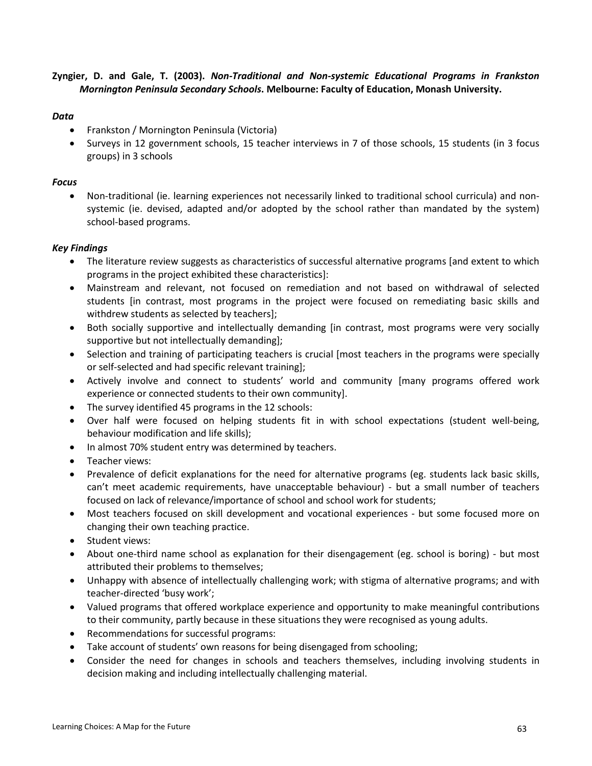**Zyngier, D. and Gale, T. (2003).** ***Non-Traditional and Non-systemic Educational Programs in Frankston Mornington Peninsula Secondary Schools*****. Melbourne: Faculty of Education, Monash University.**

***Data***

- Frankston / Mornington Peninsula (Victoria)
- Surveys in 12 government schools, 15 teacher interviews in 7 of those schools, 15 students (in 3 focus groups) in 3 schools

***Focus***

- Non-traditional (ie. learning experiences not necessarily linked to traditional school curricula) and non-systemic (ie. devised, adapted and/or adopted by the school rather than mandated by the system) school-based programs.

***Key Findings***

- The literature review suggests as characteristics of successful alternative programs [and extent to which programs in the project exhibited these characteristics]:
- Mainstream and relevant, not focused on remediation and not based on withdrawal of selected students [in contrast, most programs in the project were focused on remediating basic skills and withdrew students as selected by teachers];
- Both socially supportive and intellectually demanding [in contrast, most programs were very socially supportive but not intellectually demanding];
- Selection and training of participating teachers is crucial [most teachers in the programs were specially or self-selected and had specific relevant training];
- Actively involve and connect to students' world and community [many programs offered work experience or connected students to their own community].
- The survey identified 45 programs in the 12 schools:
- Over half were focused on helping students fit in with school expectations (student well-being, behaviour modification and life skills);
- In almost 70% student entry was determined by teachers.
- Teacher views:
- Prevalence of deficit explanations for the need for alternative programs (eg. students lack basic skills, can't meet academic requirements, have unacceptable behaviour) - but a small number of teachers focused on lack of relevance/importance of school and school work for students;
- Most teachers focused on skill development and vocational experiences - but some focused more on changing their own teaching practice.
- Student views:
- About one-third name school as explanation for their disengagement (eg. school is boring) - but most attributed their problems to themselves;
- Unhappy with absence of intellectually challenging work; with stigma of alternative programs; and with teacher-directed 'busy work';
- Valued programs that offered workplace experience and opportunity to make meaningful contributions to their community, partly because in these situations they were recognised as young adults.
- Recommendations for successful programs:
- Take account of students' own reasons for being disengaged from schooling;
- Consider the need for changes in schools and teachers themselves, including involving students in decision making and including intellectually challenging material.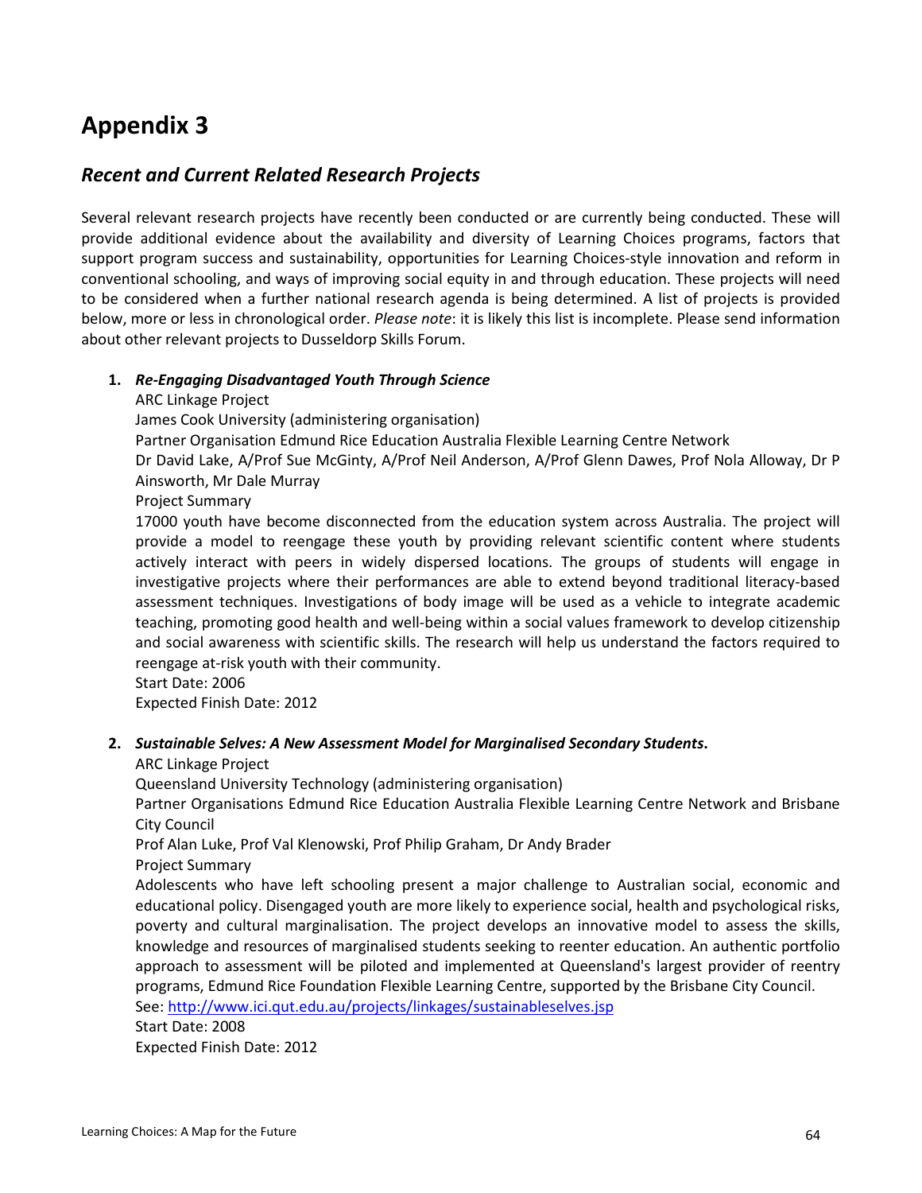# Appendix 3

## *Recent and Current Related Research Projects*

Several relevant research projects have recently been conducted or are currently being conducted. These will provide additional evidence about the availability and diversity of Learning Choices programs, factors that support program success and sustainability, opportunities for Learning Choices-style innovation and reform in conventional schooling, and ways of improving social equity in and through education. These projects will need to be considered when a further national research agenda is being determined. A list of projects is provided below, more or less in chronological order. *Please note*: it is likely this list is incomplete. Please send information about other relevant projects to Dusseldorp Skills Forum.

1. ***Re-Engaging Disadvantaged Youth Through Science***
   ARC Linkage Project
   James Cook University (administering organisation)
   Partner Organisation Edmund Rice Education Australia Flexible Learning Centre Network
   Dr David Lake, A/Prof Sue McGinty, A/Prof Neil Anderson, A/Prof Glenn Dawes, Prof Nola Alloway, Dr P Ainsworth, Mr Dale Murray
   Project Summary
   17000 youth have become disconnected from the education system across Australia. The project will provide a model to reengage these youth by providing relevant scientific content where students actively interact with peers in widely dispersed locations. The groups of students will engage in investigative projects where their performances are able to extend beyond traditional literacy-based assessment techniques. Investigations of body image will be used as a vehicle to integrate academic teaching, promoting good health and well-being within a social values framework to develop citizenship and social awareness with scientific skills. The research will help us understand the factors required to reengage at-risk youth with their community.
   Start Date: 2006
   Expected Finish Date: 2012

2. ***Sustainable Selves: A New Assessment Model for Marginalised Secondary Students*.**
   ARC Linkage Project
   Queensland University Technology (administering organisation)
   Partner Organisations Edmund Rice Education Australia Flexible Learning Centre Network and Brisbane City Council
   Prof Alan Luke, Prof Val Klenowski, Prof Philip Graham, Dr Andy Brader
   Project Summary
   Adolescents who have left schooling present a major challenge to Australian social, economic and educational policy. Disengaged youth are more likely to experience social, health and psychological risks, poverty and cultural marginalisation. The project develops an innovative model to assess the skills, knowledge and resources of marginalised students seeking to reenter education. An authentic portfolio approach to assessment will be piloted and implemented at Queensland's largest provider of reentry programs, Edmund Rice Foundation Flexible Learning Centre, supported by the Brisbane City Council.
   See: [http://www.ici.qut.edu.au/projects/linkages/sustainableselves.jsp](http://www.ici.qut.edu.au/projects/linkages/sustainableselves.jsp)
   Start Date: 2008
   Expected Finish Date: 2012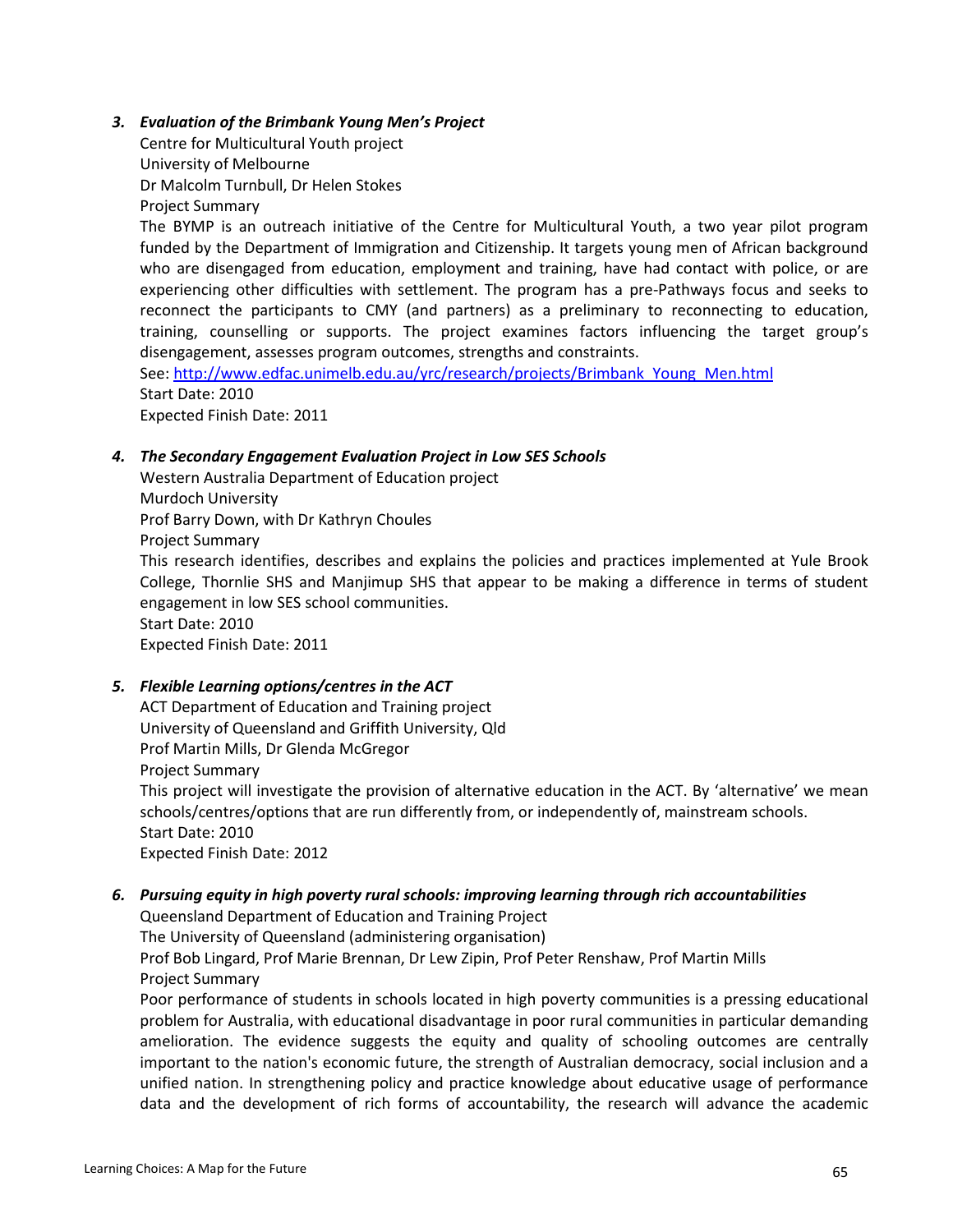3. ***Evaluation of the Brimbank Young Men's Project***
   Centre for Multicultural Youth project
   University of Melbourne
   Dr Malcolm Turnbull, Dr Helen Stokes
   Project Summary
   The BYMP is an outreach initiative of the Centre for Multicultural Youth, a two year pilot program funded by the Department of Immigration and Citizenship. It targets young men of African background who are disengaged from education, employment and training, have had contact with police, or are experiencing other difficulties with settlement. The program has a pre-Pathways focus and seeks to reconnect the participants to CMY (and partners) as a preliminary to reconnecting to education, training, counselling or supports. The project examines factors influencing the target group's disengagement, assesses program outcomes, strengths and constraints.
   See: http://www.edfac.unimelb.edu.au/yrc/research/projects/Brimbank_Young_Men.html
   Start Date: 2010
   Expected Finish Date: 2011

4. ***The Secondary Engagement Evaluation Project in Low SES Schools***
   Western Australia Department of Education project
   Murdoch University
   Prof Barry Down, with Dr Kathryn Choules
   Project Summary
   This research identifies, describes and explains the policies and practices implemented at Yule Brook College, Thornlie SHS and Manjimup SHS that appear to be making a difference in terms of student engagement in low SES school communities.
   Start Date: 2010
   Expected Finish Date: 2011

5. ***Flexible Learning options/centres in the ACT***
   ACT Department of Education and Training project
   University of Queensland and Griffith University, Qld
   Prof Martin Mills, Dr Glenda McGregor
   Project Summary
   This project will investigate the provision of alternative education in the ACT. By 'alternative' we mean schools/centres/options that are run differently from, or independently of, mainstream schools.
   Start Date: 2010
   Expected Finish Date: 2012

6. ***Pursuing equity in high poverty rural schools: improving learning through rich accountabilities***
   Queensland Department of Education and Training Project
   The University of Queensland (administering organisation)
   Prof Bob Lingard, Prof Marie Brennan, Dr Lew Zipin, Prof Peter Renshaw, Prof Martin Mills
   Project Summary
   Poor performance of students in schools located in high poverty communities is a pressing educational problem for Australia, with educational disadvantage in poor rural communities in particular demanding amelioration. The evidence suggests the equity and quality of schooling outcomes are centrally important to the nation's economic future, the strength of Australian democracy, social inclusion and a unified nation. In strengthening policy and practice knowledge about educative usage of performance data and the development of rich forms of accountability, the research will advance the academic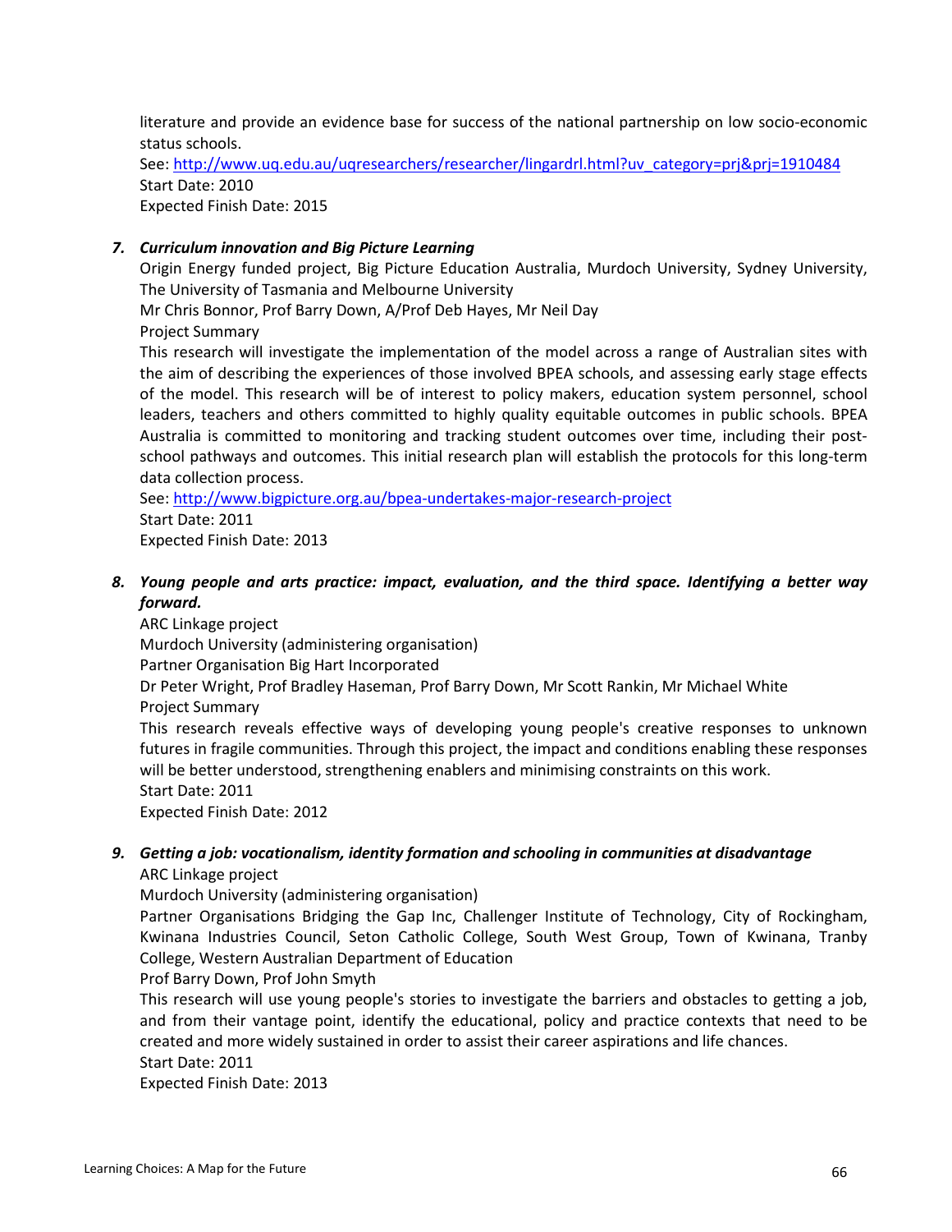literature and provide an evidence base for success of the national partnership on low socio-economic status schools.
See: http://www.uq.edu.au/uqresearchers/researcher/lingardrl.html?uv_category=prj&prj=1910484
Start Date: 2010
Expected Finish Date: 2015

7. ***Curriculum innovation and Big Picture Learning***
Origin Energy funded project, Big Picture Education Australia, Murdoch University, Sydney University, The University of Tasmania and Melbourne University
Mr Chris Bonnor, Prof Barry Down, A/Prof Deb Hayes, Mr Neil Day
Project Summary
This research will investigate the implementation of the model across a range of Australian sites with the aim of describing the experiences of those involved BPEA schools, and assessing early stage effects of the model. This research will be of interest to policy makers, education system personnel, school leaders, teachers and others committed to highly quality equitable outcomes in public schools. BPEA Australia is committed to monitoring and tracking student outcomes over time, including their post-school pathways and outcomes. This initial research plan will establish the protocols for this long-term data collection process.
See: http://www.bigpicture.org.au/bpea-undertakes-major-research-project
Start Date: 2011
Expected Finish Date: 2013

8. ***Young people and arts practice: impact, evaluation, and the third space. Identifying a better way forward.***
ARC Linkage project
Murdoch University (administering organisation)
Partner Organisation Big Hart Incorporated
Dr Peter Wright, Prof Bradley Haseman, Prof Barry Down, Mr Scott Rankin, Mr Michael White
Project Summary
This research reveals effective ways of developing young people's creative responses to unknown futures in fragile communities. Through this project, the impact and conditions enabling these responses will be better understood, strengthening enablers and minimising constraints on this work.
Start Date: 2011
Expected Finish Date: 2012

9. ***Getting a job: vocationalism, identity formation and schooling in communities at disadvantage***
ARC Linkage project
Murdoch University (administering organisation)
Partner Organisations Bridging the Gap Inc, Challenger Institute of Technology, City of Rockingham, Kwinana Industries Council, Seton Catholic College, South West Group, Town of Kwinana, Tranby College, Western Australian Department of Education
Prof Barry Down, Prof John Smyth
This research will use young people's stories to investigate the barriers and obstacles to getting a job, and from their vantage point, identify the educational, policy and practice contexts that need to be created and more widely sustained in order to assist their career aspirations and life chances.
Start Date: 2011
Expected Finish Date: 2013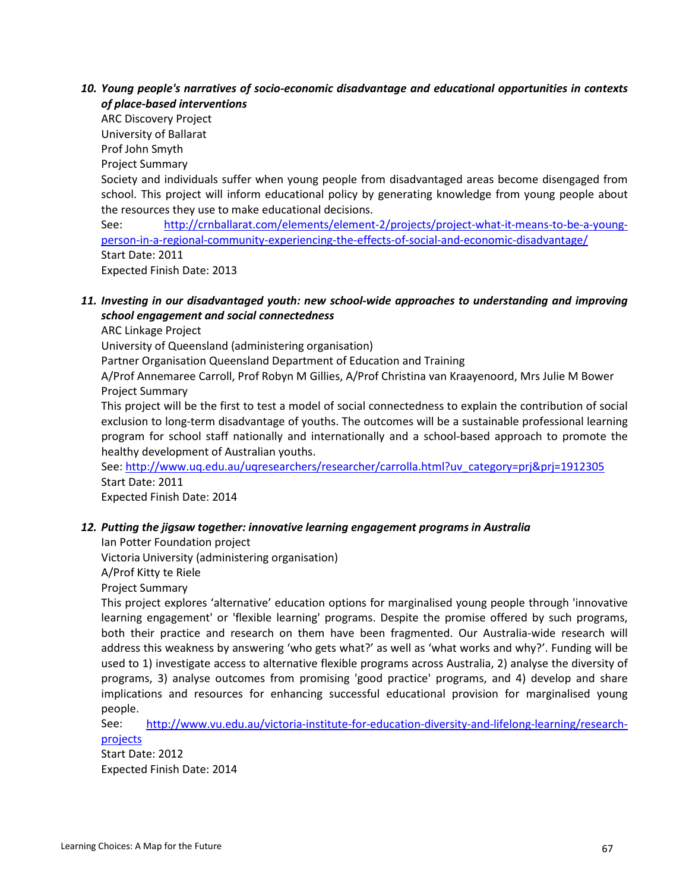10. ***Young people's narratives of socio-economic disadvantage and educational opportunities in contexts of place-based interventions***

    ARC Discovery Project
    University of Ballarat
    Prof John Smyth
    Project Summary
    Society and individuals suffer when young people from disadvantaged areas become disengaged from school. This project will inform educational policy by generating knowledge from young people about the resources they use to make educational decisions.
    See: http://crnballarat.com/elements/element-2/projects/project-what-it-means-to-be-a-young-person-in-a-regional-community-experiencing-the-effects-of-social-and-economic-disadvantage/
    Start Date: 2011
    Expected Finish Date: 2013

11. ***Investing in our disadvantaged youth: new school-wide approaches to understanding and improving school engagement and social connectedness***

    ARC Linkage Project
    University of Queensland (administering organisation)
    Partner Organisation Queensland Department of Education and Training
    A/Prof Annemaree Carroll, Prof Robyn M Gillies, A/Prof Christina van Kraayenoord, Mrs Julie M Bower
    Project Summary
    This project will be the first to test a model of social connectedness to explain the contribution of social exclusion to long-term disadvantage of youths. The outcomes will be a sustainable professional learning program for school staff nationally and internationally and a school-based approach to promote the healthy development of Australian youths.
    See: http://www.uq.edu.au/uqresearchers/researcher/carrolla.html?uv_category=prj&prj=1912305
    Start Date: 2011
    Expected Finish Date: 2014

12. ***Putting the jigsaw together: innovative learning engagement programs in Australia***

    Ian Potter Foundation project
    Victoria University (administering organisation)
    A/Prof Kitty te Riele
    Project Summary
    This project explores 'alternative' education options for marginalised young people through 'innovative learning engagement' or 'flexible learning' programs. Despite the promise offered by such programs, both their practice and research on them have been fragmented. Our Australia-wide research will address this weakness by answering 'who gets what?' as well as 'what works and why?'. Funding will be used to 1) investigate access to alternative flexible programs across Australia, 2) analyse the diversity of programs, 3) analyse outcomes from promising 'good practice' programs, and 4) develop and share implications and resources for enhancing successful educational provision for marginalised young people.
    See: http://www.vu.edu.au/victoria-institute-for-education-diversity-and-lifelong-learning/research-projects
    Start Date: 2012
    Expected Finish Date: 2014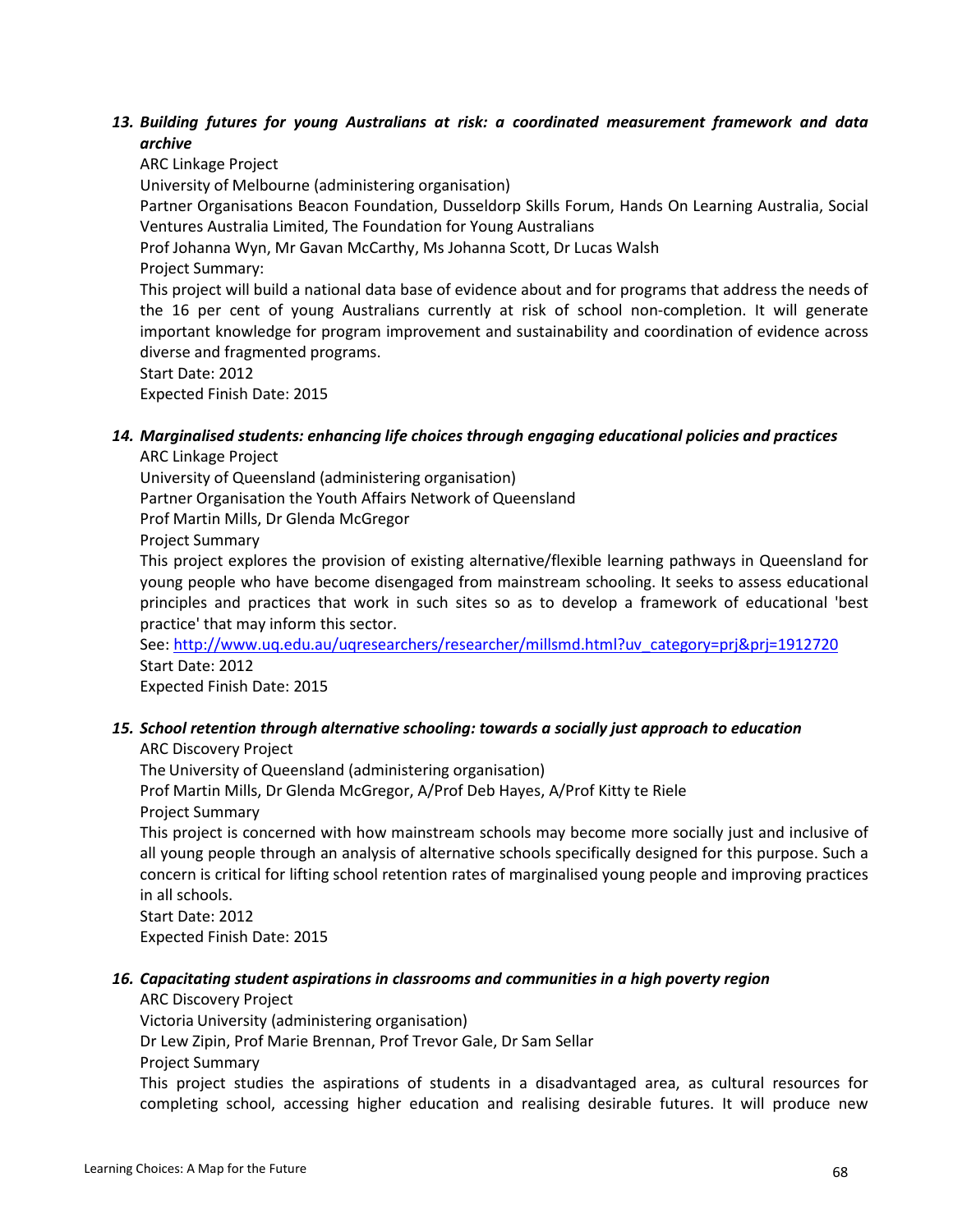13. ***Building futures for young Australians at risk: a coordinated measurement framework and data archive***

    ARC Linkage Project
    University of Melbourne (administering organisation)
    Partner Organisations Beacon Foundation, Dusseldorp Skills Forum, Hands On Learning Australia, Social Ventures Australia Limited, The Foundation for Young Australians
    Prof Johanna Wyn, Mr Gavan McCarthy, Ms Johanna Scott, Dr Lucas Walsh
    Project Summary:
    This project will build a national data base of evidence about and for programs that address the needs of the 16 per cent of young Australians currently at risk of school non-completion. It will generate important knowledge for program improvement and sustainability and coordination of evidence across diverse and fragmented programs.
    Start Date: 2012
    Expected Finish Date: 2015

14. ***Marginalised students: enhancing life choices through engaging educational policies and practices***

    ARC Linkage Project
    University of Queensland (administering organisation)
    Partner Organisation the Youth Affairs Network of Queensland
    Prof Martin Mills, Dr Glenda McGregor
    Project Summary
    This project explores the provision of existing alternative/flexible learning pathways in Queensland for young people who have become disengaged from mainstream schooling. It seeks to assess educational principles and practices that work in such sites so as to develop a framework of educational 'best practice' that may inform this sector.
    See: http://www.uq.edu.au/uqresearchers/researcher/millsmd.html?uv_category=prj&prj=1912720
    Start Date: 2012
    Expected Finish Date: 2015

15. ***School retention through alternative schooling: towards a socially just approach to education***

    ARC Discovery Project
    The University of Queensland (administering organisation)
    Prof Martin Mills, Dr Glenda McGregor, A/Prof Deb Hayes, A/Prof Kitty te Riele
    Project Summary
    This project is concerned with how mainstream schools may become more socially just and inclusive of all young people through an analysis of alternative schools specifically designed for this purpose. Such a concern is critical for lifting school retention rates of marginalised young people and improving practices in all schools.
    Start Date: 2012
    Expected Finish Date: 2015

16. ***Capacitating student aspirations in classrooms and communities in a high poverty region***

    ARC Discovery Project
    Victoria University (administering organisation)
    Dr Lew Zipin, Prof Marie Brennan, Prof Trevor Gale, Dr Sam Sellar
    Project Summary
    This project studies the aspirations of students in a disadvantaged area, as cultural resources for completing school, accessing higher education and realising desirable futures. It will produce new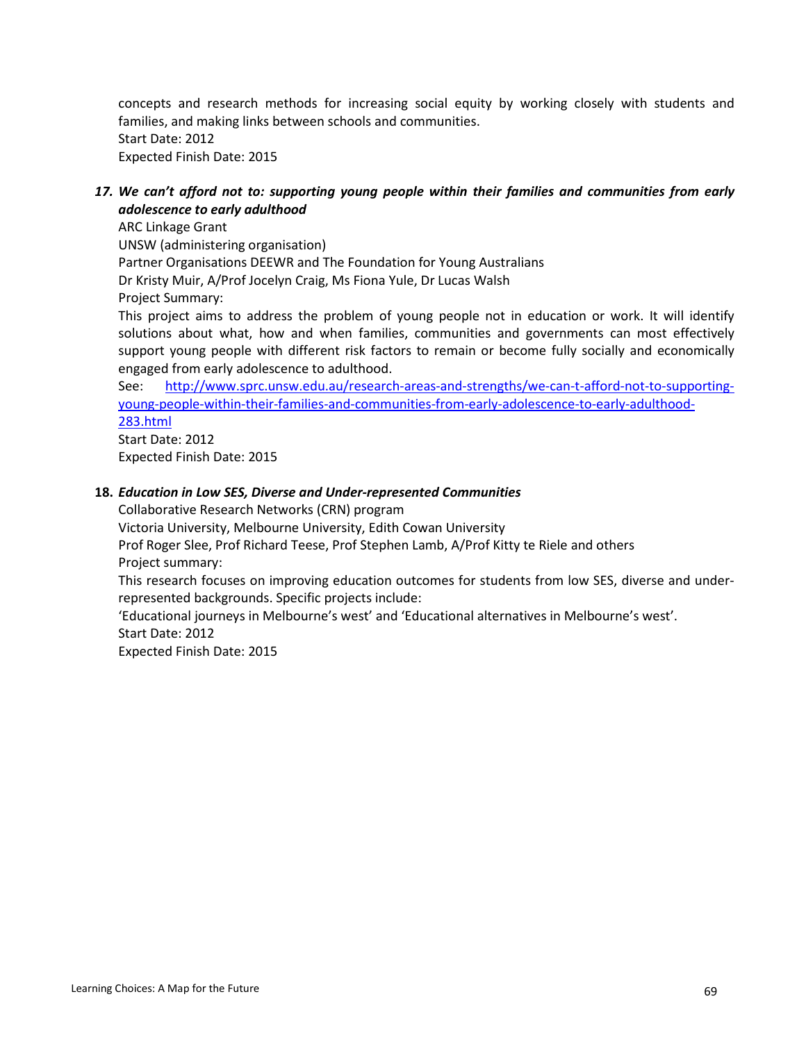concepts and research methods for increasing social equity by working closely with students and families, and making links between schools and communities.
Start Date: 2012
Expected Finish Date: 2015

17. ***We can't afford not to: supporting young people within their families and communities from early adolescence to early adulthood***

ARC Linkage Grant
UNSW (administering organisation)
Partner Organisations DEEWR and The Foundation for Young Australians
Dr Kristy Muir, A/Prof Jocelyn Craig, Ms Fiona Yule, Dr Lucas Walsh
Project Summary:
This project aims to address the problem of young people not in education or work. It will identify solutions about what, how and when families, communities and governments can most effectively support young people with different risk factors to remain or become fully socially and economically engaged from early adolescence to adulthood.
See: http://www.sprc.unsw.edu.au/research-areas-and-strengths/we-can-t-afford-not-to-supporting-young-people-within-their-families-and-communities-from-early-adolescence-to-early-adulthood-283.html
Start Date: 2012
Expected Finish Date: 2015

18. ***Education in Low SES, Diverse and Under-represented Communities***

Collaborative Research Networks (CRN) program
Victoria University, Melbourne University, Edith Cowan University
Prof Roger Slee, Prof Richard Teese, Prof Stephen Lamb, A/Prof Kitty te Riele and others
Project summary:
This research focuses on improving education outcomes for students from low SES, diverse and under-represented backgrounds. Specific projects include:
'Educational journeys in Melbourne's west' and 'Educational alternatives in Melbourne's west'.
Start Date: 2012
Expected Finish Date: 2015